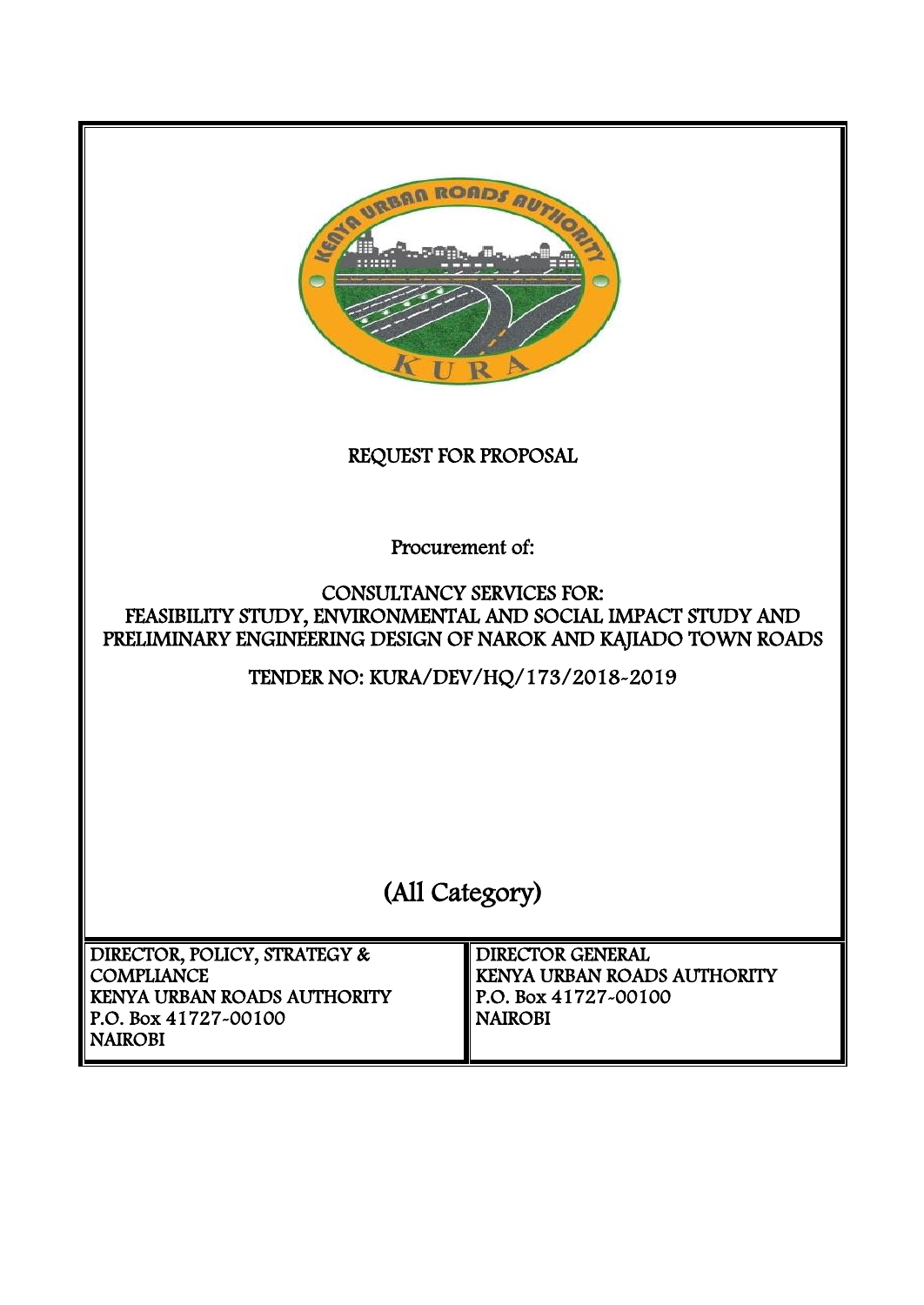# REQUEST FOR PROPOSAL

Procurement of:

CONSULTANCY SERVICES FOR:
FEASIBILITY STUDY, ENVIRONMENTAL AND SOCIAL IMPACT STUDY AND PRELIMINARY ENGINEERING DESIGN OF NAROK AND KAJIADO TOWN ROADS

TENDER NO: KURA/DEV/HQ/173/2018-2019

## (All Category)

| DIRECTOR, POLICY, STRATEGY & COMPLIANCE<br>KENYA URBAN ROADS AUTHORITY<br>P.O. Box 41727-00100<br>NAIROBI | DIRECTOR GENERAL<br>KENYA URBAN ROADS AUTHORITY<br>P.O. Box 41727-00100<br>NAIROBI |
|---|---|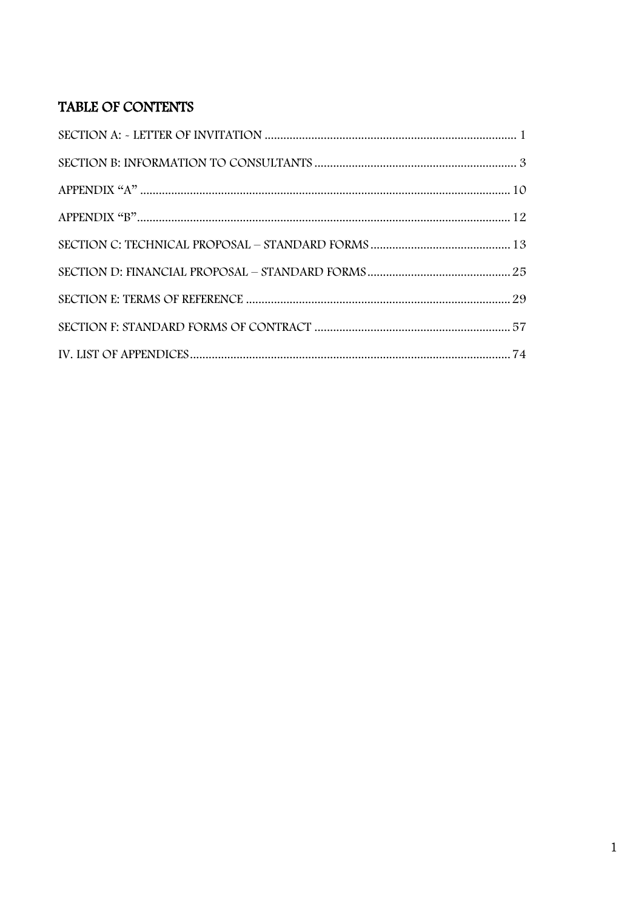## TABLE OF CONTENTS

SECTION A: - LETTER OF INVITATION ................................................................................ 1

SECTION B: INFORMATION TO CONSULTANTS ................................................................. 3

APPENDIX “A” ...................................................................................................................... 10

APPENDIX “B” ...................................................................................................................... 12

SECTION C: TECHNICAL PROPOSAL – STANDARD FORMS ............................................ 13

SECTION D: FINANCIAL PROPOSAL – STANDARD FORMS .............................................. 25

SECTION E: TERMS OF REFERENCE .................................................................................... 29

SECTION F: STANDARD FORMS OF CONTRACT ............................................................... 57

IV. LIST OF APPENDICES ...................................................................................................... 74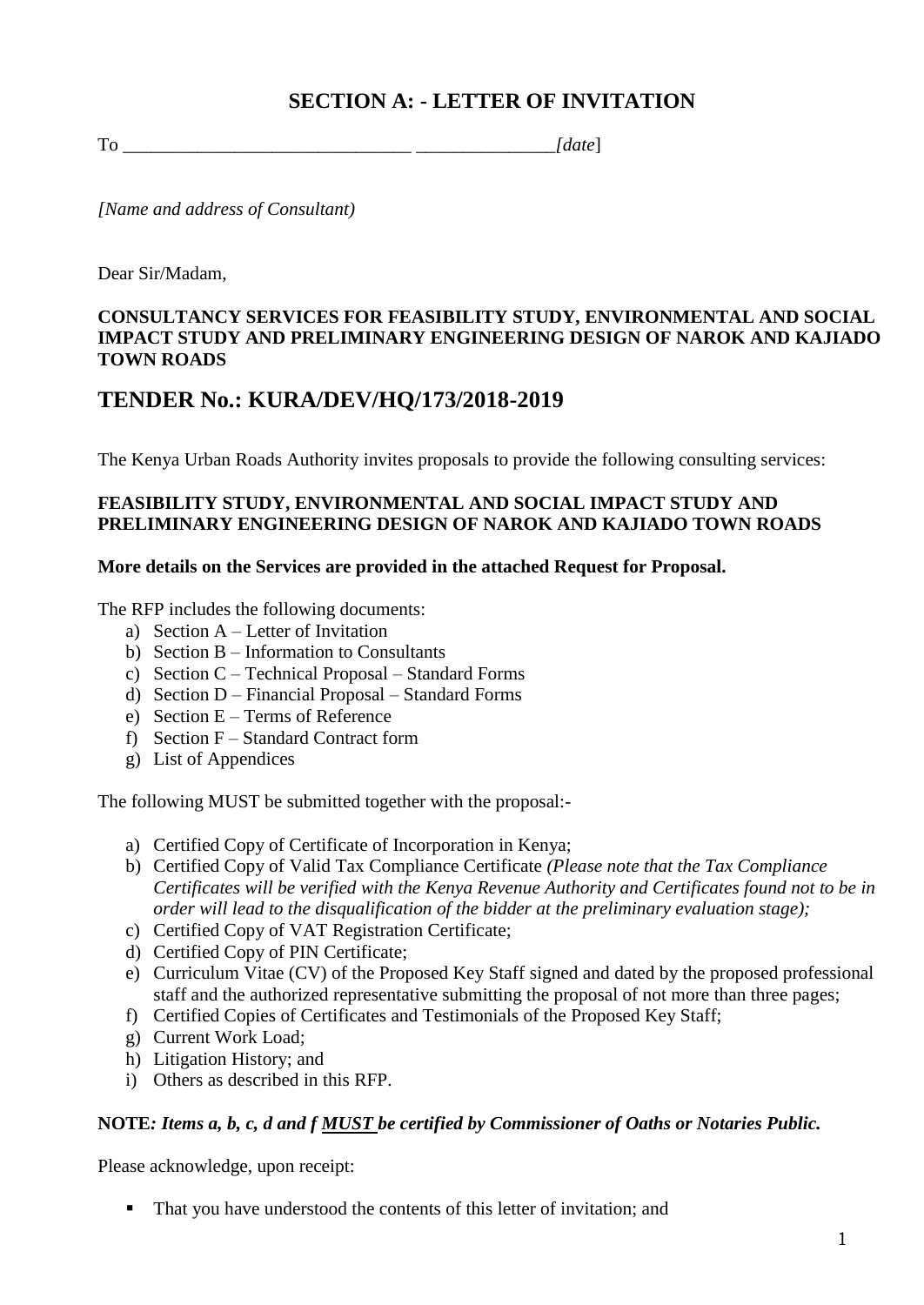# SECTION A: - LETTER OF INVITATION

To ______________________________ ______________*[date*]

*[Name and address of Consultant)*

Dear Sir/Madam,

**CONSULTANCY SERVICES FOR FEASIBILITY STUDY, ENVIRONMENTAL AND SOCIAL IMPACT STUDY AND PRELIMINARY ENGINEERING DESIGN OF NAROK AND KAJIADO TOWN ROADS**

## TENDER No.: KURA/DEV/HQ/173/2018-2019

The Kenya Urban Roads Authority invites proposals to provide the following consulting services:

**FEASIBILITY STUDY, ENVIRONMENTAL AND SOCIAL IMPACT STUDY AND PRELIMINARY ENGINEERING DESIGN OF NAROK AND KAJIADO TOWN ROADS**

**More details on the Services are provided in the attached Request for Proposal.**

The RFP includes the following documents:

a) Section A – Letter of Invitation
b) Section B – Information to Consultants
c) Section C – Technical Proposal – Standard Forms
d) Section D – Financial Proposal – Standard Forms
e) Section E – Terms of Reference
f) Section F – Standard Contract form
g) List of Appendices

The following MUST be submitted together with the proposal:-

a) Certified Copy of Certificate of Incorporation in Kenya;
b) Certified Copy of Valid Tax Compliance Certificate *(Please note that the Tax Compliance Certificates will be verified with the Kenya Revenue Authority and Certificates found not to be in order will lead to the disqualification of the bidder at the preliminary evaluation stage);*
c) Certified Copy of VAT Registration Certificate;
d) Certified Copy of PIN Certificate;
e) Curriculum Vitae (CV) of the Proposed Key Staff signed and dated by the proposed professional staff and the authorized representative submitting the proposal of not more than three pages;
f) Certified Copies of Certificates and Testimonials of the Proposed Key Staff;
g) Current Work Load;
h) Litigation History; and
i) Others as described in this RFP.

**NOTE*: Items a, b, c, d and f <u>MUST</u> be certified by Commissioner of Oaths or Notaries Public.***

Please acknowledge, upon receipt:

- That you have understood the contents of this letter of invitation; and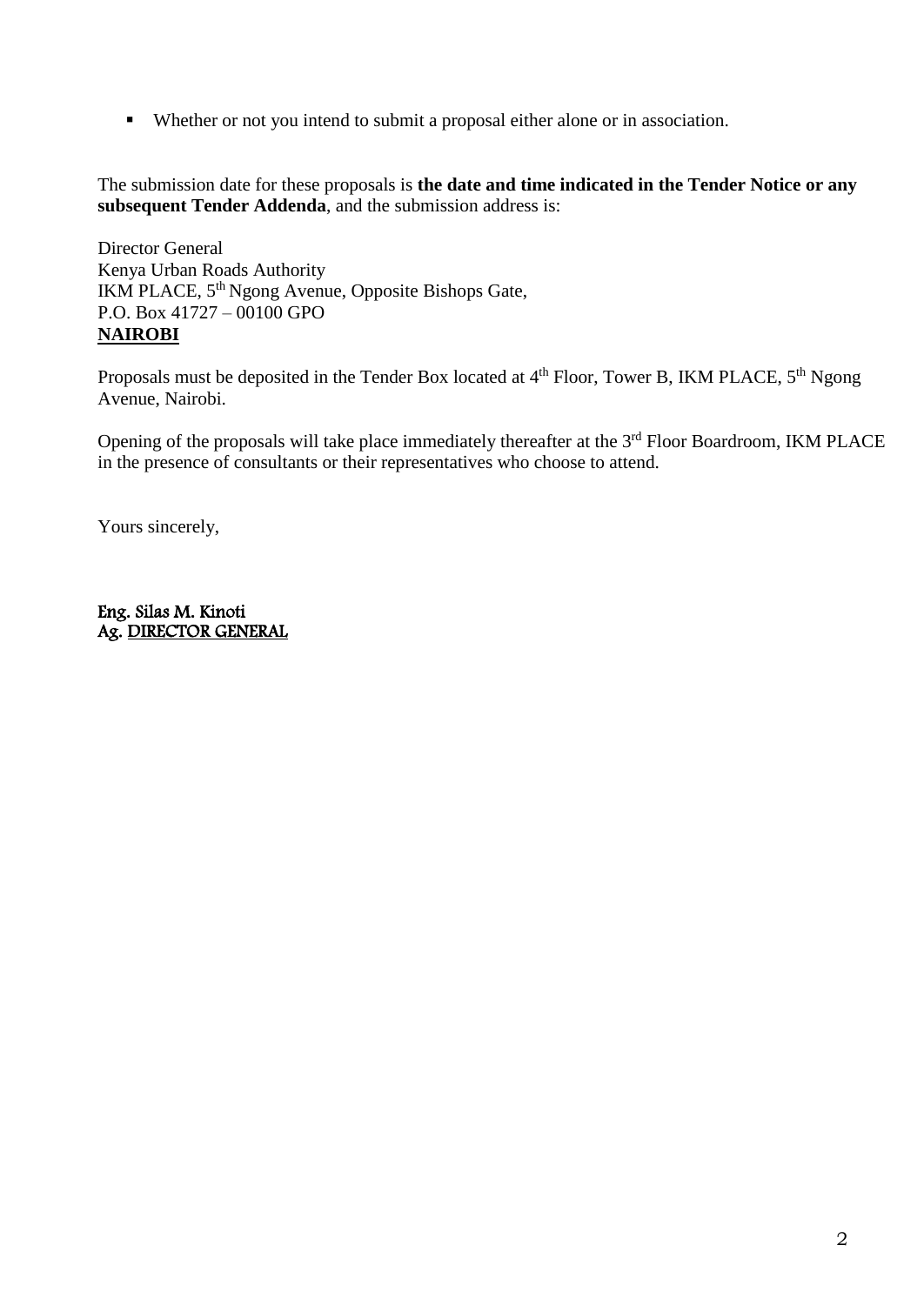- Whether or not you intend to submit a proposal either alone or in association.

The submission date for these proposals is **the date and time indicated in the Tender Notice or any subsequent Tender Addenda**, and the submission address is:

Director General
Kenya Urban Roads Authority
IKM PLACE, 5th Ngong Avenue, Opposite Bishops Gate,
P.O. Box 41727 – 00100 GPO
**NAIROBI**

Proposals must be deposited in the Tender Box located at 4th Floor, Tower B, IKM PLACE, 5th Ngong Avenue, Nairobi.

Opening of the proposals will take place immediately thereafter at the 3rd Floor Boardroom, IKM PLACE in the presence of consultants or their representatives who choose to attend.

Yours sincerely,

Eng. Silas M. Kinoti
Ag. DIRECTOR GENERAL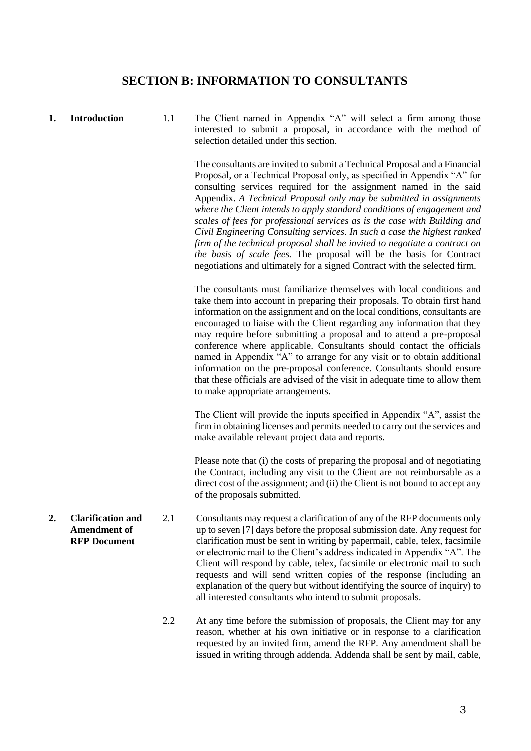## SECTION B: INFORMATION TO CONSULTANTS

**1. Introduction**

1.1 The Client named in Appendix "A" will select a firm among those interested to submit a proposal, in accordance with the method of selection detailed under this section.

The consultants are invited to submit a Technical Proposal and a Financial Proposal, or a Technical Proposal only, as specified in Appendix "A" for consulting services required for the assignment named in the said Appendix. *A Technical Proposal only may be submitted in assignments where the Client intends to apply standard conditions of engagement and scales of fees for professional services as is the case with Building and Civil Engineering Consulting services. In such a case the highest ranked firm of the technical proposal shall be invited to negotiate a contract on the basis of scale fees.* The proposal will be the basis for Contract negotiations and ultimately for a signed Contract with the selected firm.

The consultants must familiarize themselves with local conditions and take them into account in preparing their proposals. To obtain first hand information on the assignment and on the local conditions, consultants are encouraged to liaise with the Client regarding any information that they may require before submitting a proposal and to attend a pre-proposal conference where applicable. Consultants should contact the officials named in Appendix "A" to arrange for any visit or to obtain additional information on the pre-proposal conference. Consultants should ensure that these officials are advised of the visit in adequate time to allow them to make appropriate arrangements.

The Client will provide the inputs specified in Appendix "A", assist the firm in obtaining licenses and permits needed to carry out the services and make available relevant project data and reports.

Please note that (i) the costs of preparing the proposal and of negotiating the Contract, including any visit to the Client are not reimbursable as a direct cost of the assignment; and (ii) the Client is not bound to accept any of the proposals submitted.

**2. Clarification and Amendment of RFP Document**

2.1 Consultants may request a clarification of any of the RFP documents only up to seven [7] days before the proposal submission date. Any request for clarification must be sent in writing by papermail, cable, telex, facsimile or electronic mail to the Client's address indicated in Appendix "A". The Client will respond by cable, telex, facsimile or electronic mail to such requests and will send written copies of the response (including an explanation of the query but without identifying the source of inquiry) to all interested consultants who intend to submit proposals.

2.2 At any time before the submission of proposals, the Client may for any reason, whether at his own initiative or in response to a clarification requested by an invited firm, amend the RFP. Any amendment shall be issued in writing through addenda. Addenda shall be sent by mail, cable,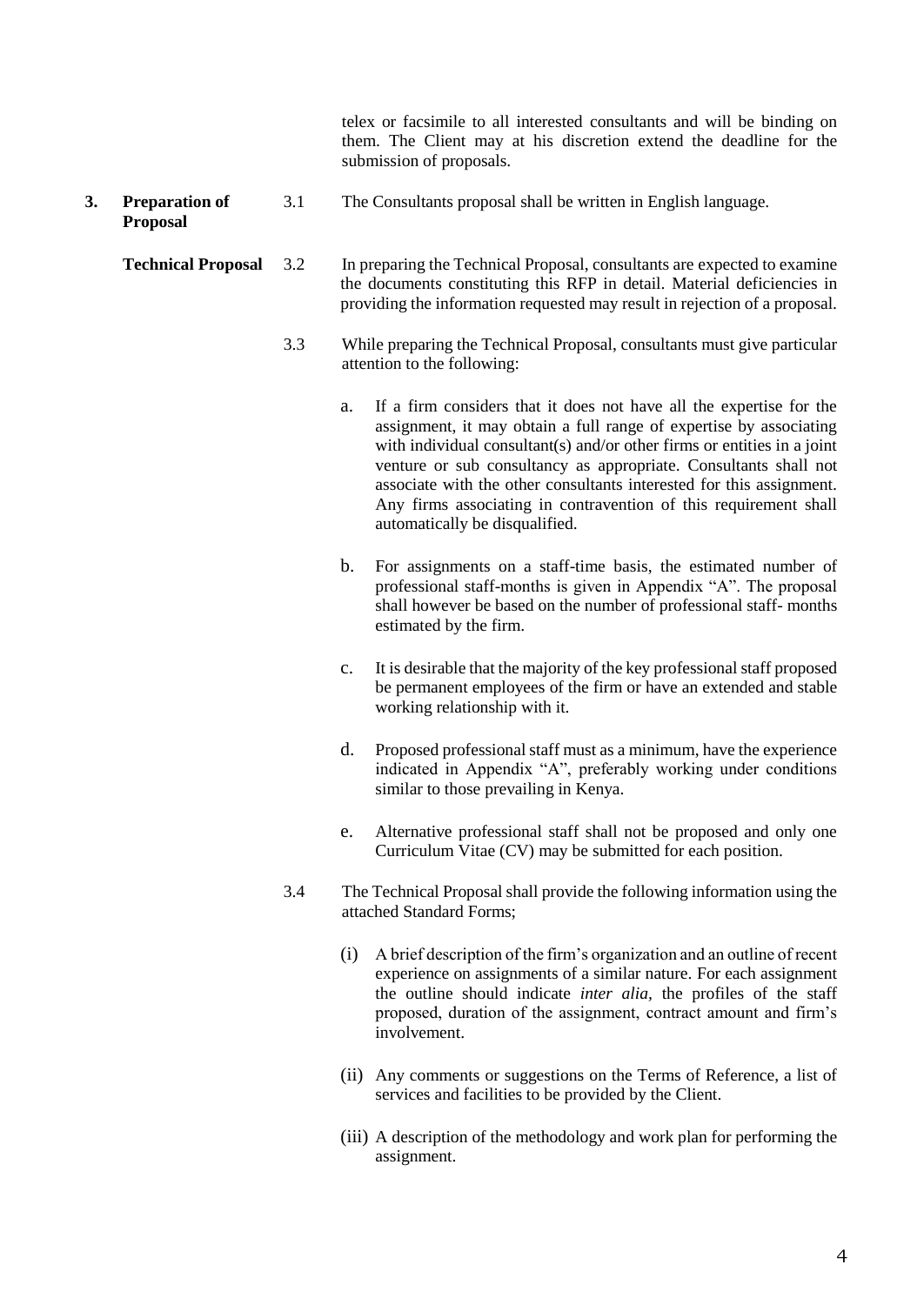telex or facsimile to all interested consultants and will be binding on them. The Client may at his discretion extend the deadline for the submission of proposals.

## 3. Preparation of Proposal

3.1 The Consultants proposal shall be written in English language.

**Technical Proposal**

3.2 In preparing the Technical Proposal, consultants are expected to examine the documents constituting this RFP in detail. Material deficiencies in providing the information requested may result in rejection of a proposal.

3.3 While preparing the Technical Proposal, consultants must give particular attention to the following:

a. If a firm considers that it does not have all the expertise for the assignment, it may obtain a full range of expertise by associating with individual consultant(s) and/or other firms or entities in a joint venture or sub consultancy as appropriate. Consultants shall not associate with the other consultants interested for this assignment. Any firms associating in contravention of this requirement shall automatically be disqualified.

b. For assignments on a staff-time basis, the estimated number of professional staff-months is given in Appendix "A". The proposal shall however be based on the number of professional staff- months estimated by the firm.

c. It is desirable that the majority of the key professional staff proposed be permanent employees of the firm or have an extended and stable working relationship with it.

d. Proposed professional staff must as a minimum, have the experience indicated in Appendix "A", preferably working under conditions similar to those prevailing in Kenya.

e. Alternative professional staff shall not be proposed and only one Curriculum Vitae (CV) may be submitted for each position.

3.4 The Technical Proposal shall provide the following information using the attached Standard Forms;

(i) A brief description of the firm's organization and an outline of recent experience on assignments of a similar nature. For each assignment the outline should indicate *inter alia*, the profiles of the staff proposed, duration of the assignment, contract amount and firm's involvement.

(ii) Any comments or suggestions on the Terms of Reference, a list of services and facilities to be provided by the Client.

(iii) A description of the methodology and work plan for performing the assignment.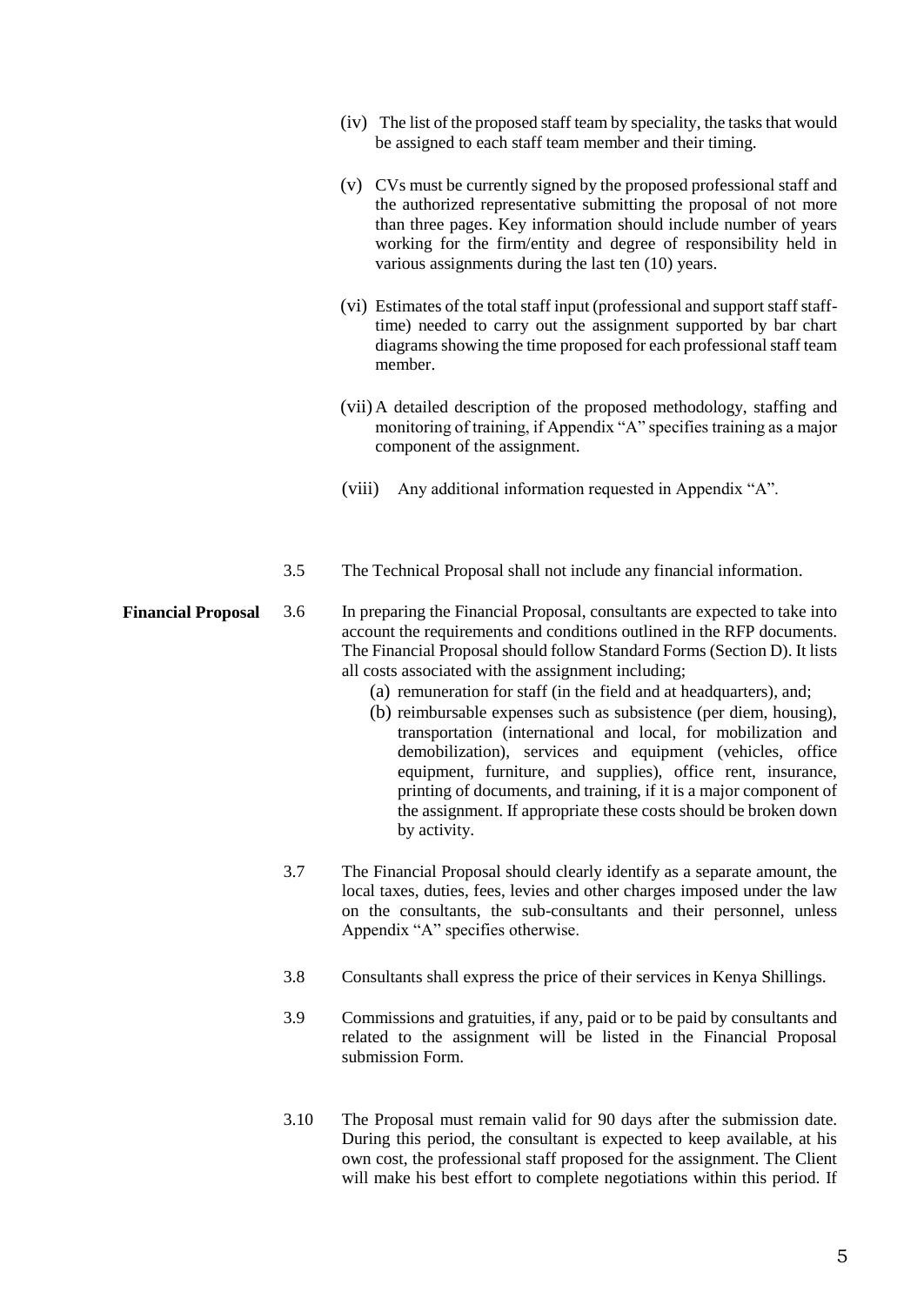(iv) The list of the proposed staff team by speciality, the tasks that would be assigned to each staff team member and their timing.

(v) CVs must be currently signed by the proposed professional staff and the authorized representative submitting the proposal of not more than three pages. Key information should include number of years working for the firm/entity and degree of responsibility held in various assignments during the last ten (10) years.

(vi) Estimates of the total staff input (professional and support staff staff-time) needed to carry out the assignment supported by bar chart diagrams showing the time proposed for each professional staff team member.

(vii) A detailed description of the proposed methodology, staffing and monitoring of training, if Appendix "A" specifies training as a major component of the assignment.

(viii) Any additional information requested in Appendix "A".

3.5 The Technical Proposal shall not include any financial information.

**Financial Proposal**

3.6 In preparing the Financial Proposal, consultants are expected to take into account the requirements and conditions outlined in the RFP documents. The Financial Proposal should follow Standard Forms (Section D). It lists all costs associated with the assignment including;

(a) remuneration for staff (in the field and at headquarters), and;

(b) reimbursable expenses such as subsistence (per diem, housing), transportation (international and local, for mobilization and demobilization), services and equipment (vehicles, office equipment, furniture, and supplies), office rent, insurance, printing of documents, and training, if it is a major component of the assignment. If appropriate these costs should be broken down by activity.

3.7 The Financial Proposal should clearly identify as a separate amount, the local taxes, duties, fees, levies and other charges imposed under the law on the consultants, the sub-consultants and their personnel, unless Appendix "A" specifies otherwise.

3.8 Consultants shall express the price of their services in Kenya Shillings.

3.9 Commissions and gratuities, if any, paid or to be paid by consultants and related to the assignment will be listed in the Financial Proposal submission Form.

3.10 The Proposal must remain valid for 90 days after the submission date. During this period, the consultant is expected to keep available, at his own cost, the professional staff proposed for the assignment. The Client will make his best effort to complete negotiations within this period. If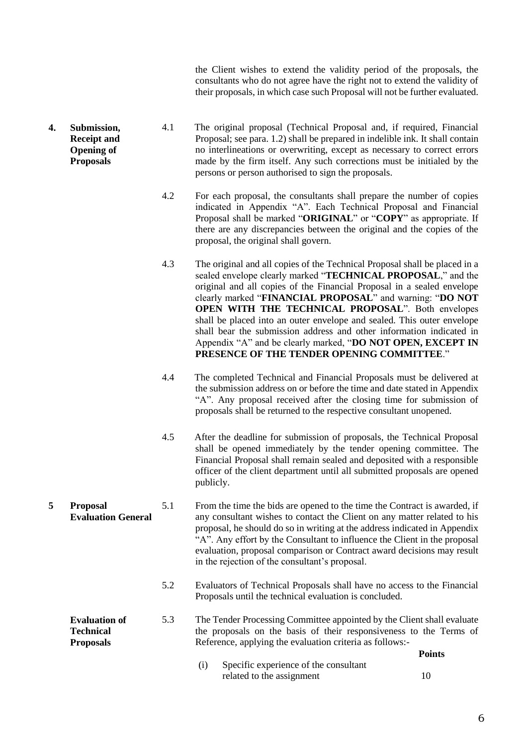the Client wishes to extend the validity period of the proposals, the consultants who do not agree have the right not to extend the validity of their proposals, in which case such Proposal will not be further evaluated.

**4. Submission, Receipt and Opening of Proposals**

4.1 The original proposal (Technical Proposal and, if required, Financial Proposal; see para. 1.2) shall be prepared in indelible ink. It shall contain no interlineations or overwriting, except as necessary to correct errors made by the firm itself. Any such corrections must be initialed by the persons or person authorised to sign the proposals.

4.2 For each proposal, the consultants shall prepare the number of copies indicated in Appendix "A". Each Technical Proposal and Financial Proposal shall be marked "**ORIGINAL**" or "**COPY**" as appropriate. If there are any discrepancies between the original and the copies of the proposal, the original shall govern.

4.3 The original and all copies of the Technical Proposal shall be placed in a sealed envelope clearly marked "**TECHNICAL PROPOSAL**," and the original and all copies of the Financial Proposal in a sealed envelope clearly marked "**FINANCIAL PROPOSAL**" and warning: "**DO NOT OPEN WITH THE TECHNICAL PROPOSAL**". Both envelopes shall be placed into an outer envelope and sealed. This outer envelope shall bear the submission address and other information indicated in Appendix "A" and be clearly marked, "**DO NOT OPEN, EXCEPT IN PRESENCE OF THE TENDER OPENING COMMITTEE**."

4.4 The completed Technical and Financial Proposals must be delivered at the submission address on or before the time and date stated in Appendix "A". Any proposal received after the closing time for submission of proposals shall be returned to the respective consultant unopened.

4.5 After the deadline for submission of proposals, the Technical Proposal shall be opened immediately by the tender opening committee. The Financial Proposal shall remain sealed and deposited with a responsible officer of the client department until all submitted proposals are opened publicly.

**5 Proposal Evaluation General**

5.1 From the time the bids are opened to the time the Contract is awarded, if any consultant wishes to contact the Client on any matter related to his proposal, he should do so in writing at the address indicated in Appendix "A". Any effort by the Consultant to influence the Client in the proposal evaluation, proposal comparison or Contract award decisions may result in the rejection of the consultant's proposal.

5.2 Evaluators of Technical Proposals shall have no access to the Financial Proposals until the technical evaluation is concluded.

**Evaluation of Technical Proposals**

5.3 The Tender Processing Committee appointed by the Client shall evaluate the proposals on the basis of their responsiveness to the Terms of Reference, applying the evaluation criteria as follows:-

| | | **Points** |
|---|---|---|
| (i) | Specific experience of the consultant related to the assignment | 10 |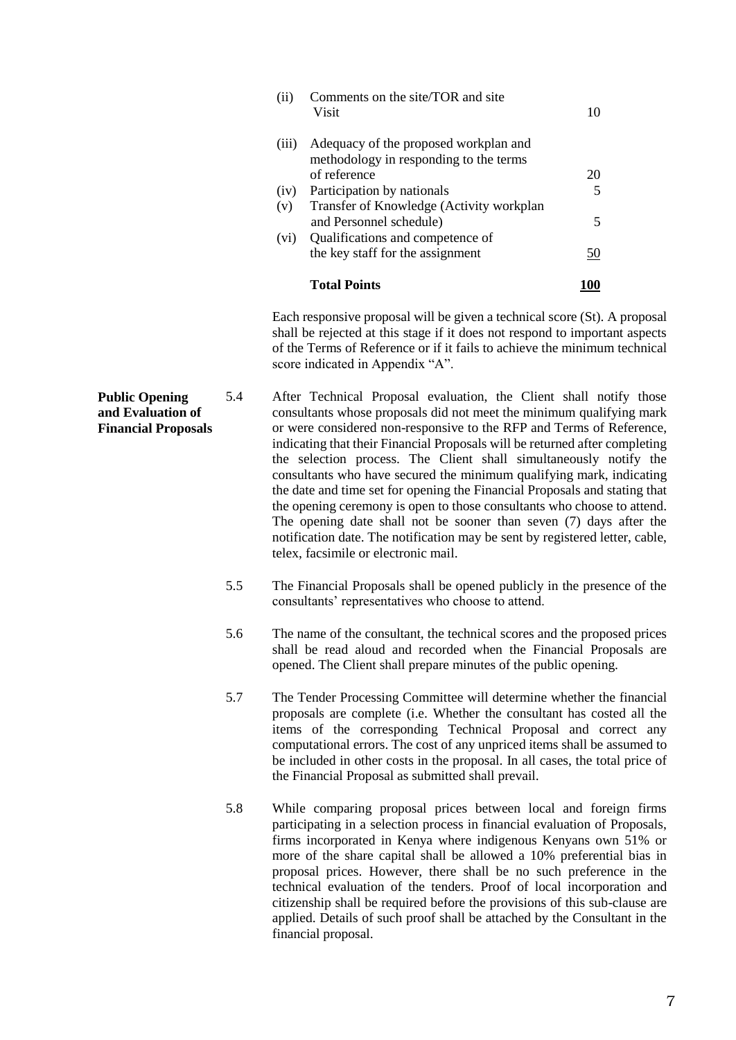| | | |
|---|---|---|
| (ii) | Comments on the site/TOR and site Visit | 10 |
| (iii) | Adequacy of the proposed workplan and methodology in responding to the terms of reference | 20 |
| (iv) | Participation by nationals | 5 |
| (v) | Transfer of Knowledge (Activity workplan and Personnel schedule) | 5 |
| (vi) | Qualifications and competence of the key staff for the assignment | 50 |
| | **Total Points** | **100** |

Each responsive proposal will be given a technical score (St). A proposal shall be rejected at this stage if it does not respond to important aspects of the Terms of Reference or if it fails to achieve the minimum technical score indicated in Appendix "A".

**Public Opening and Evaluation of Financial Proposals**

5.4 After Technical Proposal evaluation, the Client shall notify those consultants whose proposals did not meet the minimum qualifying mark or were considered non-responsive to the RFP and Terms of Reference, indicating that their Financial Proposals will be returned after completing the selection process. The Client shall simultaneously notify the consultants who have secured the minimum qualifying mark, indicating the date and time set for opening the Financial Proposals and stating that the opening ceremony is open to those consultants who choose to attend. The opening date shall not be sooner than seven (7) days after the notification date. The notification may be sent by registered letter, cable, telex, facsimile or electronic mail.

5.5 The Financial Proposals shall be opened publicly in the presence of the consultants' representatives who choose to attend.

5.6 The name of the consultant, the technical scores and the proposed prices shall be read aloud and recorded when the Financial Proposals are opened. The Client shall prepare minutes of the public opening.

5.7 The Tender Processing Committee will determine whether the financial proposals are complete (i.e. Whether the consultant has costed all the items of the corresponding Technical Proposal and correct any computational errors. The cost of any unpriced items shall be assumed to be included in other costs in the proposal. In all cases, the total price of the Financial Proposal as submitted shall prevail.

5.8 While comparing proposal prices between local and foreign firms participating in a selection process in financial evaluation of Proposals, firms incorporated in Kenya where indigenous Kenyans own 51% or more of the share capital shall be allowed a 10% preferential bias in proposal prices. However, there shall be no such preference in the technical evaluation of the tenders. Proof of local incorporation and citizenship shall be required before the provisions of this sub-clause are applied. Details of such proof shall be attached by the Consultant in the financial proposal.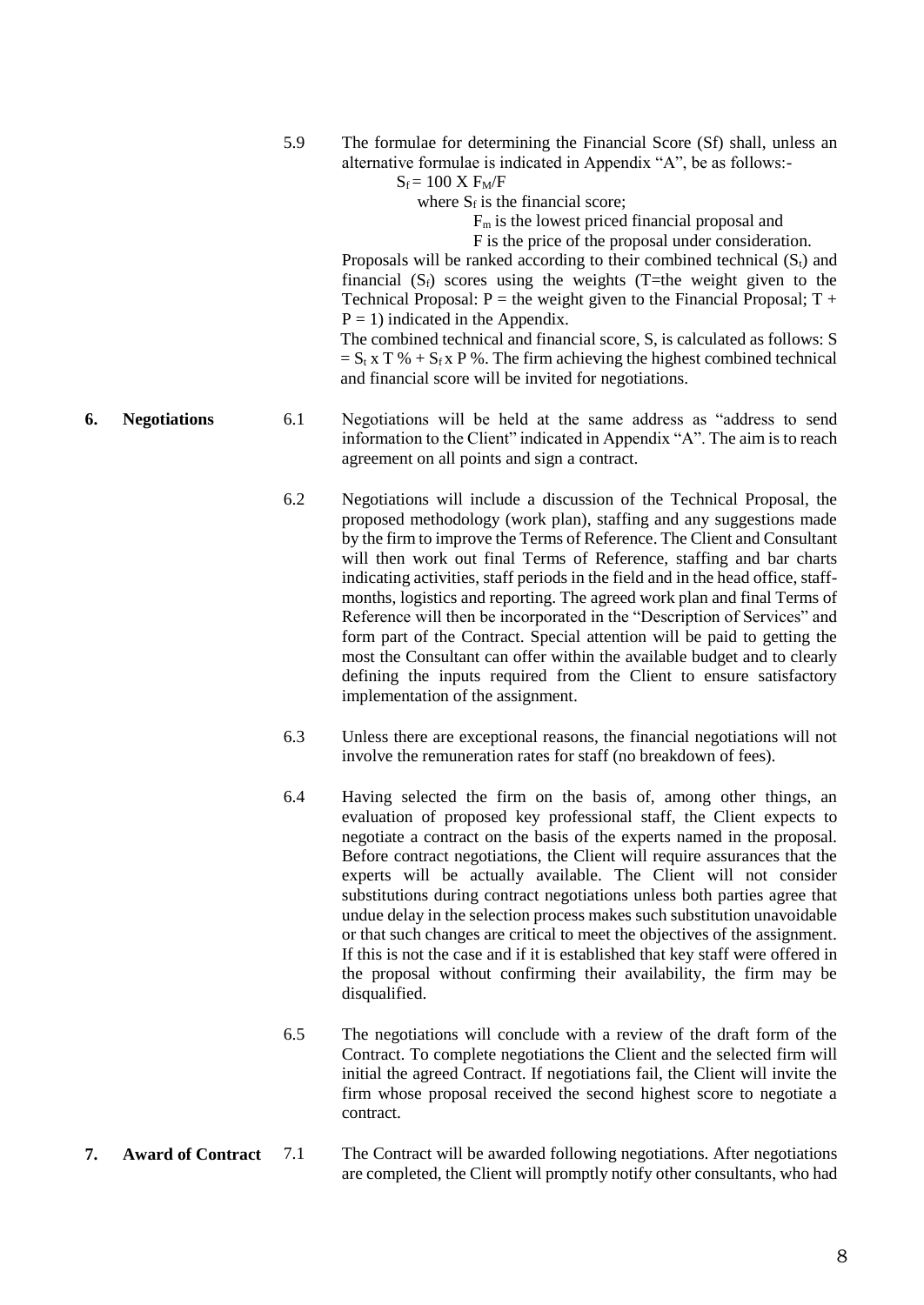5.9 The formulae for determining the Financial Score (Sf) shall, unless an alternative formulae is indicated in Appendix "A", be as follows:-

$$S_f = 100 \text{ X } F_M/F$$

where $S_f$ is the financial score;

$F_m$ is the lowest priced financial proposal and

F is the price of the proposal under consideration.

Proposals will be ranked according to their combined technical ($S_t$) and financial ($S_f$) scores using the weights (T=the weight given to the Technical Proposal: P = the weight given to the Financial Proposal; T + P = 1) indicated in the Appendix.

The combined technical and financial score, S, is calculated as follows: $S = S_t \text{ x } T \% + S_f \text{ x } P \%$. The firm achieving the highest combined technical and financial score will be invited for negotiations.

## 6. Negotiations

6.1 Negotiations will be held at the same address as "address to send information to the Client" indicated in Appendix "A". The aim is to reach agreement on all points and sign a contract.

6.2 Negotiations will include a discussion of the Technical Proposal, the proposed methodology (work plan), staffing and any suggestions made by the firm to improve the Terms of Reference. The Client and Consultant will then work out final Terms of Reference, staffing and bar charts indicating activities, staff periods in the field and in the head office, staff-months, logistics and reporting. The agreed work plan and final Terms of Reference will then be incorporated in the "Description of Services" and form part of the Contract. Special attention will be paid to getting the most the Consultant can offer within the available budget and to clearly defining the inputs required from the Client to ensure satisfactory implementation of the assignment.

6.3 Unless there are exceptional reasons, the financial negotiations will not involve the remuneration rates for staff (no breakdown of fees).

6.4 Having selected the firm on the basis of, among other things, an evaluation of proposed key professional staff, the Client expects to negotiate a contract on the basis of the experts named in the proposal. Before contract negotiations, the Client will require assurances that the experts will be actually available. The Client will not consider substitutions during contract negotiations unless both parties agree that undue delay in the selection process makes such substitution unavoidable or that such changes are critical to meet the objectives of the assignment. If this is not the case and if it is established that key staff were offered in the proposal without confirming their availability, the firm may be disqualified.

6.5 The negotiations will conclude with a review of the draft form of the Contract. To complete negotiations the Client and the selected firm will initial the agreed Contract. If negotiations fail, the Client will invite the firm whose proposal received the second highest score to negotiate a contract.

## 7. Award of Contract

7.1 The Contract will be awarded following negotiations. After negotiations are completed, the Client will promptly notify other consultants, who had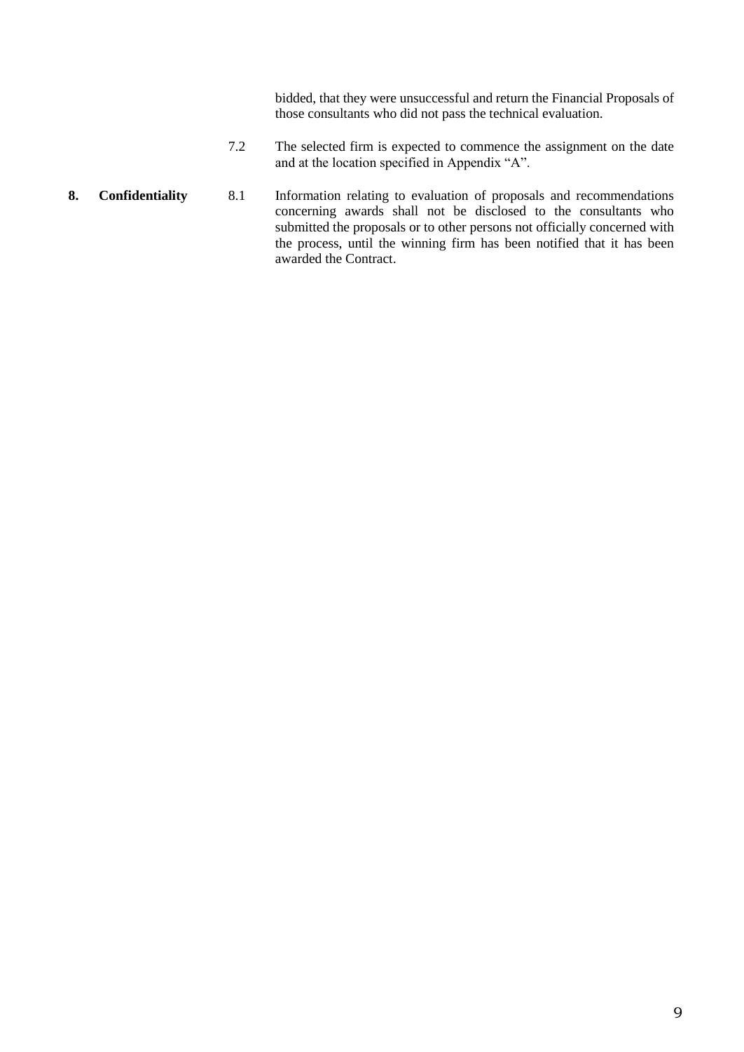bidded, that they were unsuccessful and return the Financial Proposals of those consultants who did not pass the technical evaluation.

7.2 The selected firm is expected to commence the assignment on the date and at the location specified in Appendix "A".

## 8. Confidentiality

8.1 Information relating to evaluation of proposals and recommendations concerning awards shall not be disclosed to the consultants who submitted the proposals or to other persons not officially concerned with the process, until the winning firm has been notified that it has been awarded the Contract.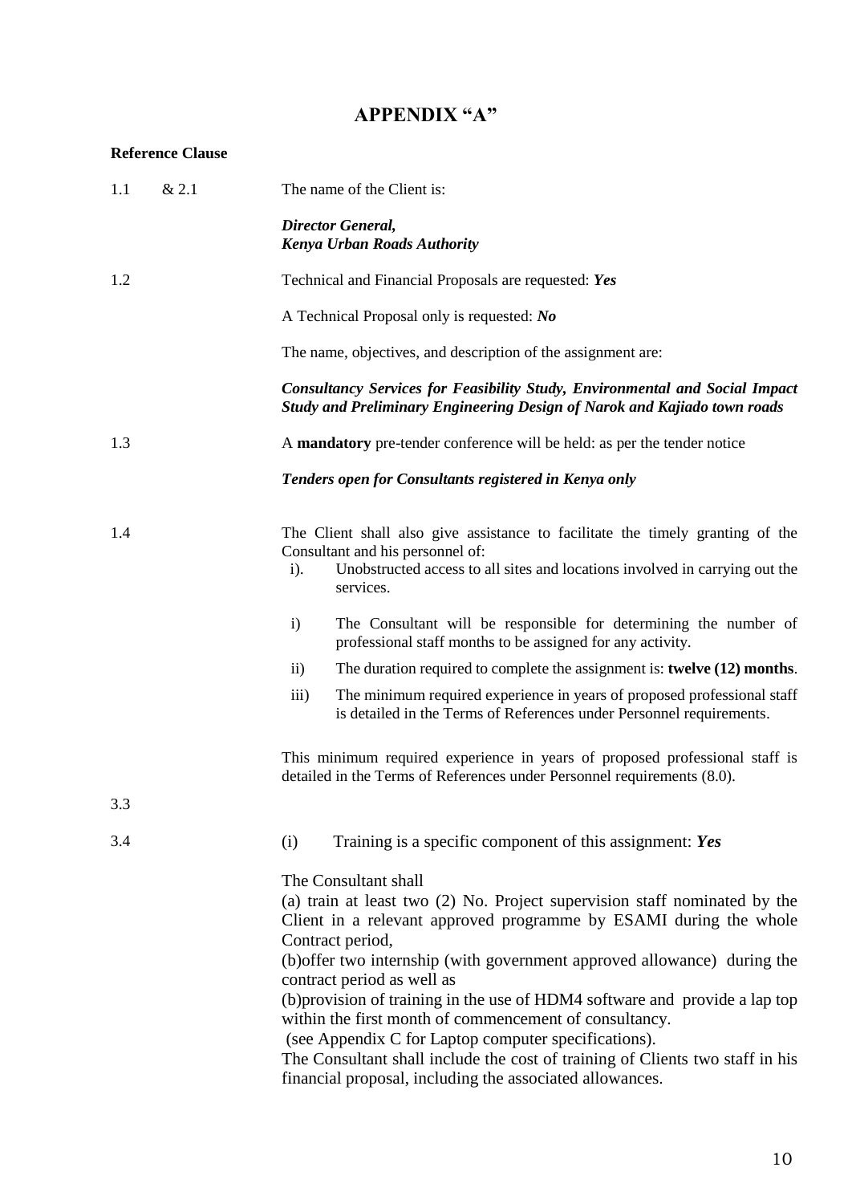# APPENDIX "A"

**Reference Clause**

1.1 & 2.1 — The name of the Client is:

***Director General,***
***Kenya Urban Roads Authority***

1.2 — Technical and Financial Proposals are requested: ***Yes***

A Technical Proposal only is requested: ***No***

The name, objectives, and description of the assignment are:

***Consultancy Services for Feasibility Study, Environmental and Social Impact Study and Preliminary Engineering Design of Narok and Kajiado town roads***

1.3 — A **mandatory** pre-tender conference will be held: as per the tender notice

***Tenders open for Consultants registered in Kenya only***

1.4 — The Client shall also give assistance to facilitate the timely granting of the Consultant and his personnel of:

i). Unobstructed access to all sites and locations involved in carrying out the services.

i) The Consultant will be responsible for determining the number of professional staff months to be assigned for any activity.

ii) The duration required to complete the assignment is: **twelve (12) months**.

iii) The minimum required experience in years of proposed professional staff is detailed in the Terms of References under Personnel requirements.

This minimum required experience in years of proposed professional staff is detailed in the Terms of References under Personnel requirements (8.0).

3.3

3.4 — (i) Training is a specific component of this assignment: ***Yes***

The Consultant shall

(a) train at least two (2) No. Project supervision staff nominated by the Client in a relevant approved programme by ESAMI during the whole Contract period,

(b)offer two internship (with government approved allowance) during the contract period as well as

(b)provision of training in the use of HDM4 software and provide a lap top within the first month of commencement of consultancy.

(see Appendix C for Laptop computer specifications).

The Consultant shall include the cost of training of Clients two staff in his financial proposal, including the associated allowances.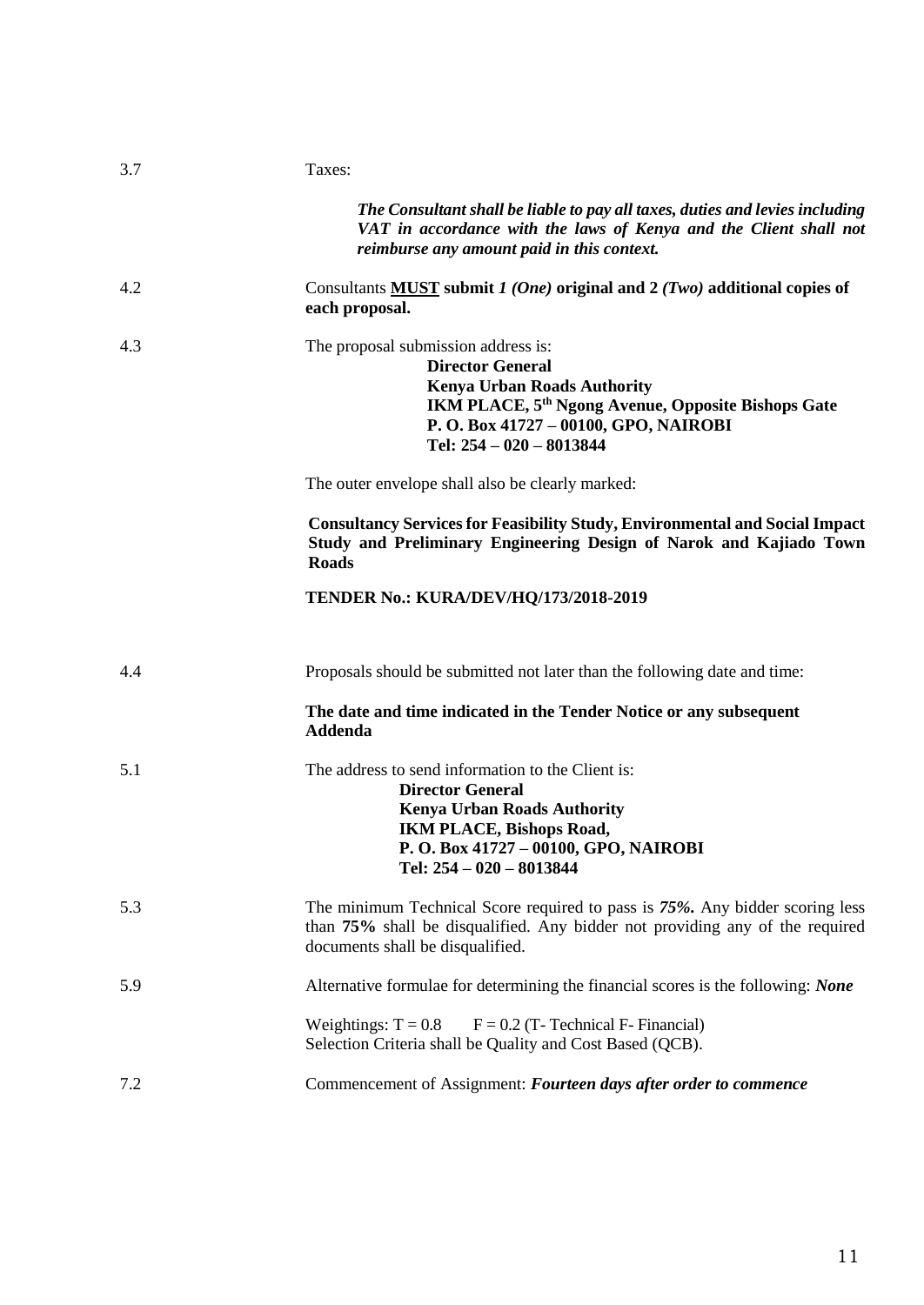| | |
|---|---|
| 3.7 | Taxes:<br><br>***The Consultant shall be liable to pay all taxes, duties and levies including VAT in accordance with the laws of Kenya and the Client shall not reimburse any amount paid in this context.*** |
| 4.2 | Consultants **<u>MUST</u> submit** *1 (One)* **original and 2** *(Two)* **additional copies of each proposal.** |
| 4.3 | The proposal submission address is:<br>**Director General**<br>**Kenya Urban Roads Authority**<br>**IKM PLACE, 5th Ngong Avenue, Opposite Bishops Gate**<br>**P. O. Box 41727 – 00100, GPO, NAIROBI**<br>**Tel: 254 – 020 – 8013844**<br><br>The outer envelope shall also be clearly marked:<br><br>**Consultancy Services for Feasibility Study, Environmental and Social Impact Study and Preliminary Engineering Design of Narok and Kajiado Town Roads**<br><br>**TENDER No.: KURA/DEV/HQ/173/2018-2019** |
| 4.4 | Proposals should be submitted not later than the following date and time:<br><br>**The date and time indicated in the Tender Notice or any subsequent Addenda** |
| 5.1 | The address to send information to the Client is:<br>**Director General**<br>**Kenya Urban Roads Authority**<br>**IKM PLACE, Bishops Road,**<br>**P. O. Box 41727 – 00100, GPO, NAIROBI**<br>**Tel: 254 – 020 – 8013844** |
| 5.3 | The minimum Technical Score required to pass is ***75%.*** Any bidder scoring less than **75%** shall be disqualified. Any bidder not providing any of the required documents shall be disqualified. |
| 5.9 | Alternative formulae for determining the financial scores is the following: ***None***<br><br>Weightings: T = 0.8 F = 0.2 (T- Technical F- Financial)<br>Selection Criteria shall be Quality and Cost Based (QCB). |
| 7.2 | Commencement of Assignment: ***Fourteen days after order to commence*** |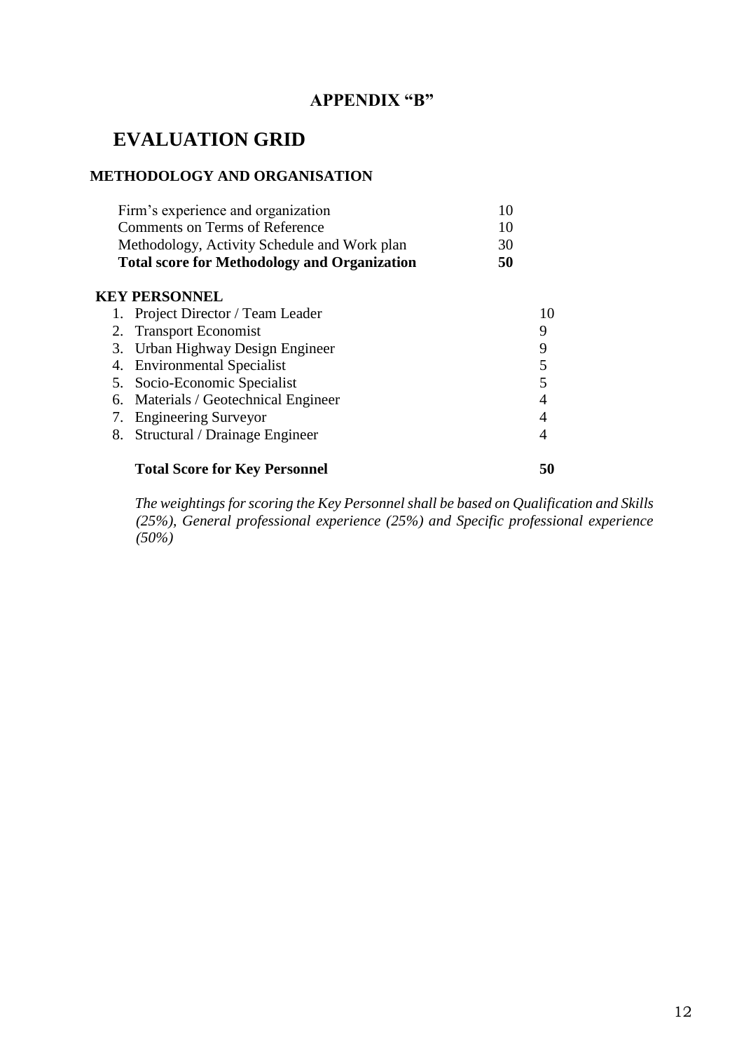## APPENDIX "B"

# EVALUATION GRID

### METHODOLOGY AND ORGANISATION

| | |
|---|---|
| Firm's experience and organization | 10 |
| Comments on Terms of Reference | 10 |
| Methodology, Activity Schedule and Work plan | 30 |
| **Total score for Methodology and Organization** | **50** |

### KEY PERSONNEL

| | |
|---|---|
| 1. Project Director / Team Leader | 10 |
| 2. Transport Economist | 9 |
| 3. Urban Highway Design Engineer | 9 |
| 4. Environmental Specialist | 5 |
| 5. Socio-Economic Specialist | 5 |
| 6. Materials / Geotechnical Engineer | 4 |
| 7. Engineering Surveyor | 4 |
| 8. Structural / Drainage Engineer | 4 |
| **Total Score for Key Personnel** | **50** |

*The weightings for scoring the Key Personnel shall be based on Qualification and Skills (25%), General professional experience (25%) and Specific professional experience (50%)*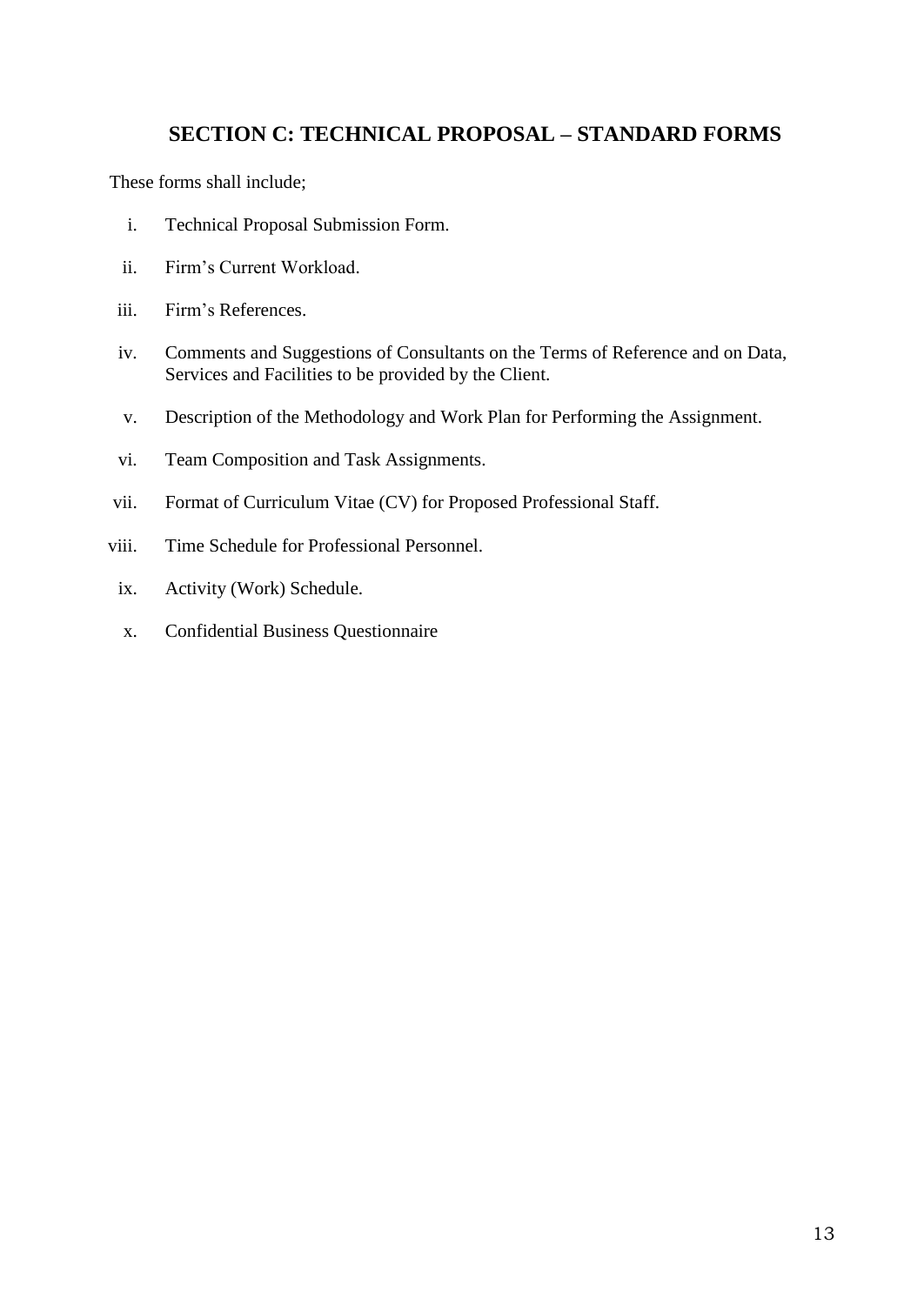## SECTION C: TECHNICAL PROPOSAL – STANDARD FORMS

These forms shall include;

i. Technical Proposal Submission Form.

ii. Firm’s Current Workload.

iii. Firm’s References.

iv. Comments and Suggestions of Consultants on the Terms of Reference and on Data, Services and Facilities to be provided by the Client.

v. Description of the Methodology and Work Plan for Performing the Assignment.

vi. Team Composition and Task Assignments.

vii. Format of Curriculum Vitae (CV) for Proposed Professional Staff.

viii. Time Schedule for Professional Personnel.

ix. Activity (Work) Schedule.

x. Confidential Business Questionnaire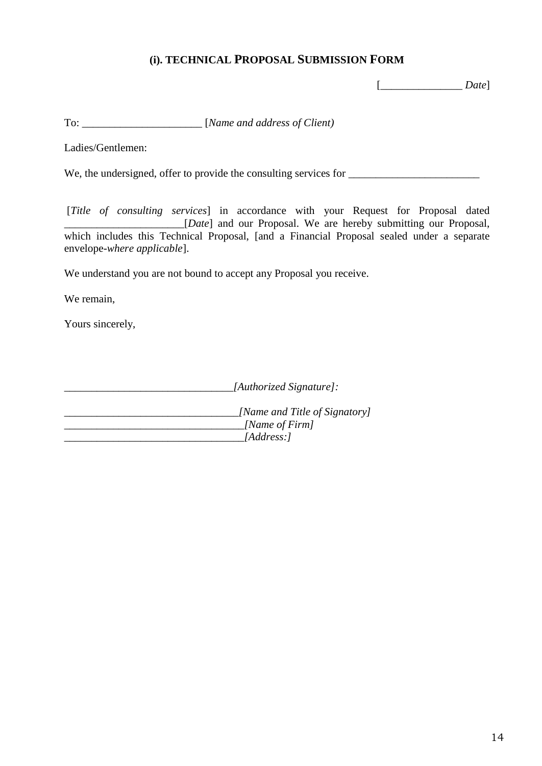### (i). TECHNICAL PROPOSAL SUBMISSION FORM

[_______________ *Date*]

To: ______________________ [*Name and address of Client)*

Ladies/Gentlemen:

We, the undersigned, offer to provide the consulting services for ________________________

[*Title of consulting services*] in accordance with your Request for Proposal dated ______________________[*Date*] and our Proposal. We are hereby submitting our Proposal, which includes this Technical Proposal, [and a Financial Proposal sealed under a separate envelope-*where applicable*].

We understand you are not bound to accept any Proposal you receive.

We remain,

Yours sincerely,

_______________________________*[Authorized Signature]:*

________________________________*[Name and Title of Signatory]*
_________________________________*[Name of Firm]*
_________________________________*[Address:]*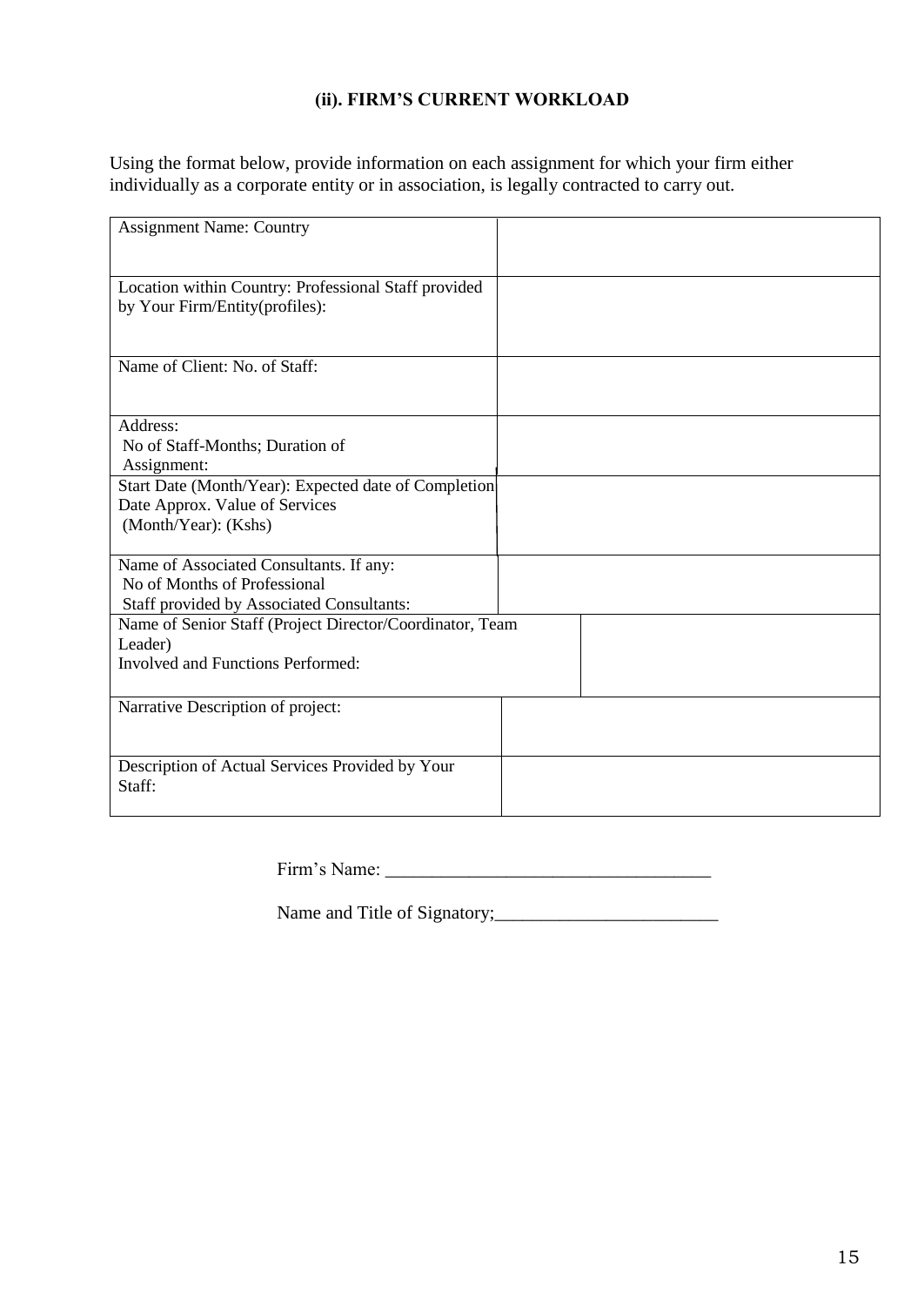### (ii). FIRM'S CURRENT WORKLOAD

Using the format below, provide information on each assignment for which your firm either individually as a corporate entity or in association, is legally contracted to carry out.

| | |
|---|---|
| Assignment Name: Country | |
| Location within Country: Professional Staff provided by Your Firm/Entity(profiles): | |
| Name of Client: No. of Staff: | |
| Address:<br>No of Staff-Months; Duration of Assignment: | |
| Start Date (Month/Year): Expected date of Completion Date Approx. Value of Services (Month/Year): (Kshs) | |
| Name of Associated Consultants. If any:<br>No of Months of Professional Staff provided by Associated Consultants: | |
| Name of Senior Staff (Project Director/Coordinator, Team Leader)<br>Involved and Functions Performed: | |
| Narrative Description of project: | |
| Description of Actual Services Provided by Your Staff: | |

Firm's Name: ___________________________________

Name and Title of Signatory;________________________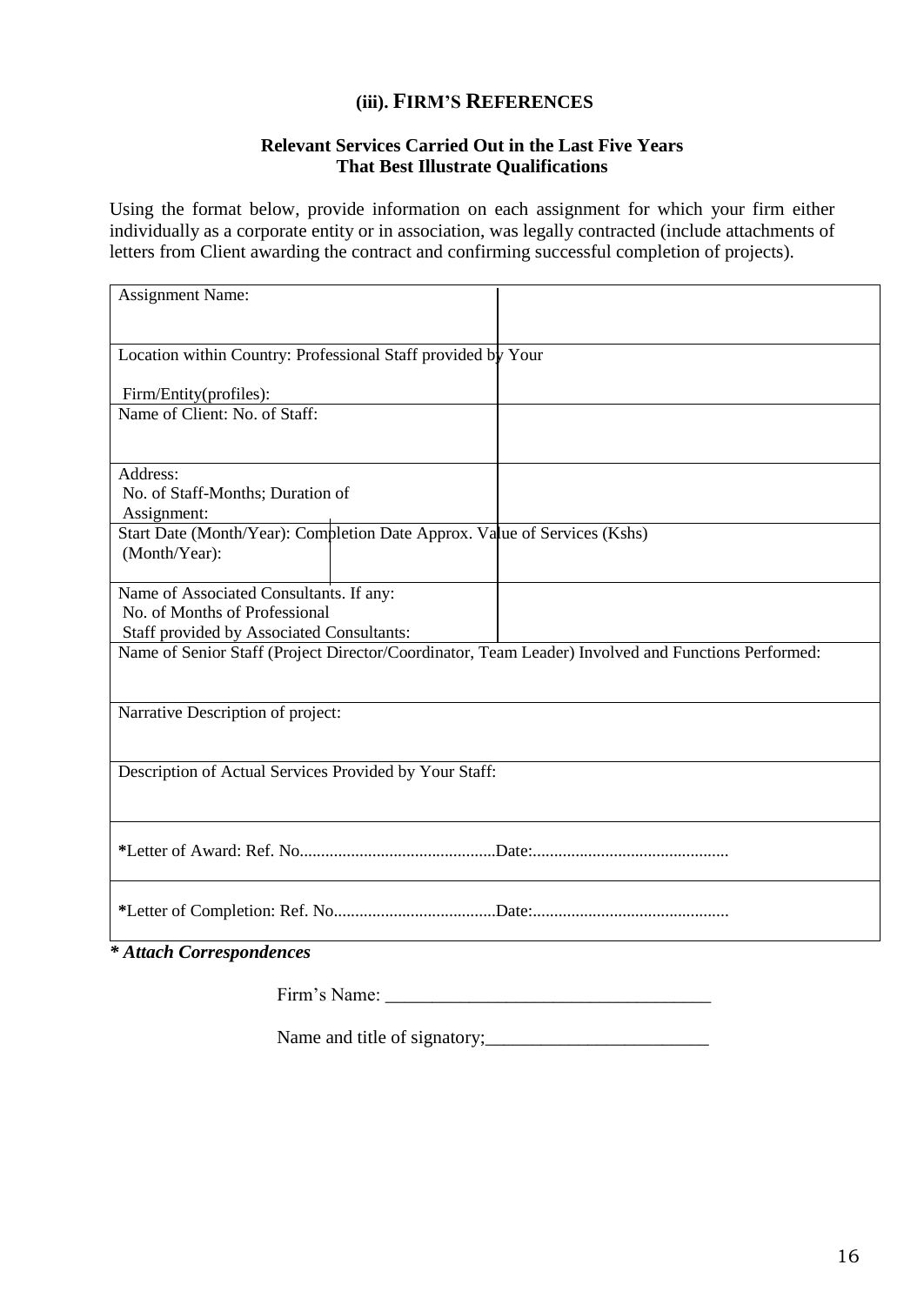## (iii). FIRM'S REFERENCES

**Relevant Services Carried Out in the Last Five Years**
**That Best Illustrate Qualifications**

Using the format below, provide information on each assignment for which your firm either individually as a corporate entity or in association, was legally contracted (include attachments of letters from Client awarding the contract and confirming successful completion of projects).

| | |
|---|---|
| Assignment Name: | |
| Location within Country: Professional Staff provided by Your Firm/Entity(profiles): | |
| Name of Client: No. of Staff: | |
| Address: No. of Staff-Months; Duration of Assignment: | |
| Start Date (Month/Year): Completion Date Approx. Value of Services (Kshs) (Month/Year): | |
| Name of Associated Consultants. If any: No. of Months of Professional Staff provided by Associated Consultants: | |
| Name of Senior Staff (Project Director/Coordinator, Team Leader) Involved and Functions Performed: | |
| Narrative Description of project: | |
| Description of Actual Services Provided by Your Staff: | |
| ***Letter of Award:** Ref. No..............................................Date:............................................. | |
| ***Letter of Completion:** Ref. No......................................Date:............................................. | |

***\* Attach Correspondences***

Firm's Name: ___________________________________

Name and title of signatory;________________________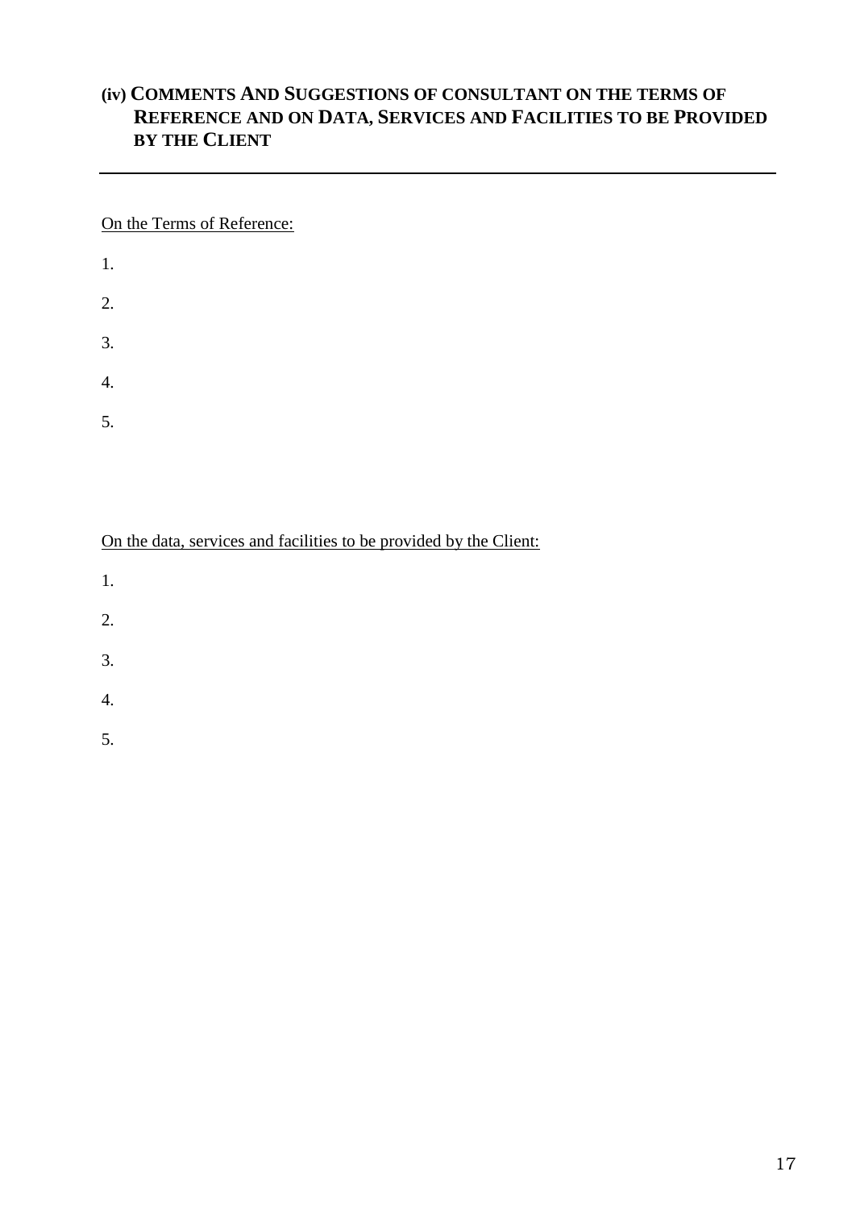### (iv) COMMENTS AND SUGGESTIONS OF CONSULTANT ON THE TERMS OF REFERENCE AND ON DATA, SERVICES AND FACILITIES TO BE PROVIDED BY THE CLIENT

---

<u>On the Terms of Reference:</u>

1.

2.

3.

4.

5.

<u>On the data, services and facilities to be provided by the Client:</u>

1.

2.

3.

4.

5.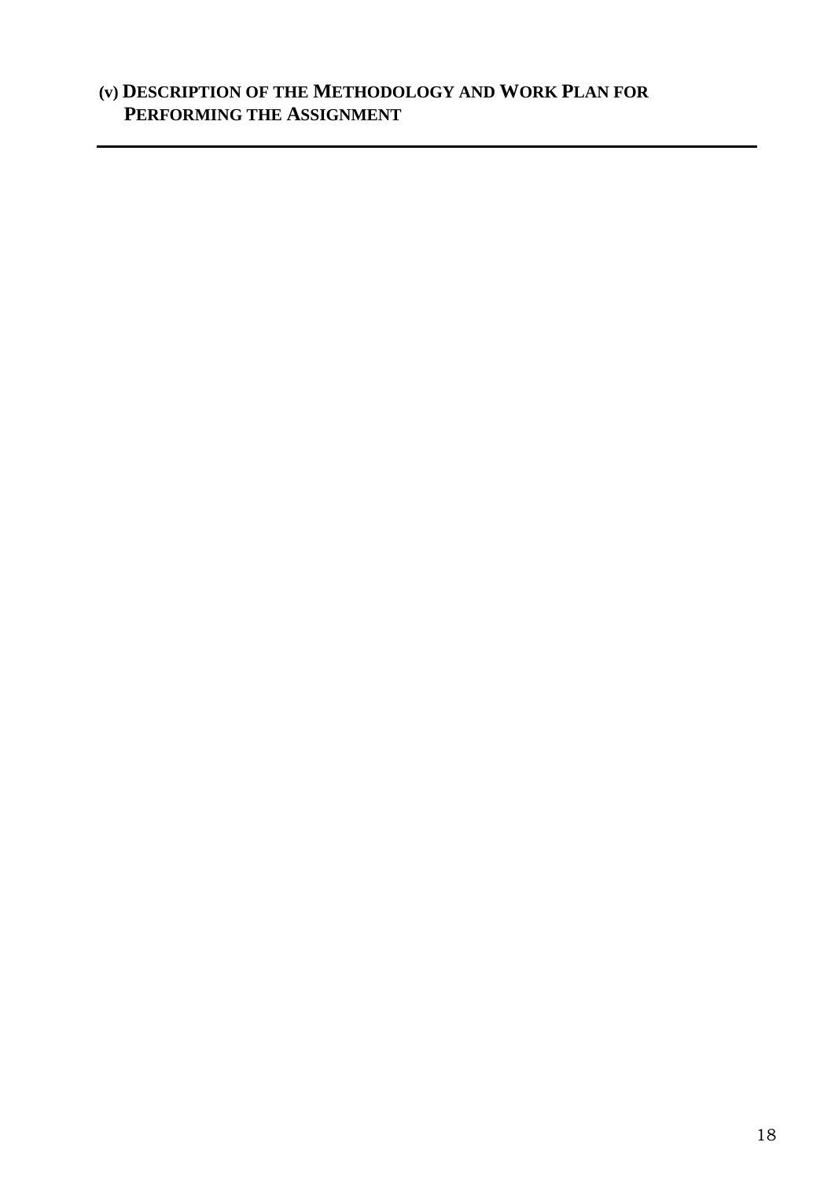## (v) DESCRIPTION OF THE METHODOLOGY AND WORK PLAN FOR PERFORMING THE ASSIGNMENT

---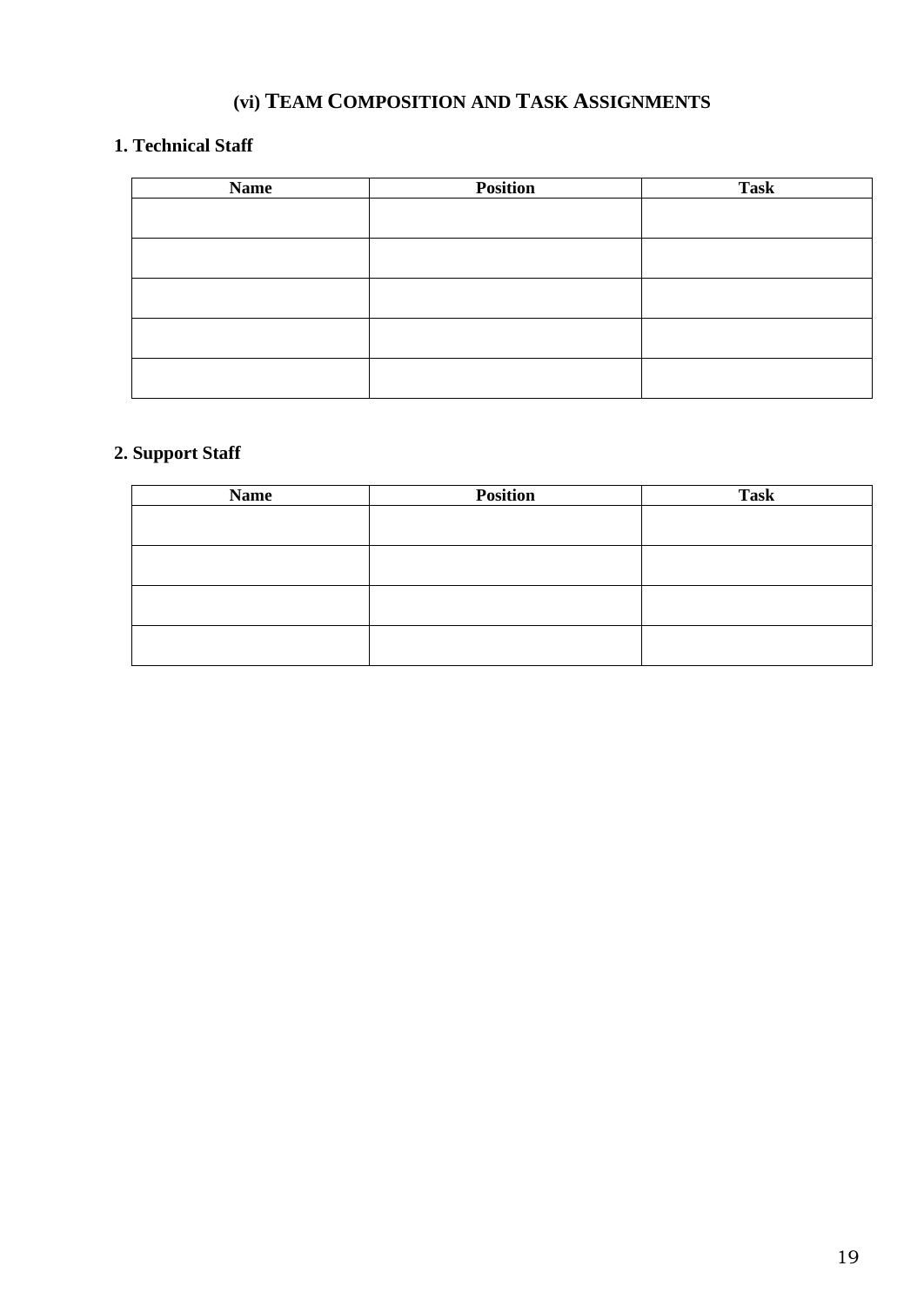# (vi) TEAM COMPOSITION AND TASK ASSIGNMENTS

## 1. Technical Staff

| Name | Position | Task |
|---|---|---|
| | | |
| | | |
| | | |
| | | |
| | | |

## 2. Support Staff

| Name | Position | Task |
|---|---|---|
| | | |
| | | |
| | | |
| | | |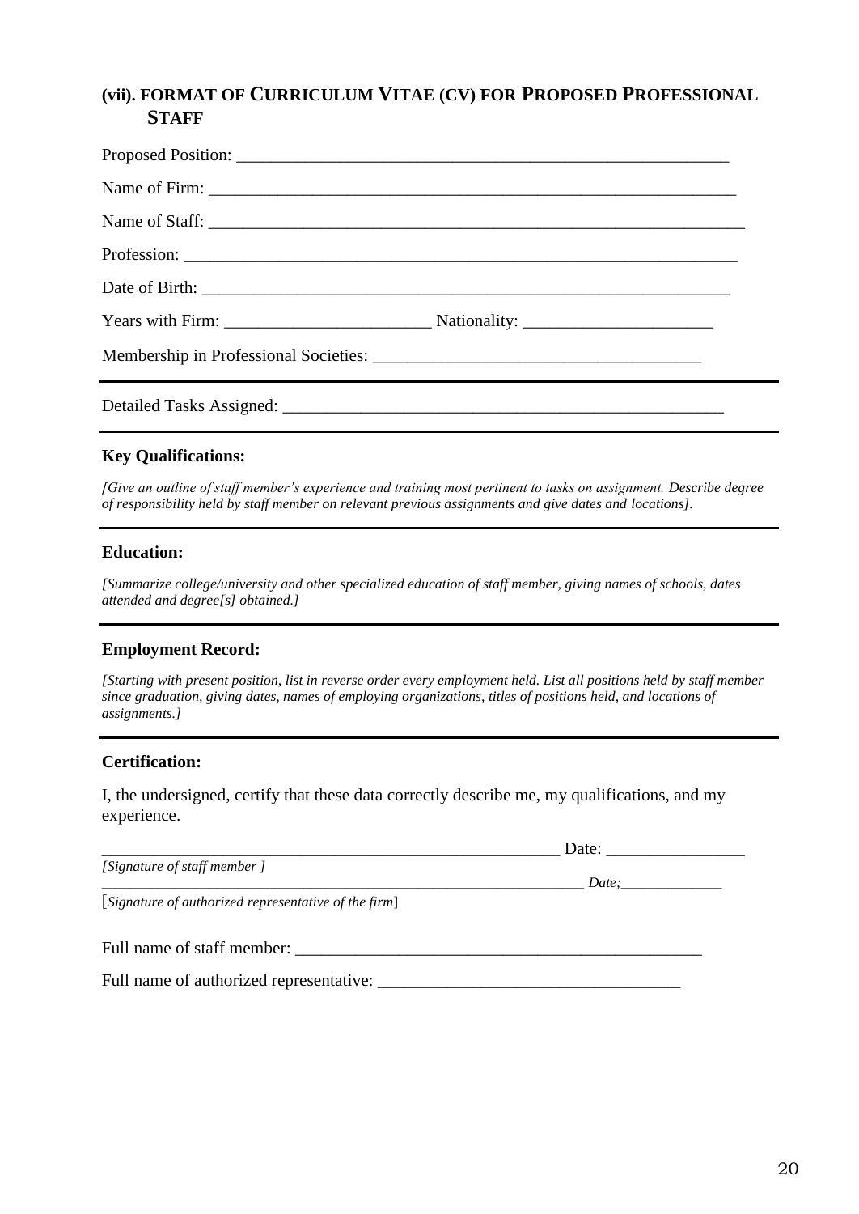## (vii). FORMAT OF CURRICULUM VITAE (CV) FOR PROPOSED PROFESSIONAL STAFF

Proposed Position: ___________________________________________________________

Name of Firm: _______________________________________________________________

Name of Staff: _______________________________________________________________

Profession: __________________________________________________________________

Date of Birth: _______________________________________________________________

Years with Firm: ________________________ Nationality: ______________________

Membership in Professional Societies: ____________________________________

---

Detailed Tasks Assigned: ___________________________________________________

---

**Key Qualifications:**

*[Give an outline of staff member's experience and training most pertinent to tasks on assignment. Describe degree of responsibility held by staff member on relevant previous assignments and give dates and locations].*

---

**Education:**

*[Summarize college/university and other specialized education of staff member, giving names of schools, dates attended and degree[s] obtained.]*

---

**Employment Record:**

*[Starting with present position, list in reverse order every employment held. List all positions held by staff member since graduation, giving dates, names of employing organizations, titles of positions held, and locations of assignments.]*

---

**Certification:**

I, the undersigned, certify that these data correctly describe me, my qualifications, and my experience.

_______________________________________________________ Date: ________________

*[Signature of staff member ]*

_______________________________________________________ *Date;*______________

[*Signature of authorized representative of the firm*]

Full name of staff member: _________________________________________________

Full name of authorized representative: ___________________________________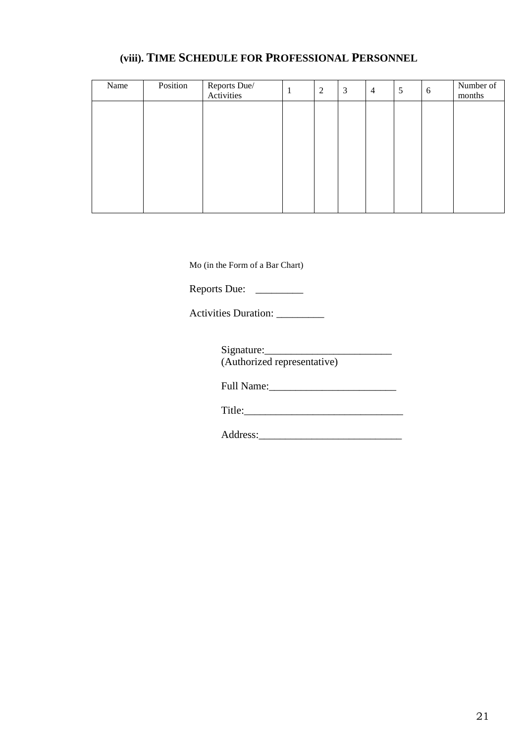### (viii). TIME SCHEDULE FOR PROFESSIONAL PERSONNEL

| Name | Position | Reports Due/ Activities | 1 | 2 | 3 | 4 | 5 | 6 | Number of months |
|---|---|---|---|---|---|---|---|---|---|
| | | | | | | | | | |

Mo (in the Form of a Bar Chart)

Reports Due: _________

Activities Duration: _________

Signature:________________________
(Authorized representative)

Full Name:________________________

Title:______________________________

Address:___________________________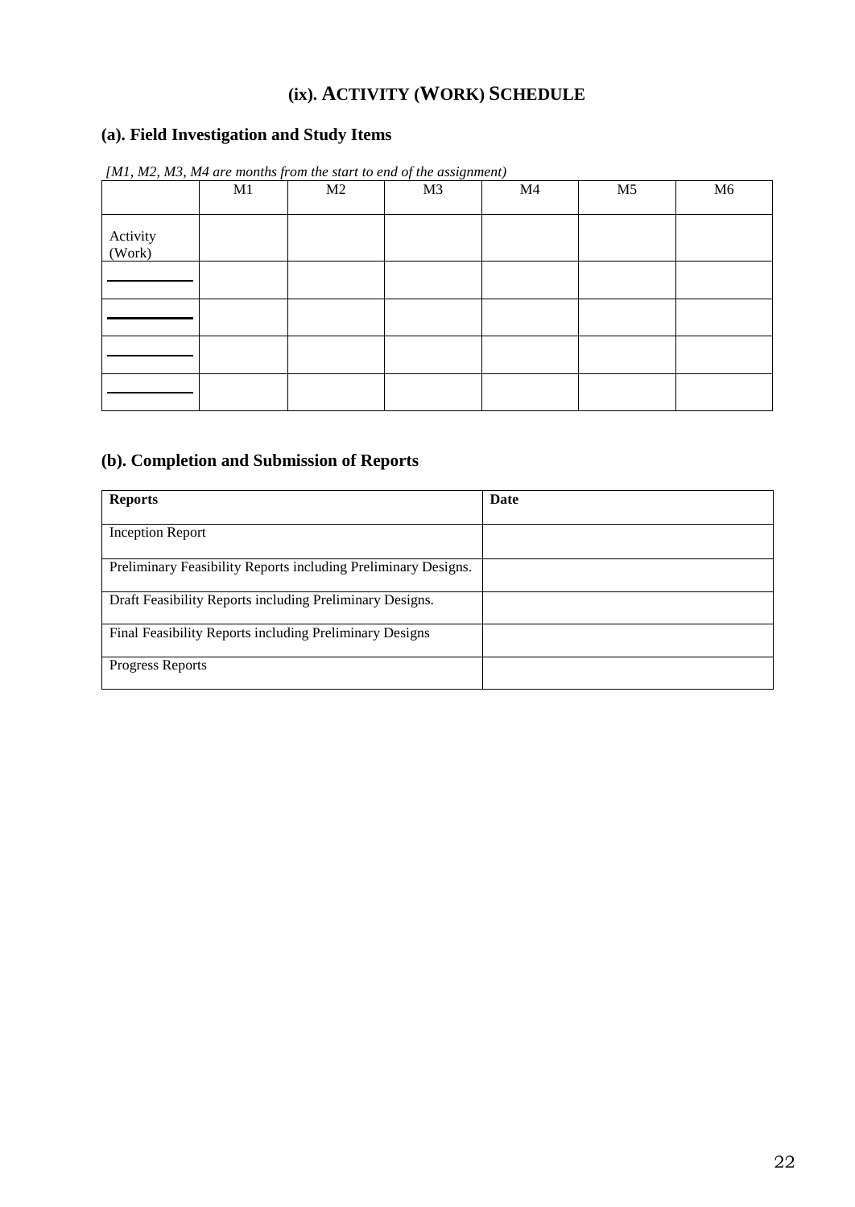# (ix). ACTIVITY (WORK) SCHEDULE

## (a). Field Investigation and Study Items

*[M1, M2, M3, M4 are months from the start to end of the assignment)*

| | M1 | M2 | M3 | M4 | M5 | M6 |
|---|---|---|---|---|---|---|
| Activity (Work) | | | | | | |
| ___________ | | | | | | |
| ___________ | | | | | | |
| ___________ | | | | | | |
| ___________ | | | | | | |

## (b). Completion and Submission of Reports

| Reports | Date |
|---|---|
| Inception Report | |
| Preliminary Feasibility Reports including Preliminary Designs. | |
| Draft Feasibility Reports including Preliminary Designs. | |
| Final Feasibility Reports including Preliminary Designs | |
| Progress Reports | |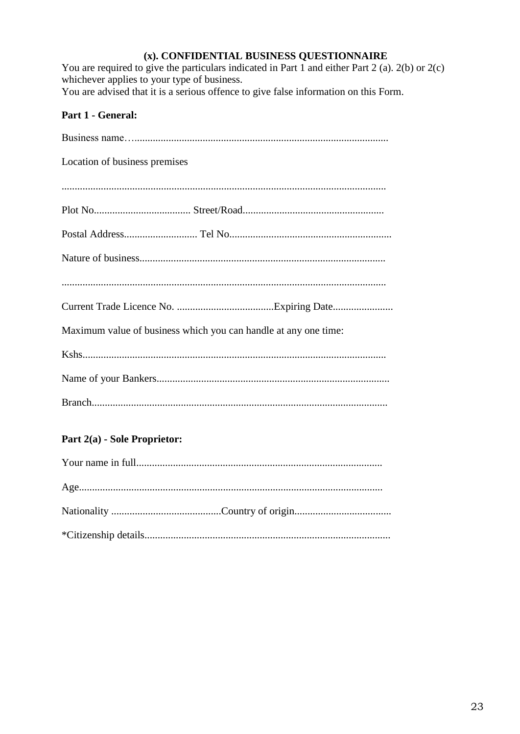### (x). CONFIDENTIAL BUSINESS QUESTIONNAIRE

You are required to give the particulars indicated in Part 1 and either Part 2 (a). 2(b) or 2(c) whichever applies to your type of business.
You are advised that it is a serious offence to give false information on this Form.

**Part 1 - General:**

Business name…...............................................................................................

Location of business premises

...........................................................................................................................

Plot No..................................... Street/Road......................................................

Postal Address............................ Tel No.............................................................

Nature of business.............................................................................................

...........................................................................................................................

Current Trade Licence No. .....................................Expiring Date.......................

Maximum value of business which you can handle at any one time:

Kshs...................................................................................................................

Name of your Bankers........................................................................................

Branch................................................................................................................

**Part 2(a) - Sole Proprietor:**

Your name in full.............................................................................................

Age...................................................................................................................

Nationality ..........................................Country of origin.....................................

*Citizenship details.............................................................................................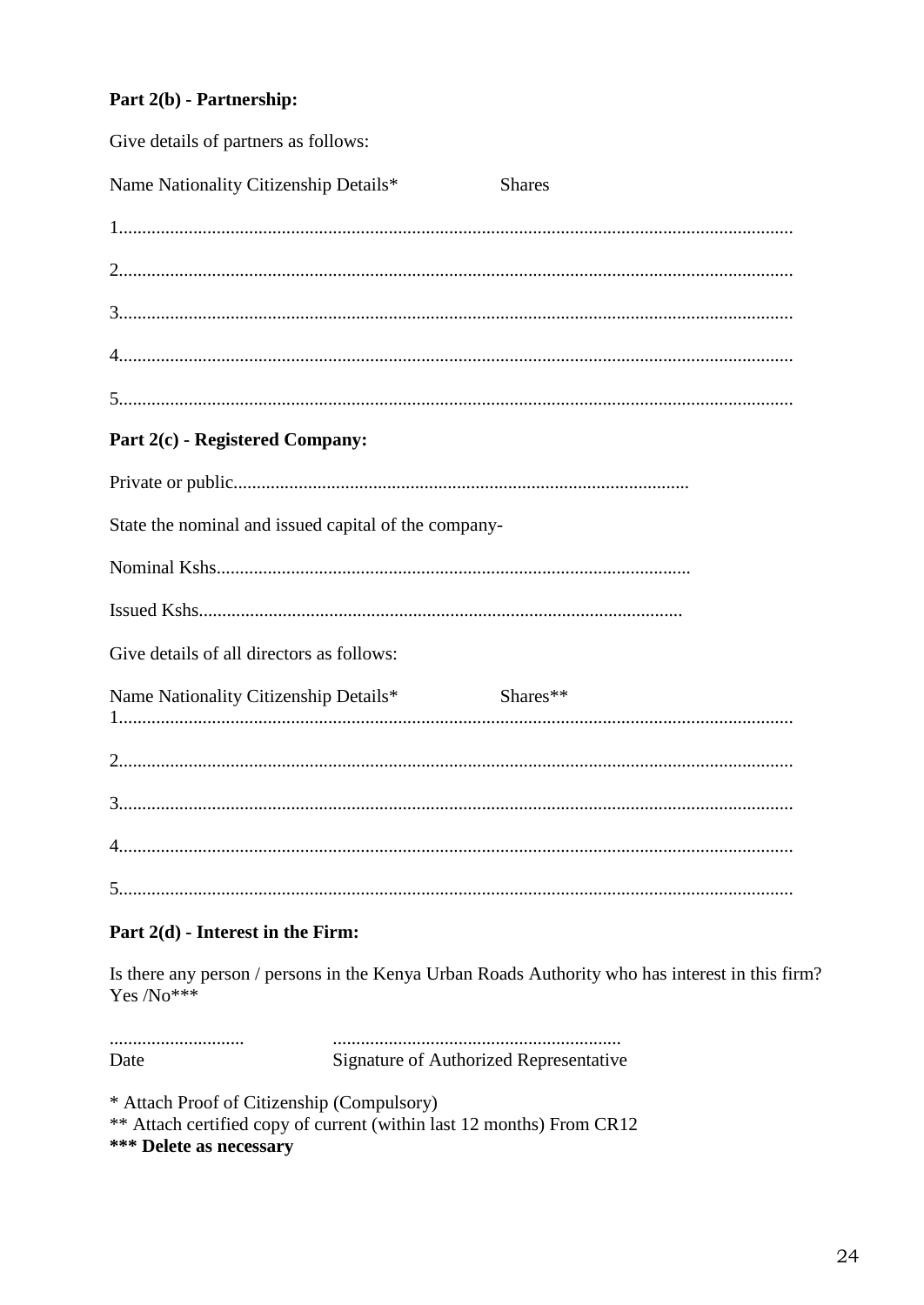**Part 2(b) - Partnership:**

Give details of partners as follows:

Name Nationality Citizenship Details* Shares

1...............................................................................................................................................

2...............................................................................................................................................

3...............................................................................................................................................

4...............................................................................................................................................

5...............................................................................................................................................

**Part 2(c) - Registered Company:**

Private or public.................................................................................................

State the nominal and issued capital of the company-

Nominal Kshs.....................................................................................................

Issued Kshs.......................................................................................................

Give details of all directors as follows:

Name Nationality Citizenship Details* Shares**

1...............................................................................................................................................

2...............................................................................................................................................

3...............................................................................................................................................

4...............................................................................................................................................

5...............................................................................................................................................

**Part 2(d) - Interest in the Firm:**

Is there any person / persons in the Kenya Urban Roads Authority who has interest in this firm? Yes /No***

............................ .............................................................
Date Signature of Authorized Representative

* Attach Proof of Citizenship (Compulsory)
** Attach certified copy of current (within last 12 months) From CR12
**\*\*\* Delete as necessary**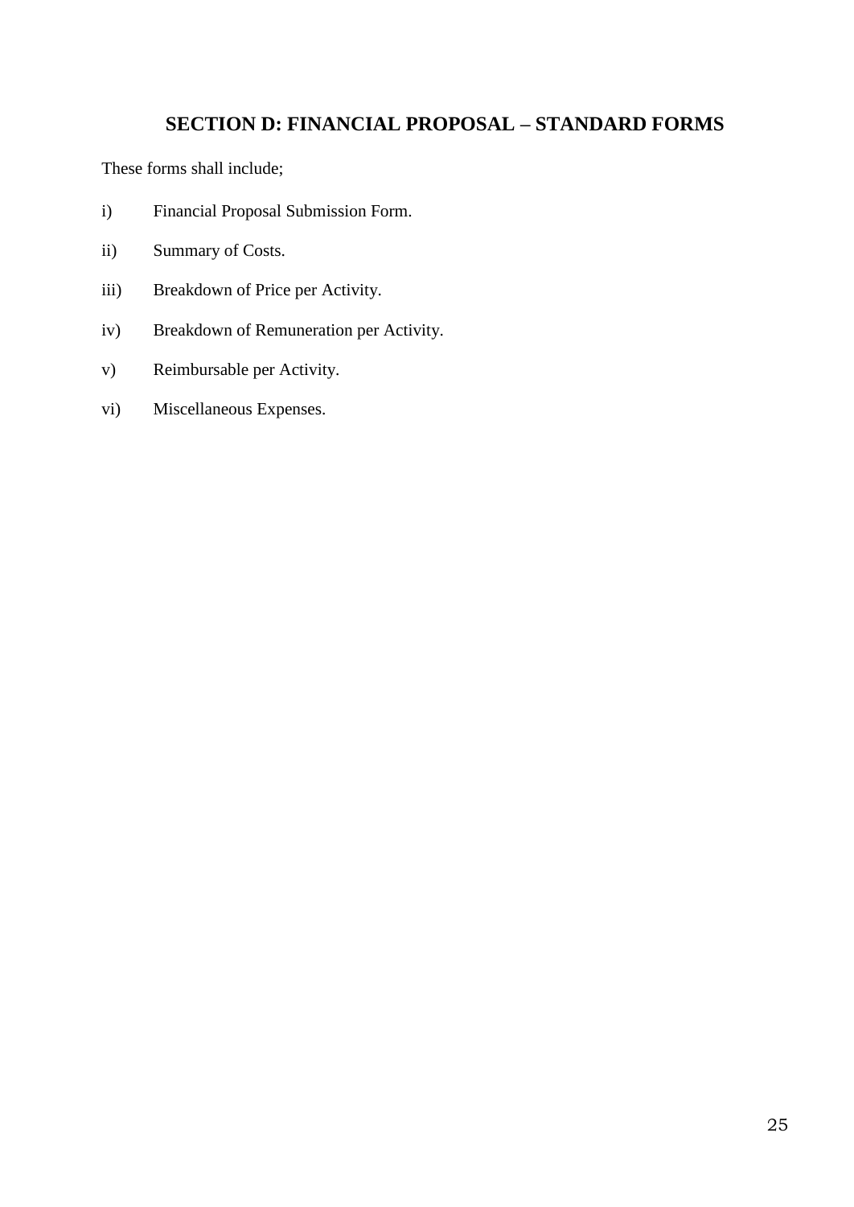## SECTION D: FINANCIAL PROPOSAL – STANDARD FORMS

These forms shall include;

i) Financial Proposal Submission Form.

ii) Summary of Costs.

iii) Breakdown of Price per Activity.

iv) Breakdown of Remuneration per Activity.

v) Reimbursable per Activity.

vi) Miscellaneous Expenses.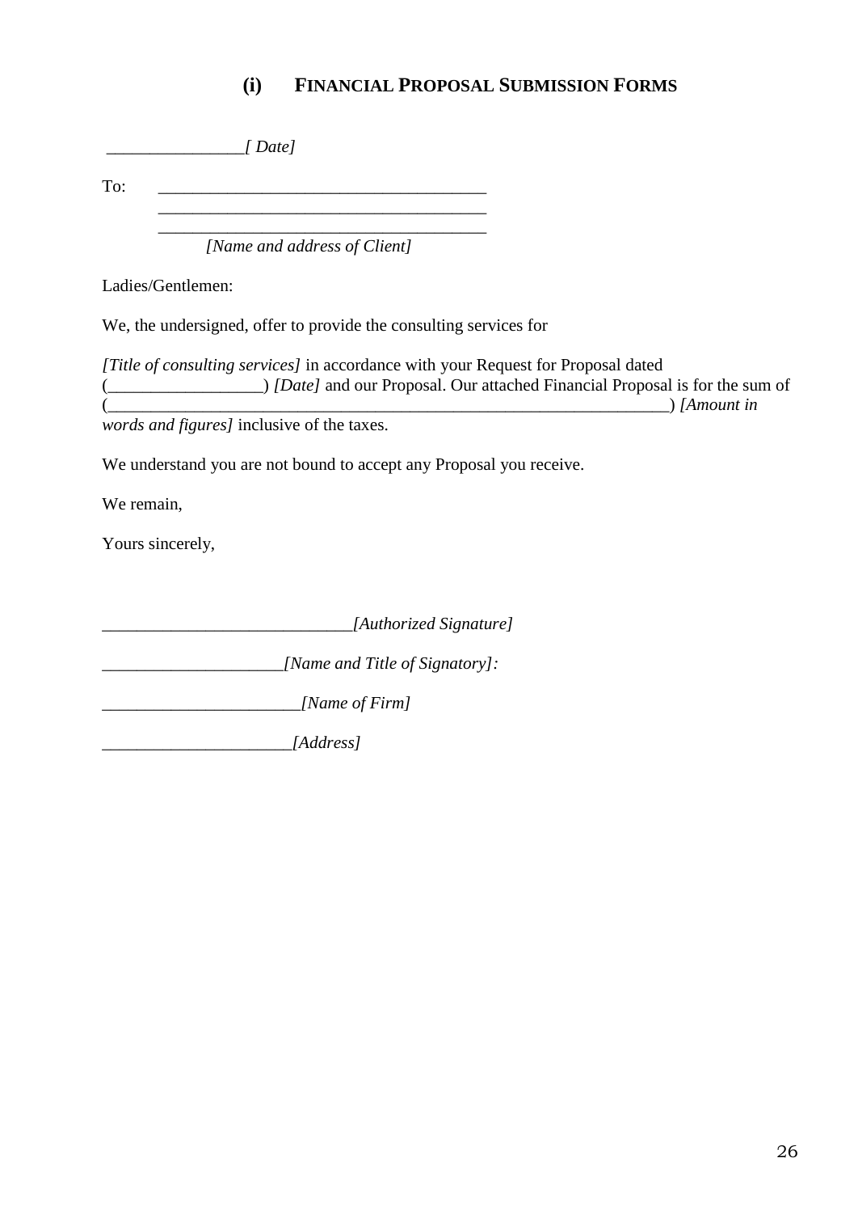## (i) FINANCIAL PROPOSAL SUBMISSION FORMS

________________*[ Date]*

To: ______________________________________
______________________________________
______________________________________
*[Name and address of Client]*

Ladies/Gentlemen:

We, the undersigned, offer to provide the consulting services for

*[Title of consulting services]* in accordance with your Request for Proposal dated (__________________) *[Date]* and our Proposal. Our attached Financial Proposal is for the sum of (_________________________________________________________________) *[Amount in words and figures]* inclusive of the taxes.

We understand you are not bound to accept any Proposal you receive.

We remain,

Yours sincerely,

_____________________________*[Authorized Signature]*

_____________________*[Name and Title of Signatory]:*

_______________________*[Name of Firm]*

______________________*[Address]*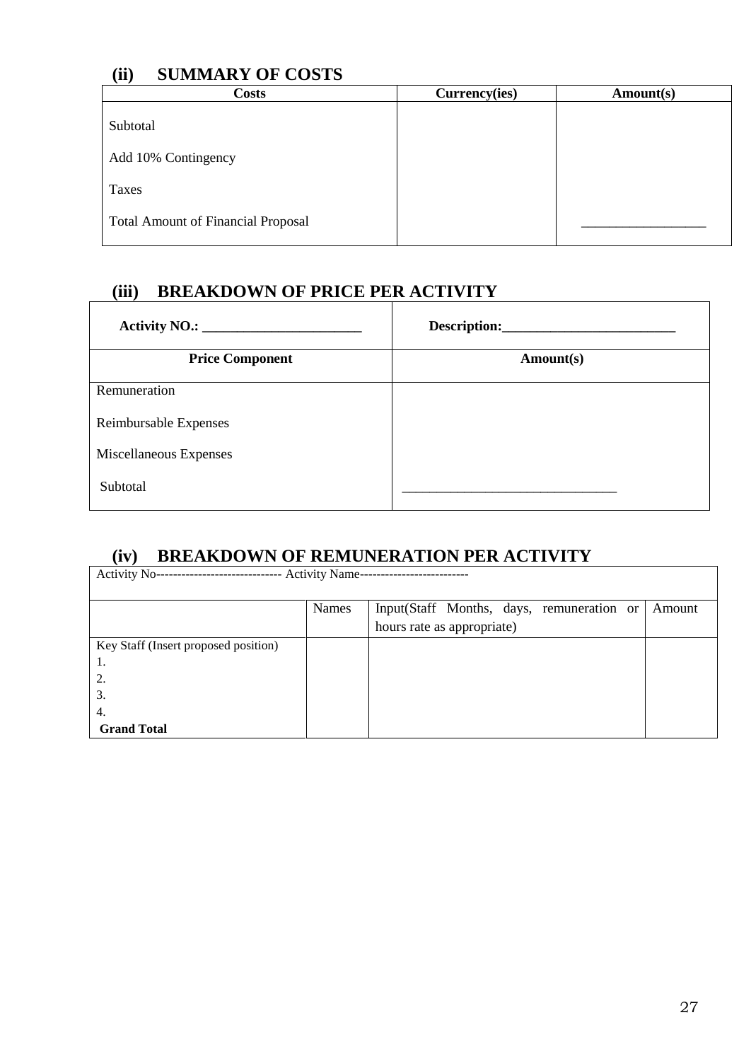### (ii) SUMMARY OF COSTS

| Costs | Currency(ies) | Amount(s) |
|---|---|---|
| Subtotal | | |
| Add 10% Contingency | | |
| Taxes | | |
| Total Amount of Financial Proposal | | ________________ |

### (iii) BREAKDOWN OF PRICE PER ACTIVITY

| Activity NO.: ______________________ | Description:________________________ |
|---|---|
| **Price Component** | **Amount(s)** |
| Remuneration | |
| Reimbursable Expenses | |
| Miscellaneous Expenses | |
| Subtotal | ______________________________ |

### (iv) BREAKDOWN OF REMUNERATION PER ACTIVITY

Activity No----------------------------- Activity Name-------------------------

| | Names | Input(Staff Months, days, remuneration or hours rate as appropriate) | Amount |
|---|---|---|---|
| Key Staff (Insert proposed position) | | | |
| 1. | | | |
| 2. | | | |
| 3. | | | |
| 4. | | | |
| **Grand Total** | | | |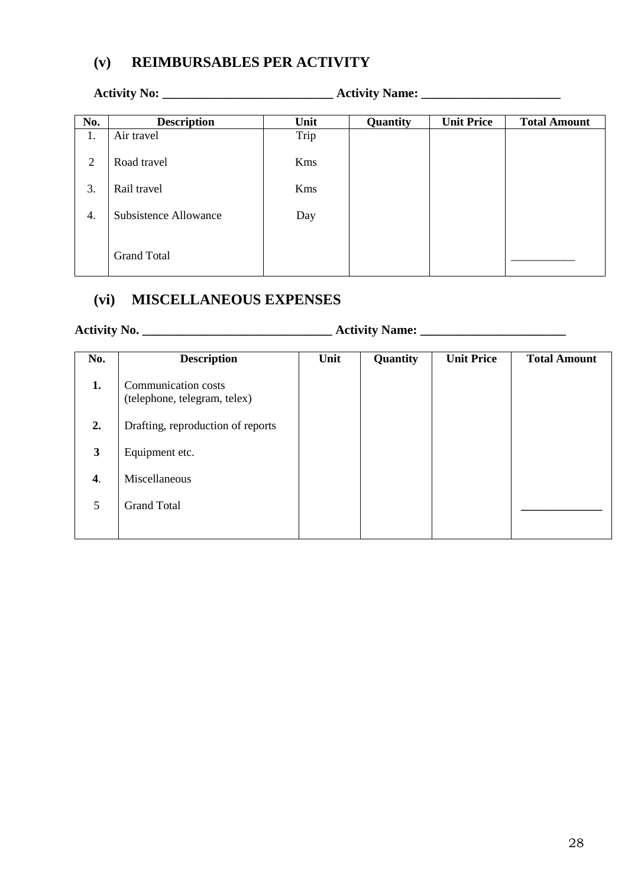## (v) REIMBURSABLES PER ACTIVITY

**Activity No: ___________________________ Activity Name: _____________________**

| No. | Description | Unit | Quantity | Unit Price | Total Amount |
|---|---|---|---|---|---|
| 1. | Air travel | Trip | | | |
| 2 | Road travel | Kms | | | |
| 3. | Rail travel | Kms | | | |
| 4. | Subsistence Allowance | Day | | | |
| | Grand Total | | | | ___________ |

## (vi) MISCELLANEOUS EXPENSES

**Activity No. ______________________________ Activity Name: ______________________**

| No. | Description | Unit | Quantity | Unit Price | Total Amount |
|---|---|---|---|---|---|
| **1.** | Communication costs (telephone, telegram, telex) | | | | |
| **2.** | Drafting, reproduction of reports | | | | |
| **3** | Equipment etc. | | | | |
| **4**. | Miscellaneous | | | | |
| 5 | Grand Total | | | | _____________ |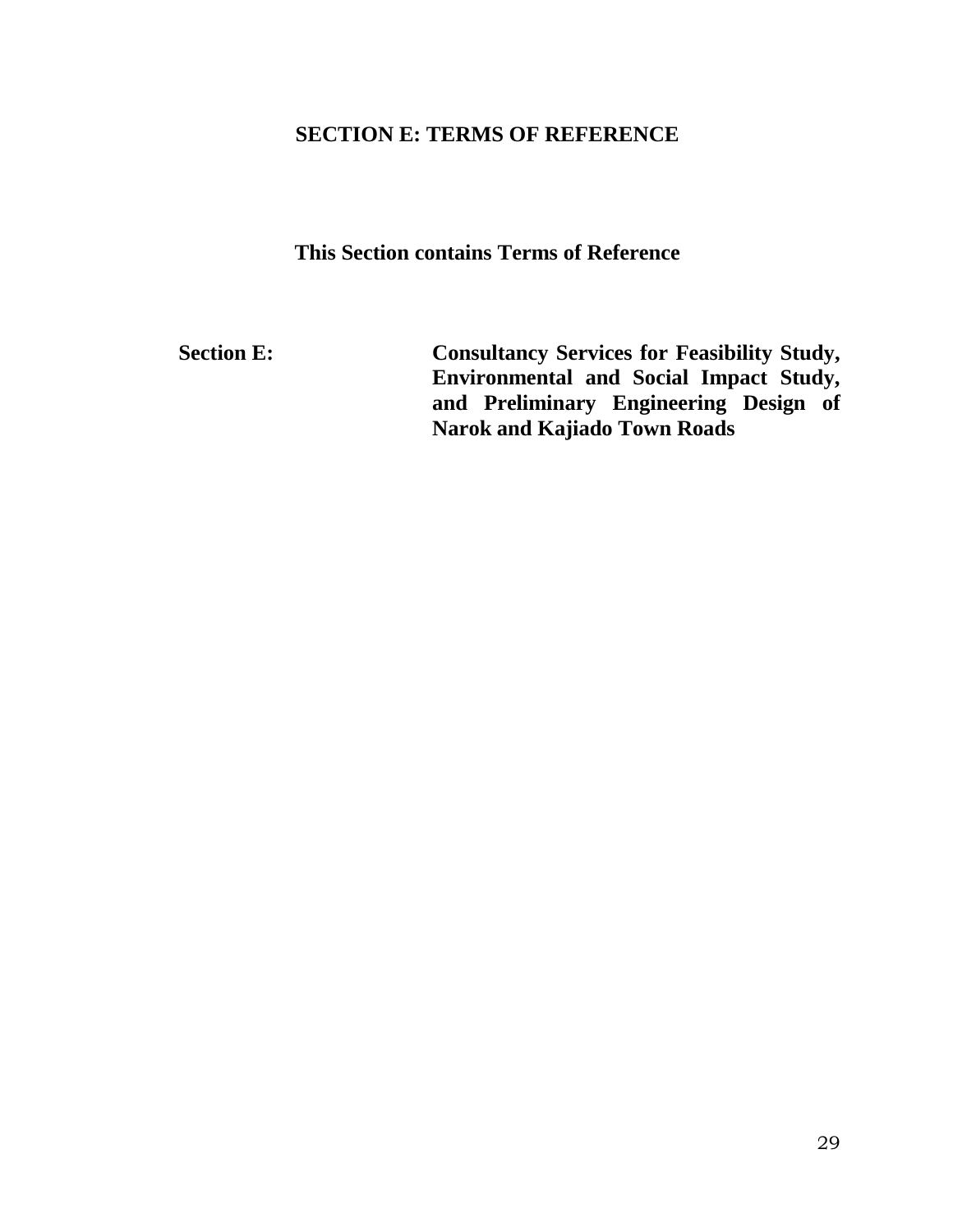# SECTION E: TERMS OF REFERENCE

**This Section contains Terms of Reference**

**Section E:** **Consultancy Services for Feasibility Study, Environmental and Social Impact Study, and Preliminary Engineering Design of Narok and Kajiado Town Roads**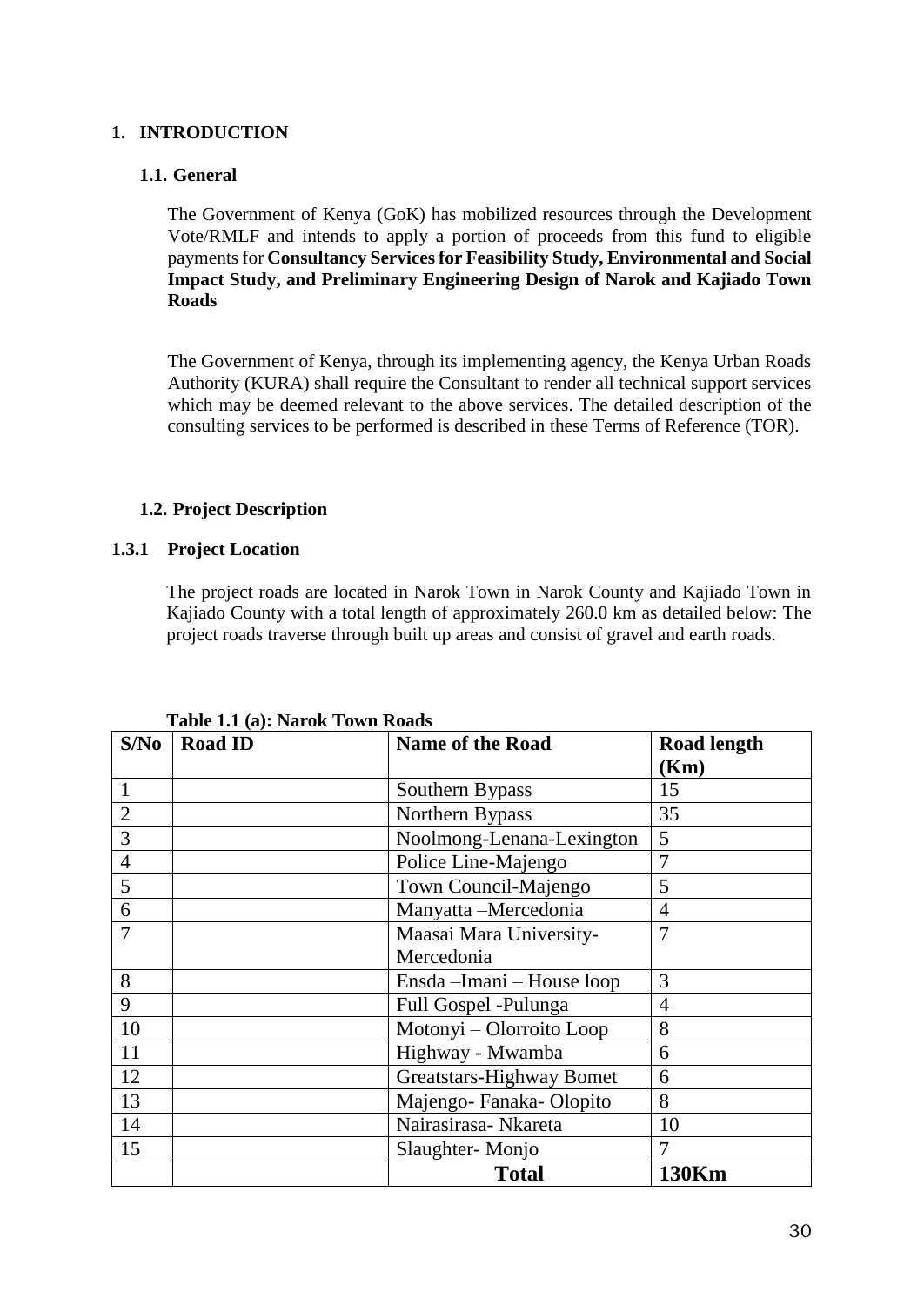# 1. INTRODUCTION

## 1.1. General

The Government of Kenya (GoK) has mobilized resources through the Development Vote/RMLF and intends to apply a portion of proceeds from this fund to eligible payments for **Consultancy Services for Feasibility Study, Environmental and Social Impact Study, and Preliminary Engineering Design of Narok and Kajiado Town Roads**

The Government of Kenya, through its implementing agency, the Kenya Urban Roads Authority (KURA) shall require the Consultant to render all technical support services which may be deemed relevant to the above services. The detailed description of the consulting services to be performed is described in these Terms of Reference (TOR).

## 1.2. Project Description

### 1.3.1 Project Location

The project roads are located in Narok Town in Narok County and Kajiado Town in Kajiado County with a total length of approximately 260.0 km as detailed below: The project roads traverse through built up areas and consist of gravel and earth roads.

**Table 1.1 (a): Narok Town Roads**

| S/No | Road ID | Name of the Road | Road length (Km) |
|---|---|---|---|
| 1 | | Southern Bypass | 15 |
| 2 | | Northern Bypass | 35 |
| 3 | | Noolmong-Lenana-Lexington | 5 |
| 4 | | Police Line-Majengo | 7 |
| 5 | | Town Council-Majengo | 5 |
| 6 | | Manyatta –Mercedonia | 4 |
| 7 | | Maasai Mara University-Mercedonia | 7 |
| 8 | | Ensda –Imani – House loop | 3 |
| 9 | | Full Gospel -Pulunga | 4 |
| 10 | | Motonyi – Olorroito Loop | 8 |
| 11 | | Highway - Mwamba | 6 |
| 12 | | Greatstars-Highway Bomet | 6 |
| 13 | | Majengo- Fanaka- Olopito | 8 |
| 14 | | Nairasirasa- Nkareta | 10 |
| 15 | | Slaughter- Monjo | 7 |
| | | **Total** | **130Km** |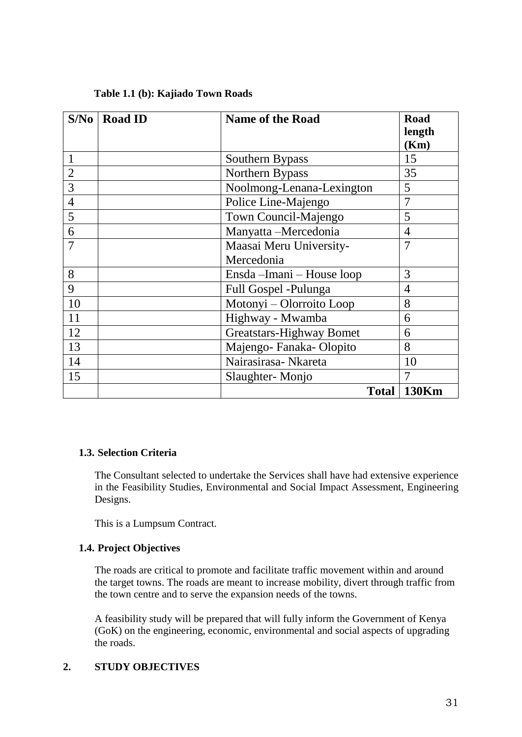**Table 1.1 (b): Kajiado Town Roads**

| S/No | Road ID | Name of the Road | Road length (Km) |
|---|---|---|---|
| 1 | | Southern Bypass | 15 |
| 2 | | Northern Bypass | 35 |
| 3 | | Noolmong-Lenana-Lexington | 5 |
| 4 | | Police Line-Majengo | 7 |
| 5 | | Town Council-Majengo | 5 |
| 6 | | Manyatta –Mercedonia | 4 |
| 7 | | Maasai Meru University-Mercedonia | 7 |
| 8 | | Ensda –Imani – House loop | 3 |
| 9 | | Full Gospel -Pulunga | 4 |
| 10 | | Motonyi – Olorroito Loop | 8 |
| 11 | | Highway - Mwamba | 6 |
| 12 | | Greatstars-Highway Bomet | 6 |
| 13 | | Majengo- Fanaka- Olopito | 8 |
| 14 | | Nairasirasa- Nkareta | 10 |
| 15 | | Slaughter- Monjo | 7 |
| | | **Total** | **130Km** |

### 1.3. Selection Criteria

The Consultant selected to undertake the Services shall have had extensive experience in the Feasibility Studies, Environmental and Social Impact Assessment, Engineering Designs.

This is a Lumpsum Contract.

### 1.4. Project Objectives

The roads are critical to promote and facilitate traffic movement within and around the target towns. The roads are meant to increase mobility, divert through traffic from the town centre and to serve the expansion needs of the towns.

A feasibility study will be prepared that will fully inform the Government of Kenya (GoK) on the engineering, economic, environmental and social aspects of upgrading the roads.

## 2. STUDY OBJECTIVES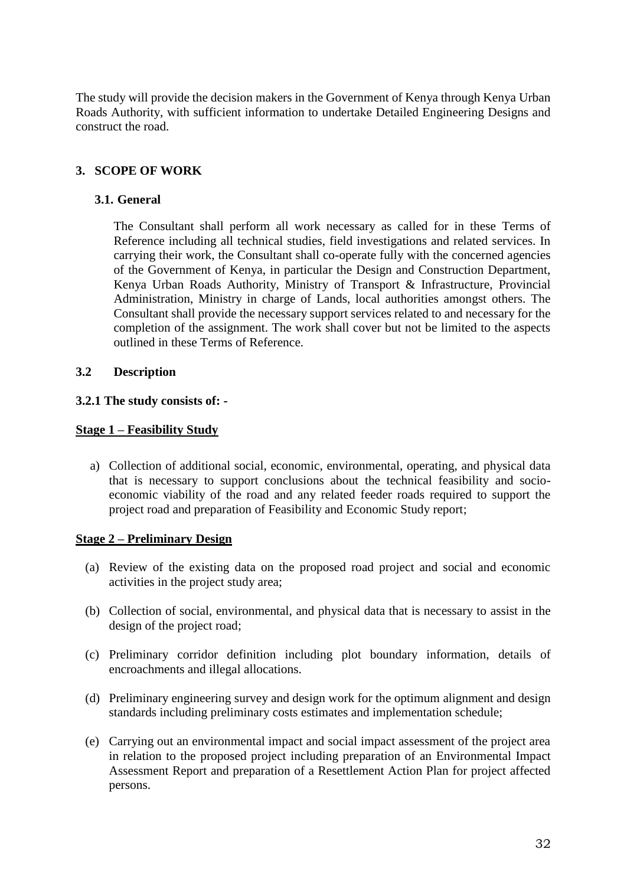The study will provide the decision makers in the Government of Kenya through Kenya Urban Roads Authority, with sufficient information to undertake Detailed Engineering Designs and construct the road.

## 3. SCOPE OF WORK

### 3.1. General

The Consultant shall perform all work necessary as called for in these Terms of Reference including all technical studies, field investigations and related services. In carrying their work, the Consultant shall co-operate fully with the concerned agencies of the Government of Kenya, in particular the Design and Construction Department, Kenya Urban Roads Authority, Ministry of Transport & Infrastructure, Provincial Administration, Ministry in charge of Lands, local authorities amongst others. The Consultant shall provide the necessary support services related to and necessary for the completion of the assignment. The work shall cover but not be limited to the aspects outlined in these Terms of Reference.

### 3.2 Description

#### 3.2.1 The study consists of: -

**<u>Stage 1 – Feasibility Study</u>**

a) Collection of additional social, economic, environmental, operating, and physical data that is necessary to support conclusions about the technical feasibility and socio-economic viability of the road and any related feeder roads required to support the project road and preparation of Feasibility and Economic Study report;

**<u>Stage 2 – Preliminary Design</u>**

(a) Review of the existing data on the proposed road project and social and economic activities in the project study area;

(b) Collection of social, environmental, and physical data that is necessary to assist in the design of the project road;

(c) Preliminary corridor definition including plot boundary information, details of encroachments and illegal allocations.

(d) Preliminary engineering survey and design work for the optimum alignment and design standards including preliminary costs estimates and implementation schedule;

(e) Carrying out an environmental impact and social impact assessment of the project area in relation to the proposed project including preparation of an Environmental Impact Assessment Report and preparation of a Resettlement Action Plan for project affected persons.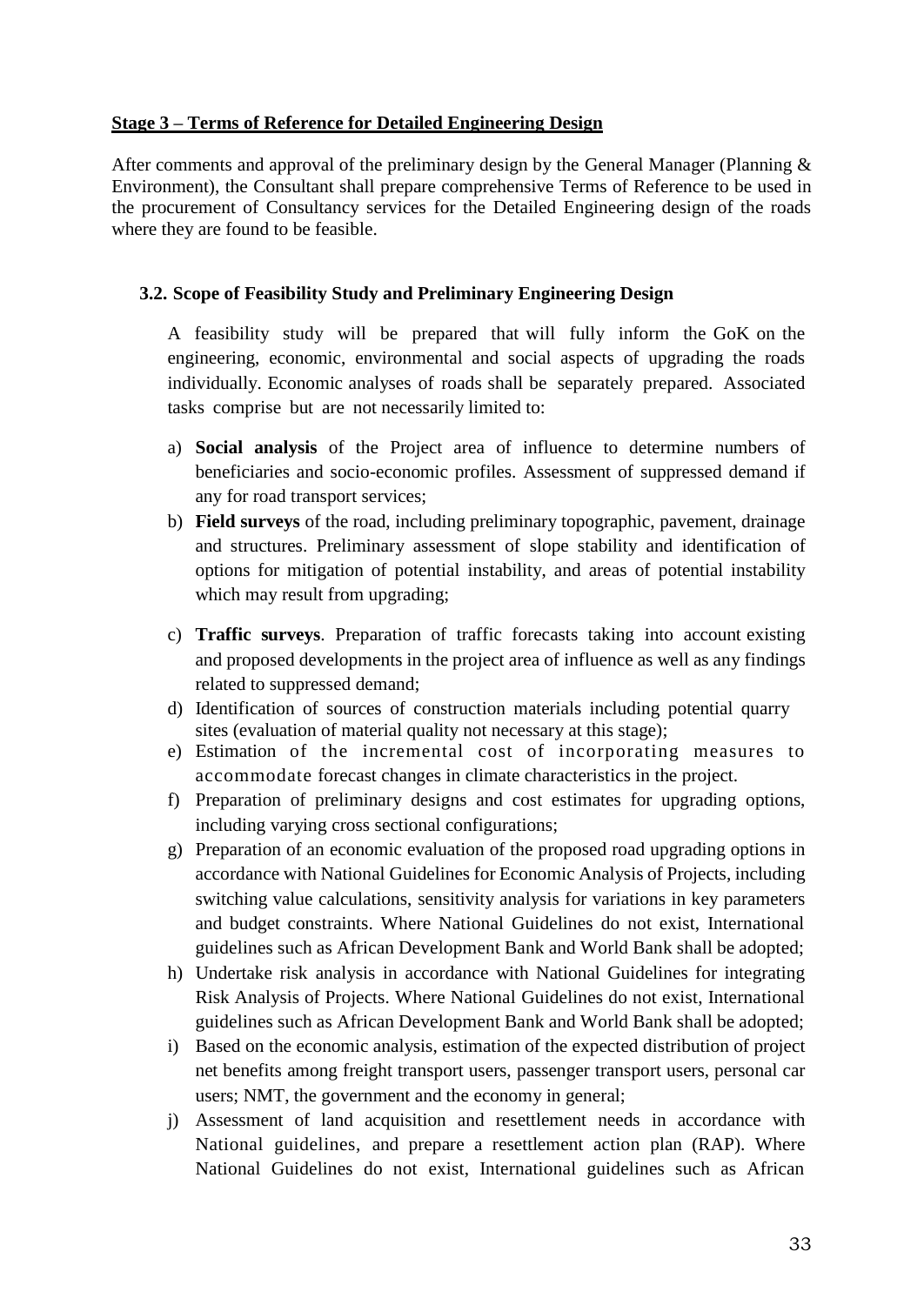**Stage 3 – Terms of Reference for Detailed Engineering Design**

After comments and approval of the preliminary design by the General Manager (Planning & Environment), the Consultant shall prepare comprehensive Terms of Reference to be used in the procurement of Consultancy services for the Detailed Engineering design of the roads where they are found to be feasible.

### 3.2. Scope of Feasibility Study and Preliminary Engineering Design

A feasibility study will be prepared that will fully inform the GoK on the engineering, economic, environmental and social aspects of upgrading the roads individually. Economic analyses of roads shall be separately prepared. Associated tasks comprise but are not necessarily limited to:

a) **Social analysis** of the Project area of influence to determine numbers of beneficiaries and socio-economic profiles. Assessment of suppressed demand if any for road transport services;
b) **Field surveys** of the road, including preliminary topographic, pavement, drainage and structures. Preliminary assessment of slope stability and identification of options for mitigation of potential instability, and areas of potential instability which may result from upgrading;
c) **Traffic surveys**. Preparation of traffic forecasts taking into account existing and proposed developments in the project area of influence as well as any findings related to suppressed demand;
d) Identification of sources of construction materials including potential quarry sites (evaluation of material quality not necessary at this stage);
e) Estimation of the incremental cost of incorporating measures to accommodate forecast changes in climate characteristics in the project.
f) Preparation of preliminary designs and cost estimates for upgrading options, including varying cross sectional configurations;
g) Preparation of an economic evaluation of the proposed road upgrading options in accordance with National Guidelines for Economic Analysis of Projects, including switching value calculations, sensitivity analysis for variations in key parameters and budget constraints. Where National Guidelines do not exist, International guidelines such as African Development Bank and World Bank shall be adopted;
h) Undertake risk analysis in accordance with National Guidelines for integrating Risk Analysis of Projects. Where National Guidelines do not exist, International guidelines such as African Development Bank and World Bank shall be adopted;
i) Based on the economic analysis, estimation of the expected distribution of project net benefits among freight transport users, passenger transport users, personal car users; NMT, the government and the economy in general;
j) Assessment of land acquisition and resettlement needs in accordance with National guidelines, and prepare a resettlement action plan (RAP). Where National Guidelines do not exist, International guidelines such as African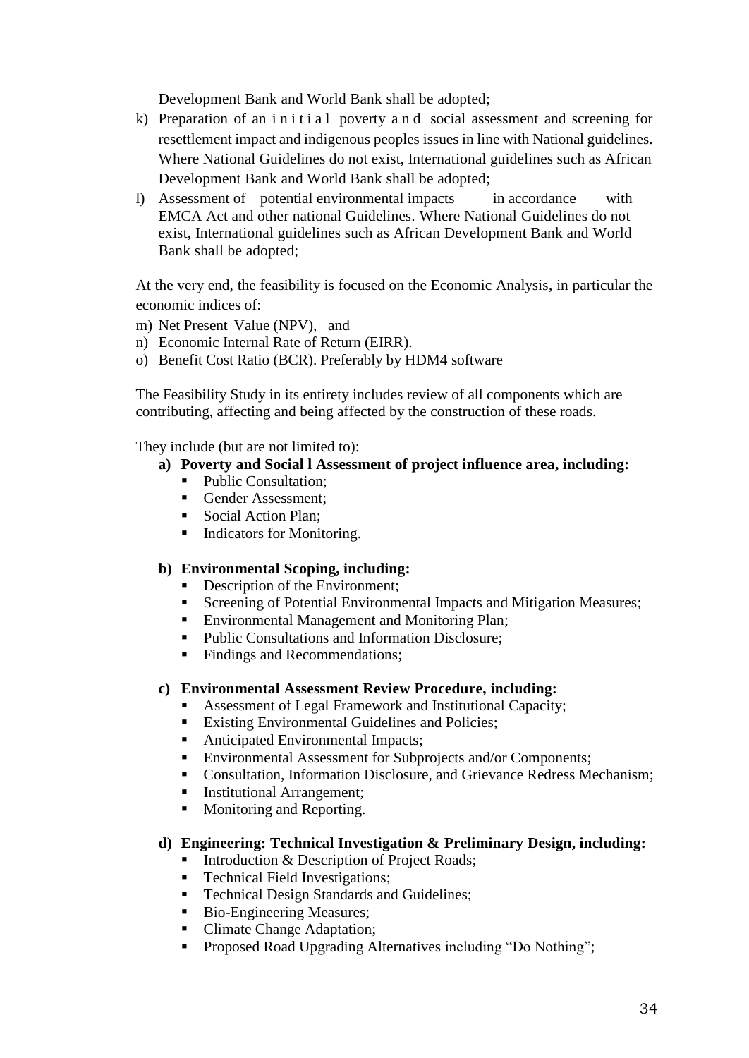Development Bank and World Bank shall be adopted;

k) Preparation of an initial poverty and social assessment and screening for resettlement impact and indigenous peoples issues in line with National guidelines. Where National Guidelines do not exist, International guidelines such as African Development Bank and World Bank shall be adopted;

l) Assessment of potential environmental impacts in accordance with EMCA Act and other national Guidelines. Where National Guidelines do not exist, International guidelines such as African Development Bank and World Bank shall be adopted;

At the very end, the feasibility is focused on the Economic Analysis, in particular the economic indices of:

m) Net Present Value (NPV), and
n) Economic Internal Rate of Return (EIRR).
o) Benefit Cost Ratio (BCR). Preferably by HDM4 software

The Feasibility Study in its entirety includes review of all components which are contributing, affecting and being affected by the construction of these roads.

They include (but are not limited to):

**a) Poverty and Social l Assessment of project influence area, including:**

- Public Consultation;
- Gender Assessment;
- Social Action Plan;
- Indicators for Monitoring.

**b) Environmental Scoping, including:**

- Description of the Environment;
- Screening of Potential Environmental Impacts and Mitigation Measures;
- Environmental Management and Monitoring Plan;
- Public Consultations and Information Disclosure;
- Findings and Recommendations;

**c) Environmental Assessment Review Procedure, including:**

- Assessment of Legal Framework and Institutional Capacity;
- Existing Environmental Guidelines and Policies;
- Anticipated Environmental Impacts;
- Environmental Assessment for Subprojects and/or Components;
- Consultation, Information Disclosure, and Grievance Redress Mechanism;
- Institutional Arrangement;
- Monitoring and Reporting.

**d) Engineering: Technical Investigation & Preliminary Design, including:**

- Introduction & Description of Project Roads;
- Technical Field Investigations;
- Technical Design Standards and Guidelines;
- Bio-Engineering Measures;
- Climate Change Adaptation;
- Proposed Road Upgrading Alternatives including "Do Nothing";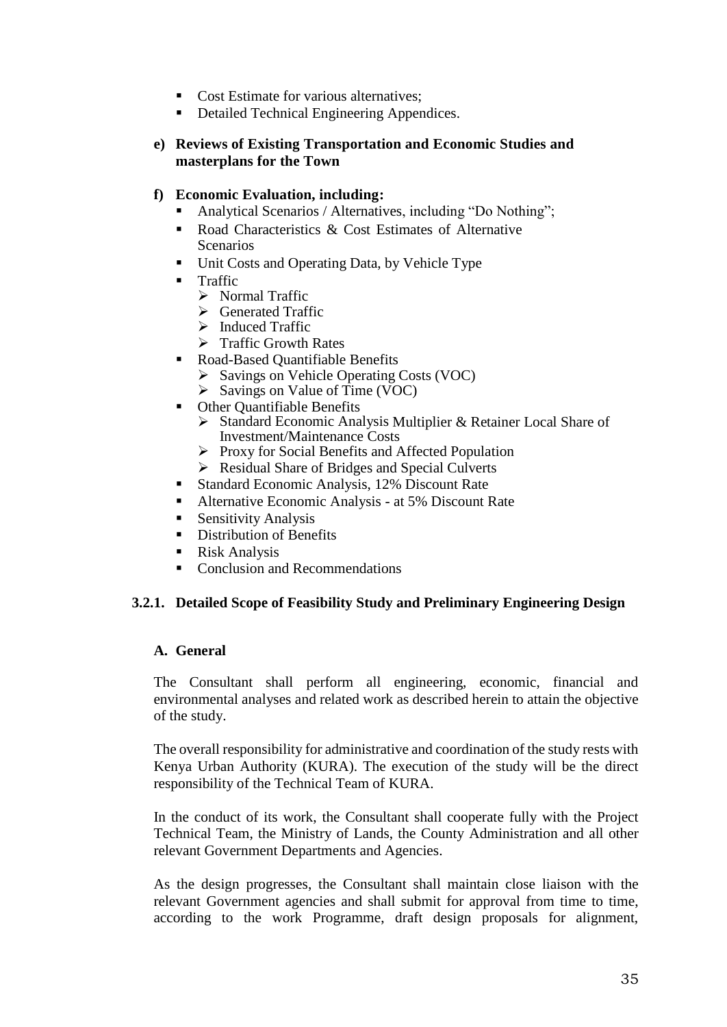- Cost Estimate for various alternatives;
- Detailed Technical Engineering Appendices.

**e) Reviews of Existing Transportation and Economic Studies and masterplans for the Town**

**f) Economic Evaluation, including:**

- Analytical Scenarios / Alternatives, including "Do Nothing";
- Road Characteristics & Cost Estimates of Alternative Scenarios
- Unit Costs and Operating Data, by Vehicle Type
- Traffic
  - Normal Traffic
  - Generated Traffic
  - Induced Traffic
  - Traffic Growth Rates
- Road-Based Quantifiable Benefits
  - Savings on Vehicle Operating Costs (VOC)
  - Savings on Value of Time (VOC)
- Other Quantifiable Benefits
  - Standard Economic Analysis Multiplier & Retainer Local Share of Investment/Maintenance Costs
  - Proxy for Social Benefits and Affected Population
  - Residual Share of Bridges and Special Culverts
- Standard Economic Analysis, 12% Discount Rate
- Alternative Economic Analysis - at 5% Discount Rate
- Sensitivity Analysis
- Distribution of Benefits
- Risk Analysis
- Conclusion and Recommendations

### 3.2.1. Detailed Scope of Feasibility Study and Preliminary Engineering Design

**A. General**

The Consultant shall perform all engineering, economic, financial and environmental analyses and related work as described herein to attain the objective of the study.

The overall responsibility for administrative and coordination of the study rests with Kenya Urban Authority (KURA). The execution of the study will be the direct responsibility of the Technical Team of KURA.

In the conduct of its work, the Consultant shall cooperate fully with the Project Technical Team, the Ministry of Lands, the County Administration and all other relevant Government Departments and Agencies.

As the design progresses, the Consultant shall maintain close liaison with the relevant Government agencies and shall submit for approval from time to time, according to the work Programme, draft design proposals for alignment,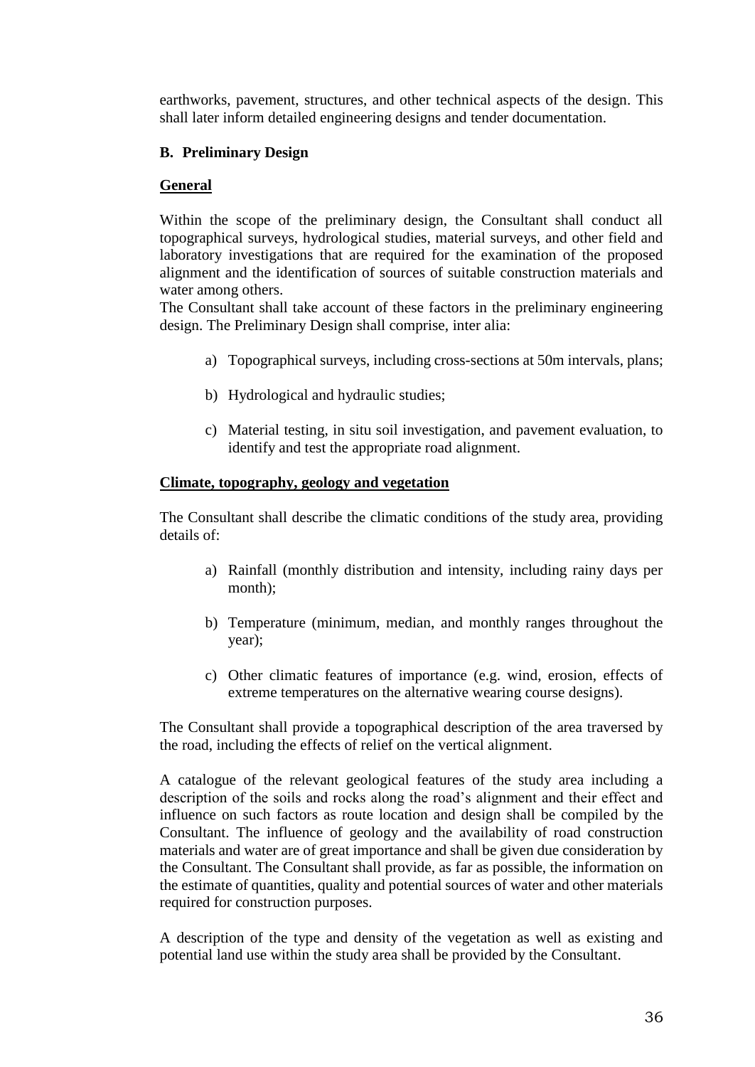earthworks, pavement, structures, and other technical aspects of the design. This shall later inform detailed engineering designs and tender documentation.

### B. Preliminary Design

**General**

Within the scope of the preliminary design, the Consultant shall conduct all topographical surveys, hydrological studies, material surveys, and other field and laboratory investigations that are required for the examination of the proposed alignment and the identification of sources of suitable construction materials and water among others.

The Consultant shall take account of these factors in the preliminary engineering design. The Preliminary Design shall comprise, inter alia:

a) Topographical surveys, including cross-sections at 50m intervals, plans;

b) Hydrological and hydraulic studies;

c) Material testing, in situ soil investigation, and pavement evaluation, to identify and test the appropriate road alignment.

**Climate, topography, geology and vegetation**

The Consultant shall describe the climatic conditions of the study area, providing details of:

a) Rainfall (monthly distribution and intensity, including rainy days per month);

b) Temperature (minimum, median, and monthly ranges throughout the year);

c) Other climatic features of importance (e.g. wind, erosion, effects of extreme temperatures on the alternative wearing course designs).

The Consultant shall provide a topographical description of the area traversed by the road, including the effects of relief on the vertical alignment.

A catalogue of the relevant geological features of the study area including a description of the soils and rocks along the road's alignment and their effect and influence on such factors as route location and design shall be compiled by the Consultant. The influence of geology and the availability of road construction materials and water are of great importance and shall be given due consideration by the Consultant. The Consultant shall provide, as far as possible, the information on the estimate of quantities, quality and potential sources of water and other materials required for construction purposes.

A description of the type and density of the vegetation as well as existing and potential land use within the study area shall be provided by the Consultant.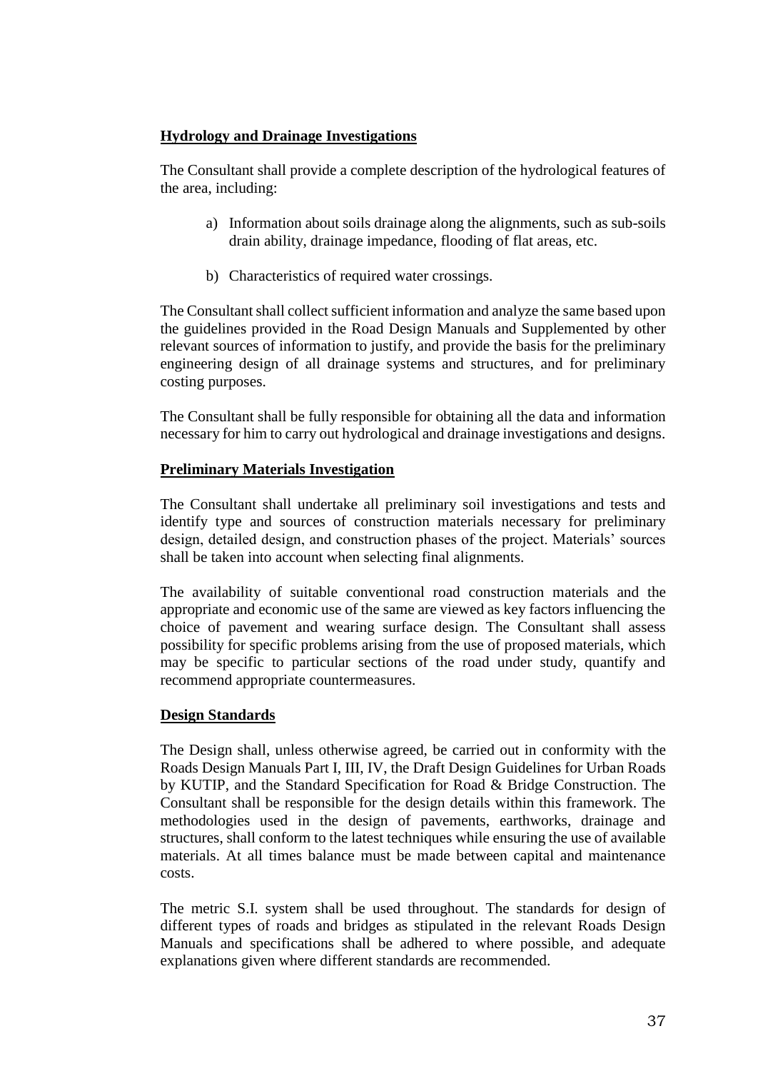**Hydrology and Drainage Investigations**

The Consultant shall provide a complete description of the hydrological features of the area, including:

a) Information about soils drainage along the alignments, such as sub-soils drain ability, drainage impedance, flooding of flat areas, etc.

b) Characteristics of required water crossings.

The Consultant shall collect sufficient information and analyze the same based upon the guidelines provided in the Road Design Manuals and Supplemented by other relevant sources of information to justify, and provide the basis for the preliminary engineering design of all drainage systems and structures, and for preliminary costing purposes.

The Consultant shall be fully responsible for obtaining all the data and information necessary for him to carry out hydrological and drainage investigations and designs.

**Preliminary Materials Investigation**

The Consultant shall undertake all preliminary soil investigations and tests and identify type and sources of construction materials necessary for preliminary design, detailed design, and construction phases of the project. Materials' sources shall be taken into account when selecting final alignments.

The availability of suitable conventional road construction materials and the appropriate and economic use of the same are viewed as key factors influencing the choice of pavement and wearing surface design. The Consultant shall assess possibility for specific problems arising from the use of proposed materials, which may be specific to particular sections of the road under study, quantify and recommend appropriate countermeasures.

**Design Standards**

The Design shall, unless otherwise agreed, be carried out in conformity with the Roads Design Manuals Part I, III, IV, the Draft Design Guidelines for Urban Roads by KUTIP, and the Standard Specification for Road & Bridge Construction. The Consultant shall be responsible for the design details within this framework. The methodologies used in the design of pavements, earthworks, drainage and structures, shall conform to the latest techniques while ensuring the use of available materials. At all times balance must be made between capital and maintenance costs.

The metric S.I. system shall be used throughout. The standards for design of different types of roads and bridges as stipulated in the relevant Roads Design Manuals and specifications shall be adhered to where possible, and adequate explanations given where different standards are recommended.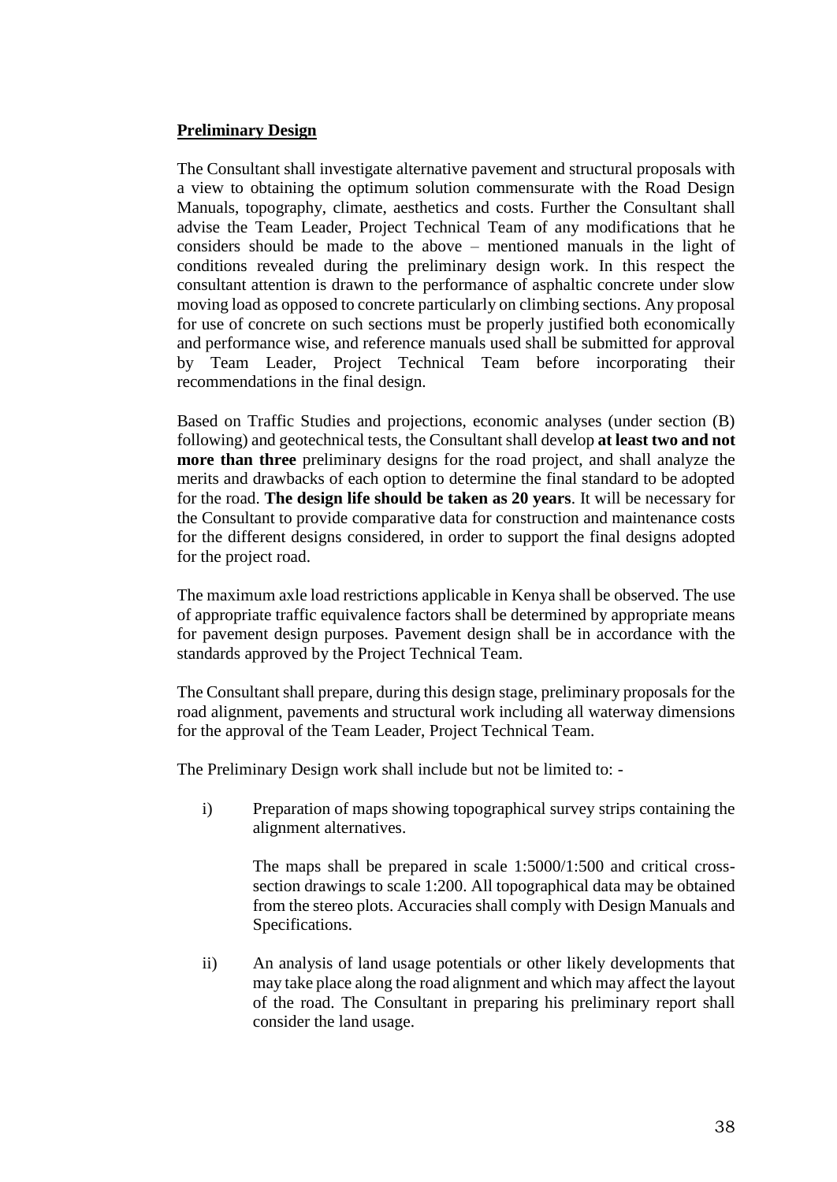**Preliminary Design**

The Consultant shall investigate alternative pavement and structural proposals with a view to obtaining the optimum solution commensurate with the Road Design Manuals, topography, climate, aesthetics and costs. Further the Consultant shall advise the Team Leader, Project Technical Team of any modifications that he considers should be made to the above – mentioned manuals in the light of conditions revealed during the preliminary design work. In this respect the consultant attention is drawn to the performance of asphaltic concrete under slow moving load as opposed to concrete particularly on climbing sections. Any proposal for use of concrete on such sections must be properly justified both economically and performance wise, and reference manuals used shall be submitted for approval by Team Leader, Project Technical Team before incorporating their recommendations in the final design.

Based on Traffic Studies and projections, economic analyses (under section (B) following) and geotechnical tests, the Consultant shall develop **at least two and not more than three** preliminary designs for the road project, and shall analyze the merits and drawbacks of each option to determine the final standard to be adopted for the road. **The design life should be taken as 20 years**. It will be necessary for the Consultant to provide comparative data for construction and maintenance costs for the different designs considered, in order to support the final designs adopted for the project road.

The maximum axle load restrictions applicable in Kenya shall be observed. The use of appropriate traffic equivalence factors shall be determined by appropriate means for pavement design purposes. Pavement design shall be in accordance with the standards approved by the Project Technical Team.

The Consultant shall prepare, during this design stage, preliminary proposals for the road alignment, pavements and structural work including all waterway dimensions for the approval of the Team Leader, Project Technical Team.

The Preliminary Design work shall include but not be limited to: -

i) Preparation of maps showing topographical survey strips containing the alignment alternatives.

   The maps shall be prepared in scale 1:5000/1:500 and critical cross-section drawings to scale 1:200. All topographical data may be obtained from the stereo plots. Accuracies shall comply with Design Manuals and Specifications.

ii) An analysis of land usage potentials or other likely developments that may take place along the road alignment and which may affect the layout of the road. The Consultant in preparing his preliminary report shall consider the land usage.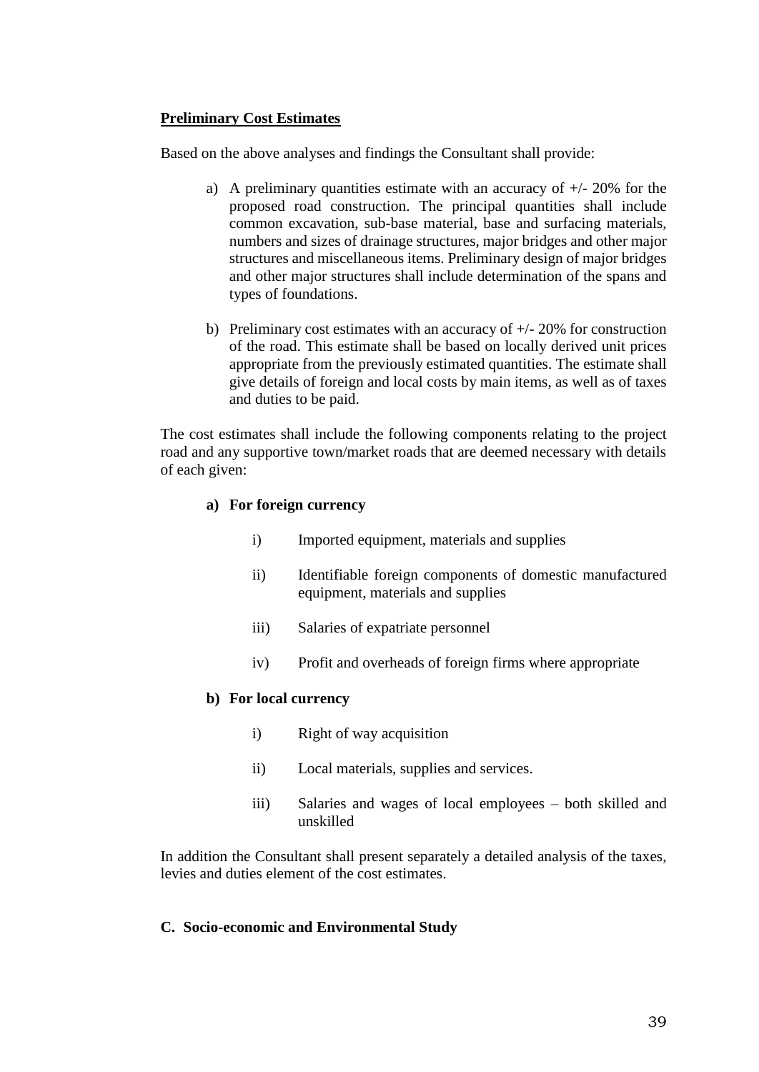**Preliminary Cost Estimates**

Based on the above analyses and findings the Consultant shall provide:

a) A preliminary quantities estimate with an accuracy of +/- 20% for the proposed road construction. The principal quantities shall include common excavation, sub-base material, base and surfacing materials, numbers and sizes of drainage structures, major bridges and other major structures and miscellaneous items. Preliminary design of major bridges and other major structures shall include determination of the spans and types of foundations.

b) Preliminary cost estimates with an accuracy of +/- 20% for construction of the road. This estimate shall be based on locally derived unit prices appropriate from the previously estimated quantities. The estimate shall give details of foreign and local costs by main items, as well as of taxes and duties to be paid.

The cost estimates shall include the following components relating to the project road and any supportive town/market roads that are deemed necessary with details of each given:

**a) For foreign currency**

- i) Imported equipment, materials and supplies
- ii) Identifiable foreign components of domestic manufactured equipment, materials and supplies
- iii) Salaries of expatriate personnel
- iv) Profit and overheads of foreign firms where appropriate

**b) For local currency**

- i) Right of way acquisition
- ii) Local materials, supplies and services.
- iii) Salaries and wages of local employees – both skilled and unskilled

In addition the Consultant shall present separately a detailed analysis of the taxes, levies and duties element of the cost estimates.

**C. Socio-economic and Environmental Study**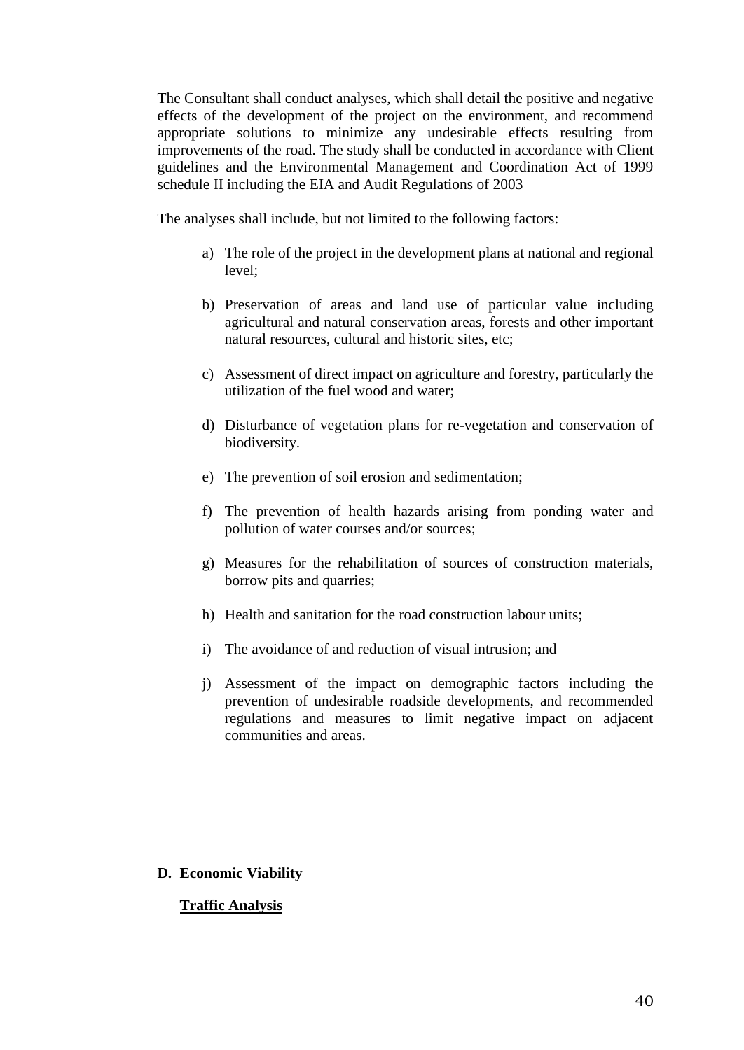The Consultant shall conduct analyses, which shall detail the positive and negative effects of the development of the project on the environment, and recommend appropriate solutions to minimize any undesirable effects resulting from improvements of the road. The study shall be conducted in accordance with Client guidelines and the Environmental Management and Coordination Act of 1999 schedule II including the EIA and Audit Regulations of 2003

The analyses shall include, but not limited to the following factors:

a) The role of the project in the development plans at national and regional level;

b) Preservation of areas and land use of particular value including agricultural and natural conservation areas, forests and other important natural resources, cultural and historic sites, etc;

c) Assessment of direct impact on agriculture and forestry, particularly the utilization of the fuel wood and water;

d) Disturbance of vegetation plans for re-vegetation and conservation of biodiversity.

e) The prevention of soil erosion and sedimentation;

f) The prevention of health hazards arising from ponding water and pollution of water courses and/or sources;

g) Measures for the rehabilitation of sources of construction materials, borrow pits and quarries;

h) Health and sanitation for the road construction labour units;

i) The avoidance of and reduction of visual intrusion; and

j) Assessment of the impact on demographic factors including the prevention of undesirable roadside developments, and recommended regulations and measures to limit negative impact on adjacent communities and areas.

**D. Economic Viability**

**Traffic Analysis**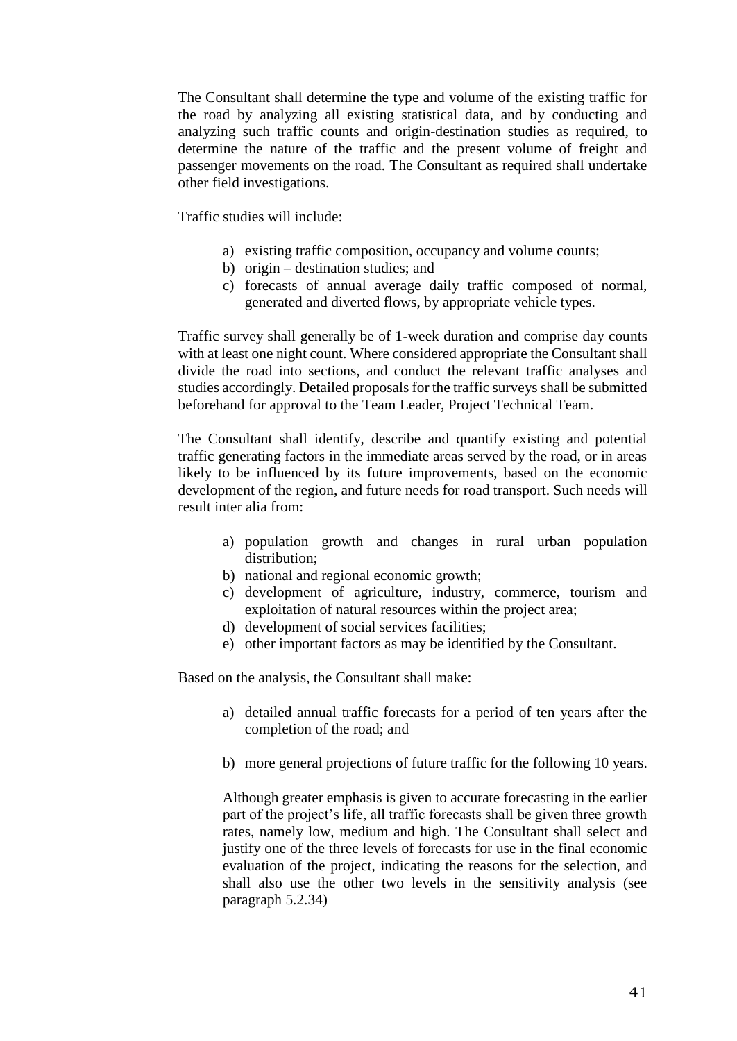The Consultant shall determine the type and volume of the existing traffic for the road by analyzing all existing statistical data, and by conducting and analyzing such traffic counts and origin-destination studies as required, to determine the nature of the traffic and the present volume of freight and passenger movements on the road. The Consultant as required shall undertake other field investigations.

Traffic studies will include:

a) existing traffic composition, occupancy and volume counts;
b) origin – destination studies; and
c) forecasts of annual average daily traffic composed of normal, generated and diverted flows, by appropriate vehicle types.

Traffic survey shall generally be of 1-week duration and comprise day counts with at least one night count. Where considered appropriate the Consultant shall divide the road into sections, and conduct the relevant traffic analyses and studies accordingly. Detailed proposals for the traffic surveys shall be submitted beforehand for approval to the Team Leader, Project Technical Team.

The Consultant shall identify, describe and quantify existing and potential traffic generating factors in the immediate areas served by the road, or in areas likely to be influenced by its future improvements, based on the economic development of the region, and future needs for road transport. Such needs will result inter alia from:

a) population growth and changes in rural urban population distribution;
b) national and regional economic growth;
c) development of agriculture, industry, commerce, tourism and exploitation of natural resources within the project area;
d) development of social services facilities;
e) other important factors as may be identified by the Consultant.

Based on the analysis, the Consultant shall make:

a) detailed annual traffic forecasts for a period of ten years after the completion of the road; and

b) more general projections of future traffic for the following 10 years.

Although greater emphasis is given to accurate forecasting in the earlier part of the project's life, all traffic forecasts shall be given three growth rates, namely low, medium and high. The Consultant shall select and justify one of the three levels of forecasts for use in the final economic evaluation of the project, indicating the reasons for the selection, and shall also use the other two levels in the sensitivity analysis (see paragraph 5.2.34)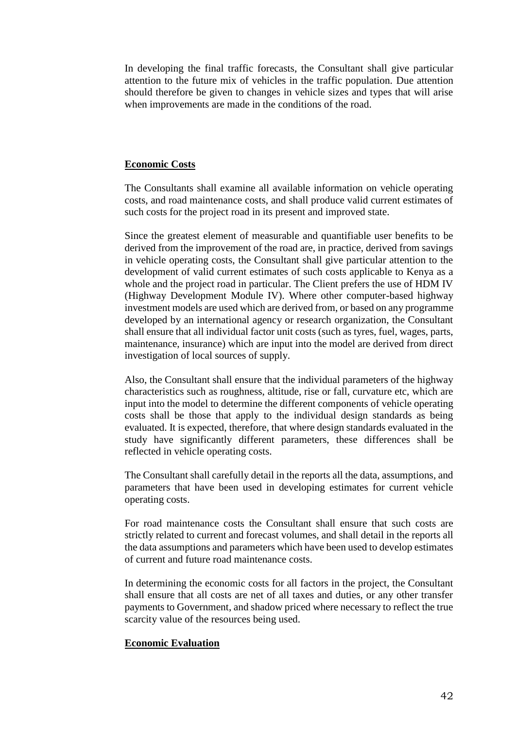In developing the final traffic forecasts, the Consultant shall give particular attention to the future mix of vehicles in the traffic population. Due attention should therefore be given to changes in vehicle sizes and types that will arise when improvements are made in the conditions of the road.

**Economic Costs**

The Consultants shall examine all available information on vehicle operating costs, and road maintenance costs, and shall produce valid current estimates of such costs for the project road in its present and improved state.

Since the greatest element of measurable and quantifiable user benefits to be derived from the improvement of the road are, in practice, derived from savings in vehicle operating costs, the Consultant shall give particular attention to the development of valid current estimates of such costs applicable to Kenya as a whole and the project road in particular. The Client prefers the use of HDM IV (Highway Development Module IV). Where other computer-based highway investment models are used which are derived from, or based on any programme developed by an international agency or research organization, the Consultant shall ensure that all individual factor unit costs (such as tyres, fuel, wages, parts, maintenance, insurance) which are input into the model are derived from direct investigation of local sources of supply.

Also, the Consultant shall ensure that the individual parameters of the highway characteristics such as roughness, altitude, rise or fall, curvature etc, which are input into the model to determine the different components of vehicle operating costs shall be those that apply to the individual design standards as being evaluated. It is expected, therefore, that where design standards evaluated in the study have significantly different parameters, these differences shall be reflected in vehicle operating costs.

The Consultant shall carefully detail in the reports all the data, assumptions, and parameters that have been used in developing estimates for current vehicle operating costs.

For road maintenance costs the Consultant shall ensure that such costs are strictly related to current and forecast volumes, and shall detail in the reports all the data assumptions and parameters which have been used to develop estimates of current and future road maintenance costs.

In determining the economic costs for all factors in the project, the Consultant shall ensure that all costs are net of all taxes and duties, or any other transfer payments to Government, and shadow priced where necessary to reflect the true scarcity value of the resources being used.

**Economic Evaluation**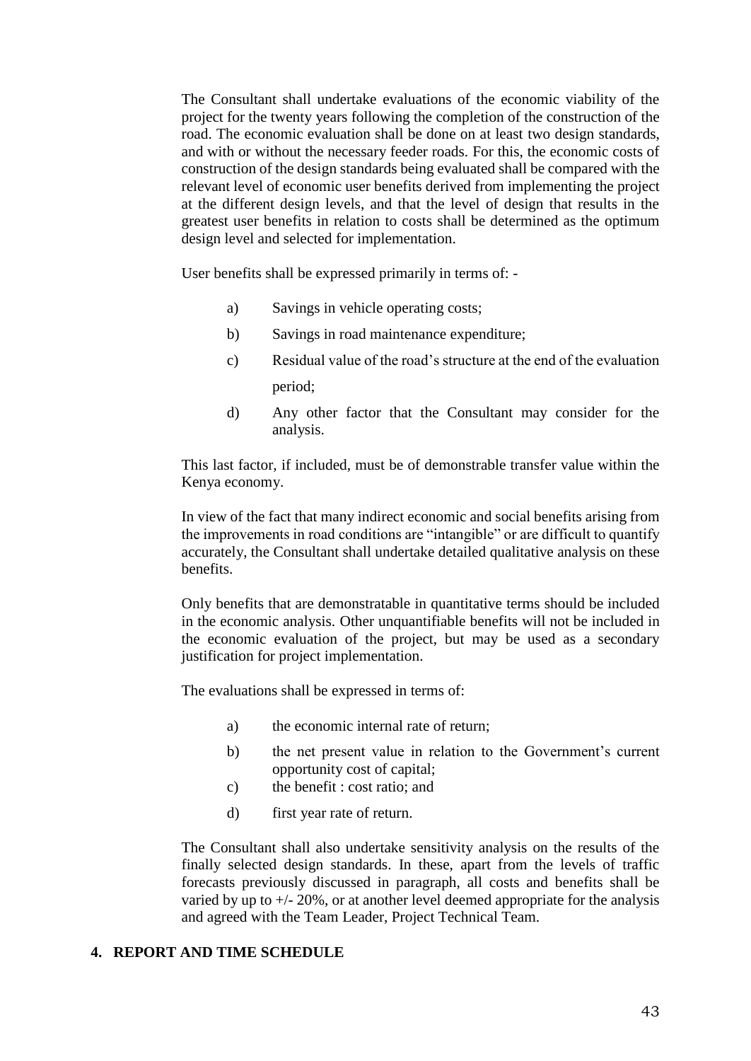The Consultant shall undertake evaluations of the economic viability of the project for the twenty years following the completion of the construction of the road. The economic evaluation shall be done on at least two design standards, and with or without the necessary feeder roads. For this, the economic costs of construction of the design standards being evaluated shall be compared with the relevant level of economic user benefits derived from implementing the project at the different design levels, and that the level of design that results in the greatest user benefits in relation to costs shall be determined as the optimum design level and selected for implementation.

User benefits shall be expressed primarily in terms of: -

a) Savings in vehicle operating costs;

b) Savings in road maintenance expenditure;

c) Residual value of the road's structure at the end of the evaluation period;

d) Any other factor that the Consultant may consider for the analysis.

This last factor, if included, must be of demonstrable transfer value within the Kenya economy.

In view of the fact that many indirect economic and social benefits arising from the improvements in road conditions are "intangible" or are difficult to quantify accurately, the Consultant shall undertake detailed qualitative analysis on these benefits.

Only benefits that are demonstratable in quantitative terms should be included in the economic analysis. Other unquantifiable benefits will not be included in the economic evaluation of the project, but may be used as a secondary justification for project implementation.

The evaluations shall be expressed in terms of:

a) the economic internal rate of return;

b) the net present value in relation to the Government's current opportunity cost of capital;

c) the benefit : cost ratio; and

d) first year rate of return.

The Consultant shall also undertake sensitivity analysis on the results of the finally selected design standards. In these, apart from the levels of traffic forecasts previously discussed in paragraph, all costs and benefits shall be varied by up to +/- 20%, or at another level deemed appropriate for the analysis and agreed with the Team Leader, Project Technical Team.

## 4. REPORT AND TIME SCHEDULE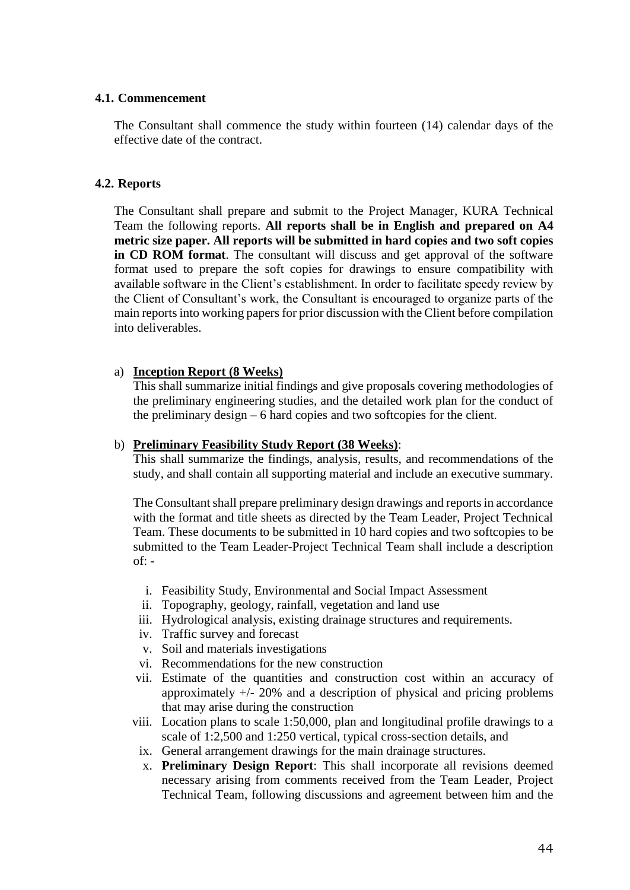### 4.1. Commencement

The Consultant shall commence the study within fourteen (14) calendar days of the effective date of the contract.

### 4.2. Reports

The Consultant shall prepare and submit to the Project Manager, KURA Technical Team the following reports. **All reports shall be in English and prepared on A4 metric size paper. All reports will be submitted in hard copies and two soft copies in CD ROM format**. The consultant will discuss and get approval of the software format used to prepare the soft copies for drawings to ensure compatibility with available software in the Client's establishment. In order to facilitate speedy review by the Client of Consultant's work, the Consultant is encouraged to organize parts of the main reports into working papers for prior discussion with the Client before compilation into deliverables.

a) **Inception Report (8 Weeks)**
This shall summarize initial findings and give proposals covering methodologies of the preliminary engineering studies, and the detailed work plan for the conduct of the preliminary design – 6 hard copies and two softcopies for the client.

b) **Preliminary Feasibility Study Report (38 Weeks)**:
This shall summarize the findings, analysis, results, and recommendations of the study, and shall contain all supporting material and include an executive summary.

The Consultant shall prepare preliminary design drawings and reports in accordance with the format and title sheets as directed by the Team Leader, Project Technical Team. These documents to be submitted in 10 hard copies and two softcopies to be submitted to the Team Leader-Project Technical Team shall include a description of: -

i. Feasibility Study, Environmental and Social Impact Assessment
ii. Topography, geology, rainfall, vegetation and land use
iii. Hydrological analysis, existing drainage structures and requirements.
iv. Traffic survey and forecast
v. Soil and materials investigations
vi. Recommendations for the new construction
vii. Estimate of the quantities and construction cost within an accuracy of approximately +/- 20% and a description of physical and pricing problems that may arise during the construction
viii. Location plans to scale 1:50,000, plan and longitudinal profile drawings to a scale of 1:2,500 and 1:250 vertical, typical cross-section details, and
ix. General arrangement drawings for the main drainage structures.
x. **Preliminary Design Report**: This shall incorporate all revisions deemed necessary arising from comments received from the Team Leader, Project Technical Team, following discussions and agreement between him and the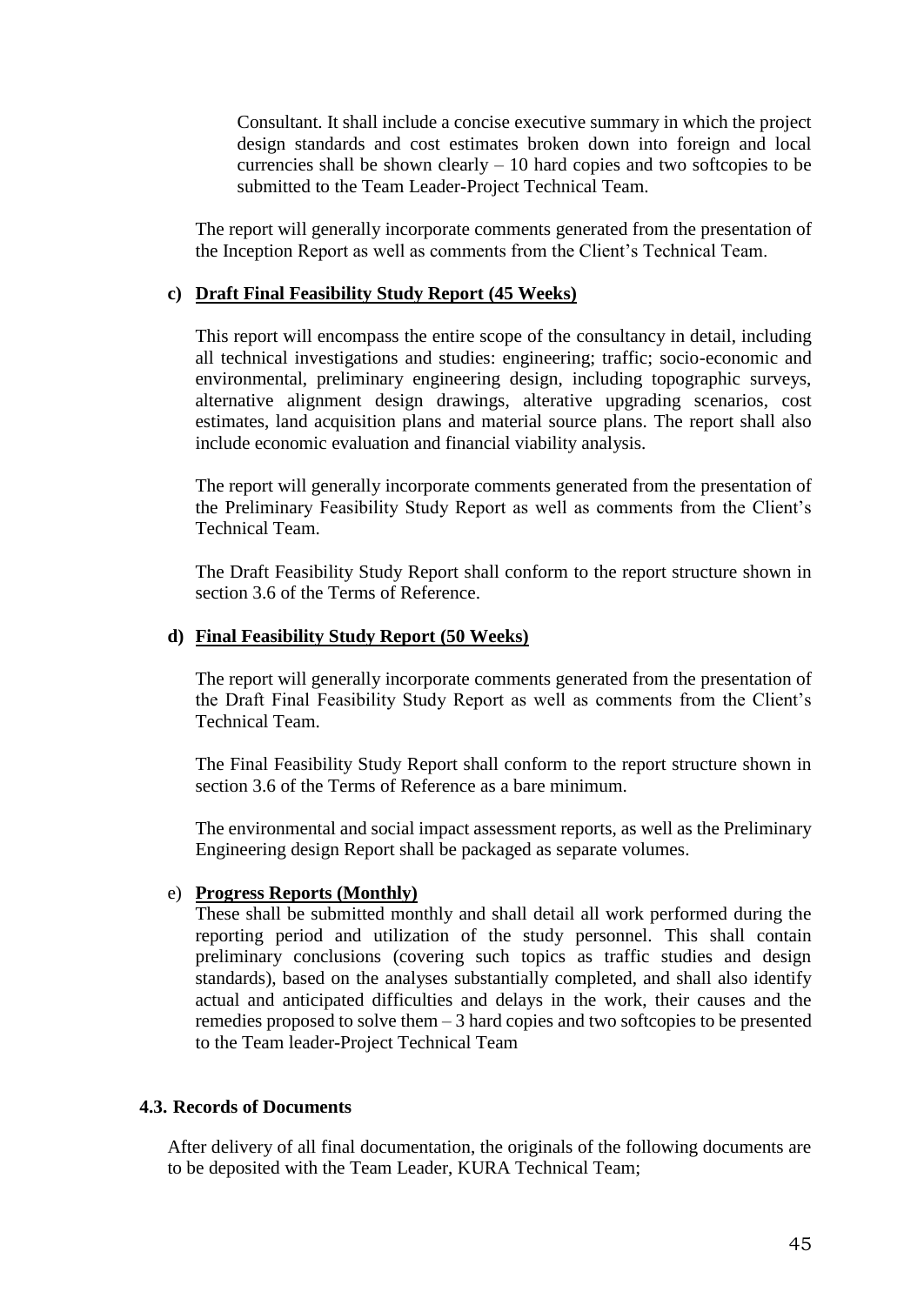Consultant. It shall include a concise executive summary in which the project design standards and cost estimates broken down into foreign and local currencies shall be shown clearly – 10 hard copies and two softcopies to be submitted to the Team Leader-Project Technical Team.

The report will generally incorporate comments generated from the presentation of the Inception Report as well as comments from the Client's Technical Team.

**c) Draft Final Feasibility Study Report (45 Weeks)**

This report will encompass the entire scope of the consultancy in detail, including all technical investigations and studies: engineering; traffic; socio-economic and environmental, preliminary engineering design, including topographic surveys, alternative alignment design drawings, alterative upgrading scenarios, cost estimates, land acquisition plans and material source plans. The report shall also include economic evaluation and financial viability analysis.

The report will generally incorporate comments generated from the presentation of the Preliminary Feasibility Study Report as well as comments from the Client's Technical Team.

The Draft Feasibility Study Report shall conform to the report structure shown in section 3.6 of the Terms of Reference.

**d) Final Feasibility Study Report (50 Weeks)**

The report will generally incorporate comments generated from the presentation of the Draft Final Feasibility Study Report as well as comments from the Client's Technical Team.

The Final Feasibility Study Report shall conform to the report structure shown in section 3.6 of the Terms of Reference as a bare minimum.

The environmental and social impact assessment reports, as well as the Preliminary Engineering design Report shall be packaged as separate volumes.

e) **Progress Reports (Monthly)**

These shall be submitted monthly and shall detail all work performed during the reporting period and utilization of the study personnel. This shall contain preliminary conclusions (covering such topics as traffic studies and design standards), based on the analyses substantially completed, and shall also identify actual and anticipated difficulties and delays in the work, their causes and the remedies proposed to solve them – 3 hard copies and two softcopies to be presented to the Team leader-Project Technical Team

### 4.3. Records of Documents

After delivery of all final documentation, the originals of the following documents are to be deposited with the Team Leader, KURA Technical Team;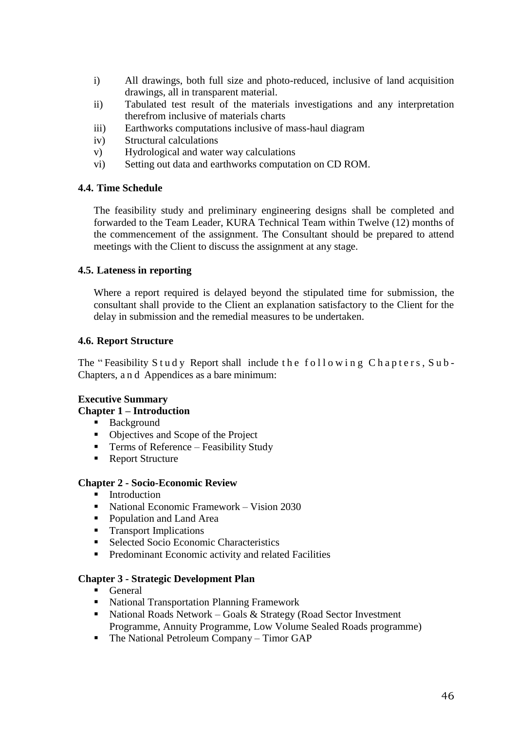i) All drawings, both full size and photo-reduced, inclusive of land acquisition drawings, all in transparent material.

ii) Tabulated test result of the materials investigations and any interpretation therefrom inclusive of materials charts

iii) Earthworks computations inclusive of mass-haul diagram

iv) Structural calculations

v) Hydrological and water way calculations

vi) Setting out data and earthworks computation on CD ROM.

### 4.4. Time Schedule

The feasibility study and preliminary engineering designs shall be completed and forwarded to the Team Leader, KURA Technical Team within Twelve (12) months of the commencement of the assignment. The Consultant should be prepared to attend meetings with the Client to discuss the assignment at any stage.

### 4.5. Lateness in reporting

Where a report required is delayed beyond the stipulated time for submission, the consultant shall provide to the Client an explanation satisfactory to the Client for the delay in submission and the remedial measures to be undertaken.

### 4.6. Report Structure

The " Feasibility Study Report shall include the following Chapters, Sub-Chapters, and Appendices as a bare minimum:

**Executive Summary**

**Chapter 1 – Introduction**

- Background
- Objectives and Scope of the Project
- Terms of Reference – Feasibility Study
- Report Structure

**Chapter 2 - Socio-Economic Review**

- Introduction
- National Economic Framework – Vision 2030
- Population and Land Area
- Transport Implications
- Selected Socio Economic Characteristics
- Predominant Economic activity and related Facilities

**Chapter 3 - Strategic Development Plan**

- General
- National Transportation Planning Framework
- National Roads Network – Goals & Strategy (Road Sector Investment Programme, Annuity Programme, Low Volume Sealed Roads programme)
- The National Petroleum Company – Timor GAP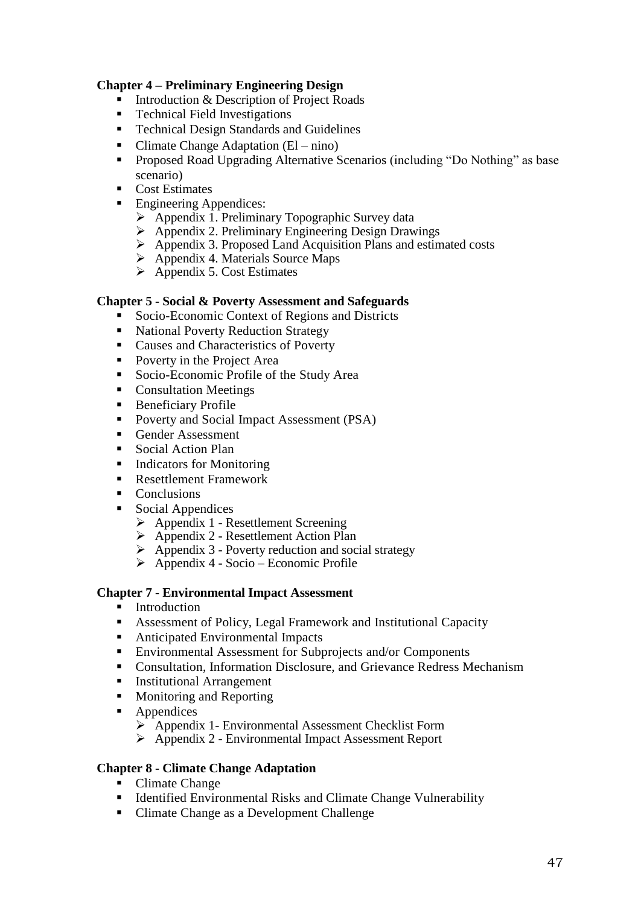**Chapter 4 – Preliminary Engineering Design**

- Introduction & Description of Project Roads
- Technical Field Investigations
- Technical Design Standards and Guidelines
- Climate Change Adaptation (El – nino)
- Proposed Road Upgrading Alternative Scenarios (including "Do Nothing" as base scenario)
- Cost Estimates
- Engineering Appendices:
  - Appendix 1. Preliminary Topographic Survey data
  - Appendix 2. Preliminary Engineering Design Drawings
  - Appendix 3. Proposed Land Acquisition Plans and estimated costs
  - Appendix 4. Materials Source Maps
  - Appendix 5. Cost Estimates

**Chapter 5 - Social & Poverty Assessment and Safeguards**

- Socio-Economic Context of Regions and Districts
- National Poverty Reduction Strategy
- Causes and Characteristics of Poverty
- Poverty in the Project Area
- Socio-Economic Profile of the Study Area
- Consultation Meetings
- Beneficiary Profile
- Poverty and Social Impact Assessment (PSA)
- Gender Assessment
- Social Action Plan
- Indicators for Monitoring
- Resettlement Framework
- Conclusions
- Social Appendices
  - Appendix 1 - Resettlement Screening
  - Appendix 2 - Resettlement Action Plan
  - Appendix 3 - Poverty reduction and social strategy
  - Appendix 4 - Socio – Economic Profile

**Chapter 7 - Environmental Impact Assessment**

- Introduction
- Assessment of Policy, Legal Framework and Institutional Capacity
- Anticipated Environmental Impacts
- Environmental Assessment for Subprojects and/or Components
- Consultation, Information Disclosure, and Grievance Redress Mechanism
- Institutional Arrangement
- Monitoring and Reporting
- Appendices
  - Appendix 1- Environmental Assessment Checklist Form
  - Appendix 2 - Environmental Impact Assessment Report

**Chapter 8 - Climate Change Adaptation**

- Climate Change
- Identified Environmental Risks and Climate Change Vulnerability
- Climate Change as a Development Challenge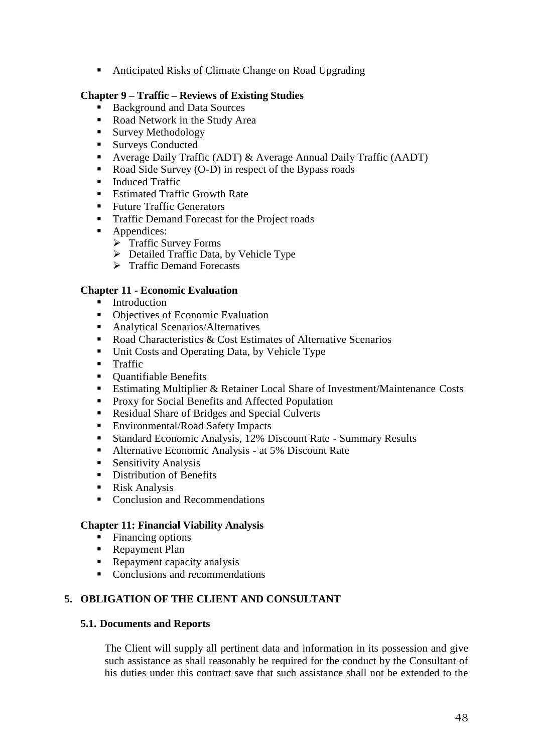- Anticipated Risks of Climate Change on Road Upgrading

**Chapter 9 – Traffic – Reviews of Existing Studies**

- Background and Data Sources
- Road Network in the Study Area
- Survey Methodology
- Surveys Conducted
- Average Daily Traffic (ADT) & Average Annual Daily Traffic (AADT)
- Road Side Survey (O-D) in respect of the Bypass roads
- Induced Traffic
- Estimated Traffic Growth Rate
- Future Traffic Generators
- Traffic Demand Forecast for the Project roads
- Appendices:
  - Traffic Survey Forms
  - Detailed Traffic Data, by Vehicle Type
  - Traffic Demand Forecasts

**Chapter 11 - Economic Evaluation**

- Introduction
- Objectives of Economic Evaluation
- Analytical Scenarios/Alternatives
- Road Characteristics & Cost Estimates of Alternative Scenarios
- Unit Costs and Operating Data, by Vehicle Type
- Traffic
- Quantifiable Benefits
- Estimating Multiplier & Retainer Local Share of Investment/Maintenance Costs
- Proxy for Social Benefits and Affected Population
- Residual Share of Bridges and Special Culverts
- Environmental/Road Safety Impacts
- Standard Economic Analysis, 12% Discount Rate - Summary Results
- Alternative Economic Analysis - at 5% Discount Rate
- Sensitivity Analysis
- Distribution of Benefits
- Risk Analysis
- Conclusion and Recommendations

**Chapter 11: Financial Viability Analysis**

- Financing options
- Repayment Plan
- Repayment capacity analysis
- Conclusions and recommendations

## 5. OBLIGATION OF THE CLIENT AND CONSULTANT

### 5.1. Documents and Reports

The Client will supply all pertinent data and information in its possession and give such assistance as shall reasonably be required for the conduct by the Consultant of his duties under this contract save that such assistance shall not be extended to the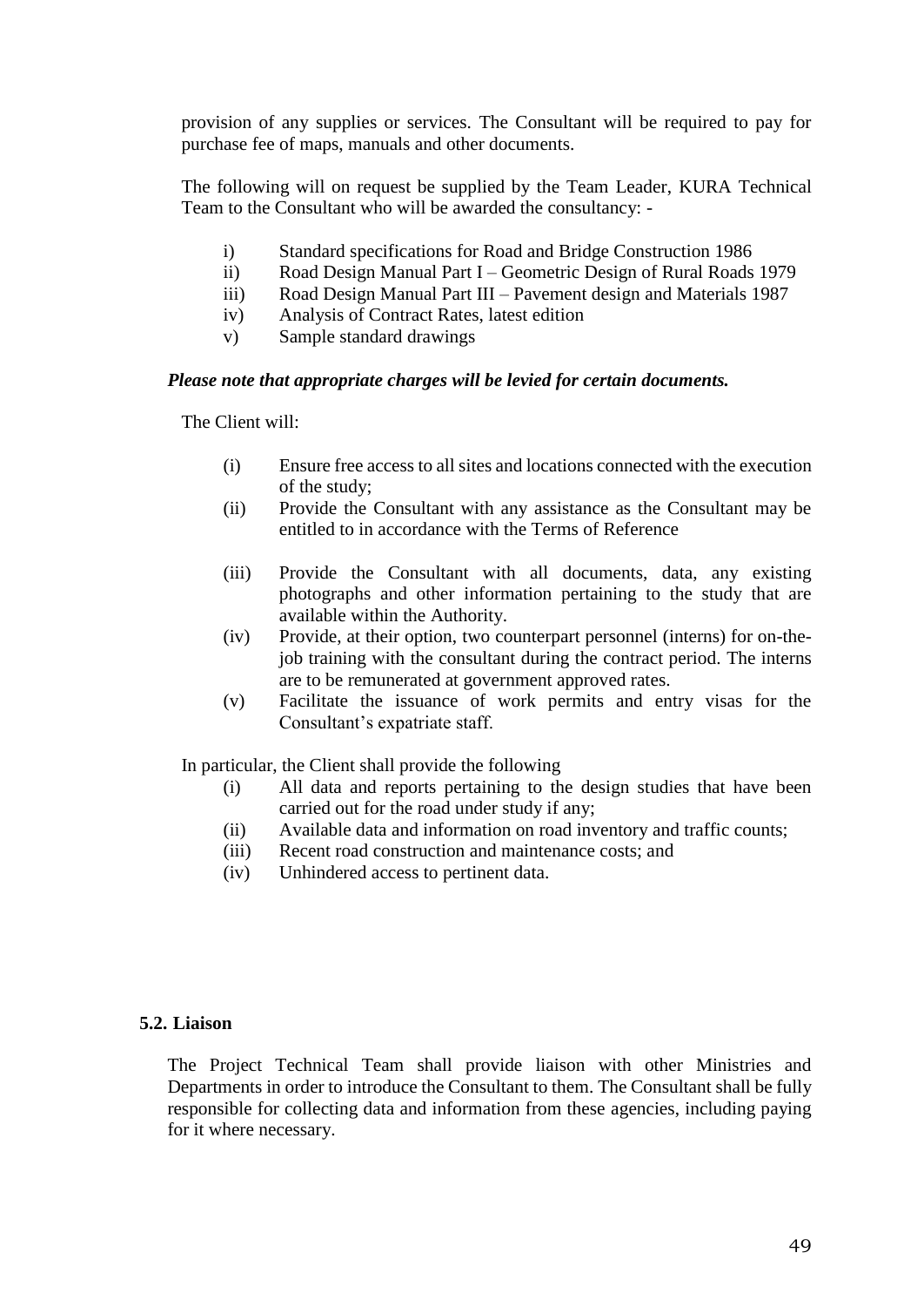provision of any supplies or services. The Consultant will be required to pay for purchase fee of maps, manuals and other documents.

The following will on request be supplied by the Team Leader, KURA Technical Team to the Consultant who will be awarded the consultancy: -

i) Standard specifications for Road and Bridge Construction 1986
ii) Road Design Manual Part I – Geometric Design of Rural Roads 1979
iii) Road Design Manual Part III – Pavement design and Materials 1987
iv) Analysis of Contract Rates, latest edition
v) Sample standard drawings

***Please note that appropriate charges will be levied for certain documents.***

The Client will:

(i) Ensure free access to all sites and locations connected with the execution of the study;
(ii) Provide the Consultant with any assistance as the Consultant may be entitled to in accordance with the Terms of Reference
(iii) Provide the Consultant with all documents, data, any existing photographs and other information pertaining to the study that are available within the Authority.
(iv) Provide, at their option, two counterpart personnel (interns) for on-the-job training with the consultant during the contract period. The interns are to be remunerated at government approved rates.
(v) Facilitate the issuance of work permits and entry visas for the Consultant's expatriate staff.

In particular, the Client shall provide the following

(i) All data and reports pertaining to the design studies that have been carried out for the road under study if any;
(ii) Available data and information on road inventory and traffic counts;
(iii) Recent road construction and maintenance costs; and
(iv) Unhindered access to pertinent data.

### 5.2. Liaison

The Project Technical Team shall provide liaison with other Ministries and Departments in order to introduce the Consultant to them. The Consultant shall be fully responsible for collecting data and information from these agencies, including paying for it where necessary.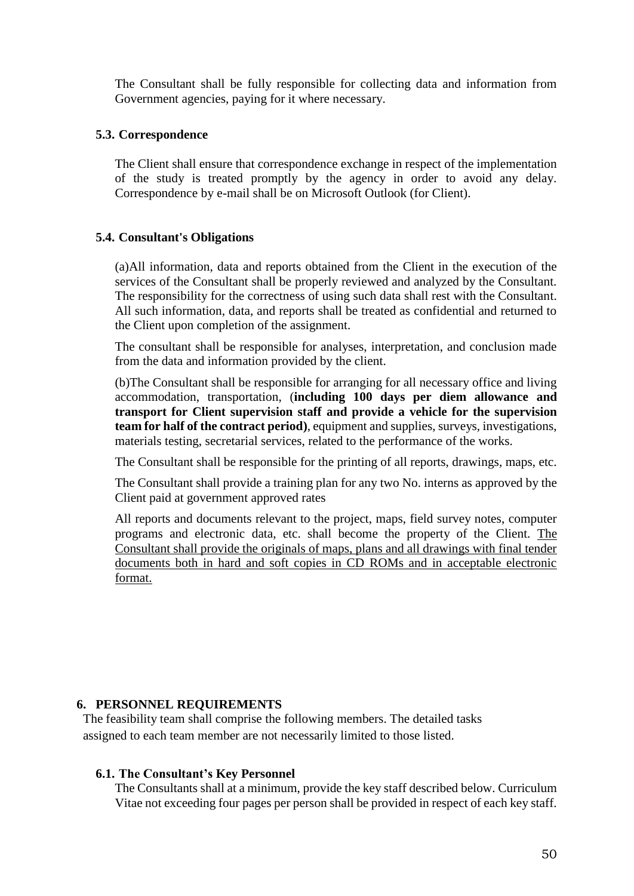The Consultant shall be fully responsible for collecting data and information from Government agencies, paying for it where necessary.

### 5.3. Correspondence

The Client shall ensure that correspondence exchange in respect of the implementation of the study is treated promptly by the agency in order to avoid any delay. Correspondence by e-mail shall be on Microsoft Outlook (for Client).

### 5.4. Consultant's Obligations

(a)All information, data and reports obtained from the Client in the execution of the services of the Consultant shall be properly reviewed and analyzed by the Consultant. The responsibility for the correctness of using such data shall rest with the Consultant. All such information, data, and reports shall be treated as confidential and returned to the Client upon completion of the assignment.

The consultant shall be responsible for analyses, interpretation, and conclusion made from the data and information provided by the client.

(b)The Consultant shall be responsible for arranging for all necessary office and living accommodation, transportation, (**including 100 days per diem allowance and transport for Client supervision staff and provide a vehicle for the supervision team for half of the contract period)**, equipment and supplies, surveys, investigations, materials testing, secretarial services, related to the performance of the works.

The Consultant shall be responsible for the printing of all reports, drawings, maps, etc.

The Consultant shall provide a training plan for any two No. interns as approved by the Client paid at government approved rates

All reports and documents relevant to the project, maps, field survey notes, computer programs and electronic data, etc. shall become the property of the Client. <u>The Consultant shall provide the originals of maps, plans and all drawings with final tender documents both in hard and soft copies in CD ROMs and in acceptable electronic format.</u>

## 6. PERSONNEL REQUIREMENTS

The feasibility team shall comprise the following members. The detailed tasks assigned to each team member are not necessarily limited to those listed.

### 6.1. The Consultant's Key Personnel

The Consultants shall at a minimum, provide the key staff described below. Curriculum Vitae not exceeding four pages per person shall be provided in respect of each key staff.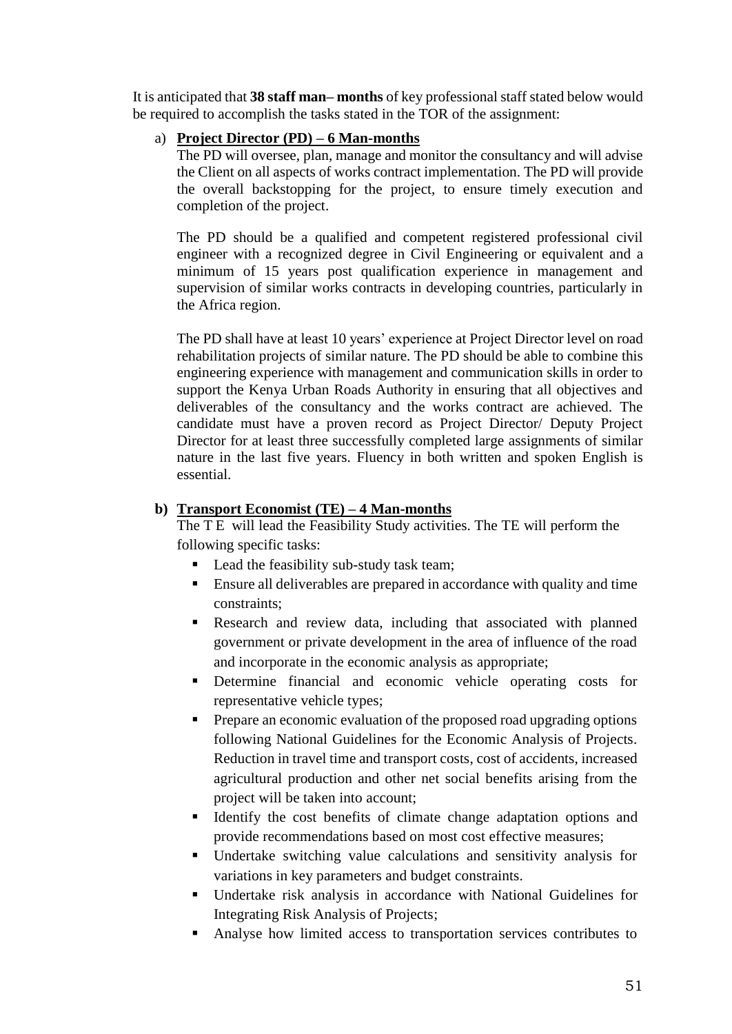It is anticipated that **38 staff man– months** of key professional staff stated below would be required to accomplish the tasks stated in the TOR of the assignment:

a) **Project Director (PD) – 6 Man-months**

The PD will oversee, plan, manage and monitor the consultancy and will advise the Client on all aspects of works contract implementation. The PD will provide the overall backstopping for the project, to ensure timely execution and completion of the project.

The PD should be a qualified and competent registered professional civil engineer with a recognized degree in Civil Engineering or equivalent and a minimum of 15 years post qualification experience in management and supervision of similar works contracts in developing countries, particularly in the Africa region.

The PD shall have at least 10 years' experience at Project Director level on road rehabilitation projects of similar nature. The PD should be able to combine this engineering experience with management and communication skills in order to support the Kenya Urban Roads Authority in ensuring that all objectives and deliverables of the consultancy and the works contract are achieved. The candidate must have a proven record as Project Director/ Deputy Project Director for at least three successfully completed large assignments of similar nature in the last five years. Fluency in both written and spoken English is essential.

**b) Transport Economist (TE) – 4 Man-months**

The T E will lead the Feasibility Study activities. The TE will perform the following specific tasks:

- Lead the feasibility sub-study task team;
- Ensure all deliverables are prepared in accordance with quality and time constraints;
- Research and review data, including that associated with planned government or private development in the area of influence of the road and incorporate in the economic analysis as appropriate;
- Determine financial and economic vehicle operating costs for representative vehicle types;
- Prepare an economic evaluation of the proposed road upgrading options following National Guidelines for the Economic Analysis of Projects. Reduction in travel time and transport costs, cost of accidents, increased agricultural production and other net social benefits arising from the project will be taken into account;
- Identify the cost benefits of climate change adaptation options and provide recommendations based on most cost effective measures;
- Undertake switching value calculations and sensitivity analysis for variations in key parameters and budget constraints.
- Undertake risk analysis in accordance with National Guidelines for Integrating Risk Analysis of Projects;
- Analyse how limited access to transportation services contributes to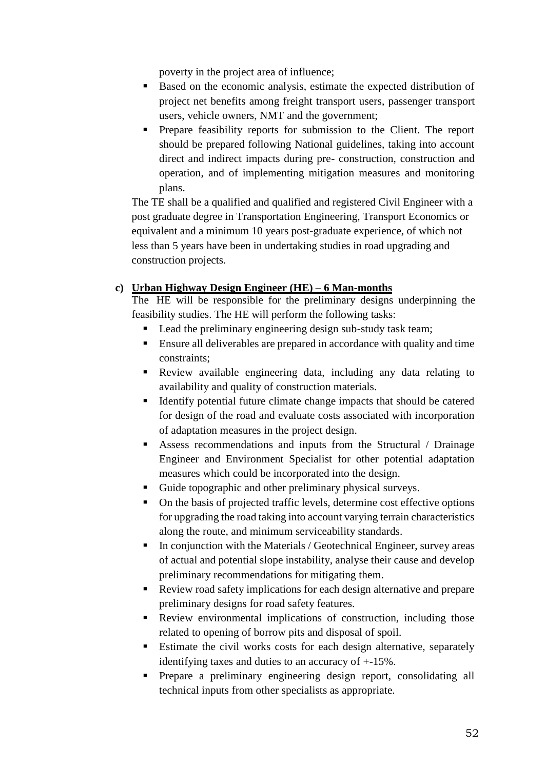poverty in the project area of influence;

- Based on the economic analysis, estimate the expected distribution of project net benefits among freight transport users, passenger transport users, vehicle owners, NMT and the government;
- Prepare feasibility reports for submission to the Client. The report should be prepared following National guidelines, taking into account direct and indirect impacts during pre- construction, construction and operation, and of implementing mitigation measures and monitoring plans.

The TE shall be a qualified and qualified and registered Civil Engineer with a post graduate degree in Transportation Engineering, Transport Economics or equivalent and a minimum 10 years post-graduate experience, of which not less than 5 years have been in undertaking studies in road upgrading and construction projects.

**c) Urban Highway Design Engineer (HE) – 6 Man-months**

The HE will be responsible for the preliminary designs underpinning the feasibility studies. The HE will perform the following tasks:

- Lead the preliminary engineering design sub-study task team;
- Ensure all deliverables are prepared in accordance with quality and time constraints;
- Review available engineering data, including any data relating to availability and quality of construction materials.
- Identify potential future climate change impacts that should be catered for design of the road and evaluate costs associated with incorporation of adaptation measures in the project design.
- Assess recommendations and inputs from the Structural / Drainage Engineer and Environment Specialist for other potential adaptation measures which could be incorporated into the design.
- Guide topographic and other preliminary physical surveys.
- On the basis of projected traffic levels, determine cost effective options for upgrading the road taking into account varying terrain characteristics along the route, and minimum serviceability standards.
- In conjunction with the Materials / Geotechnical Engineer, survey areas of actual and potential slope instability, analyse their cause and develop preliminary recommendations for mitigating them.
- Review road safety implications for each design alternative and prepare preliminary designs for road safety features.
- Review environmental implications of construction, including those related to opening of borrow pits and disposal of spoil.
- Estimate the civil works costs for each design alternative, separately identifying taxes and duties to an accuracy of +-15%.
- Prepare a preliminary engineering design report, consolidating all technical inputs from other specialists as appropriate.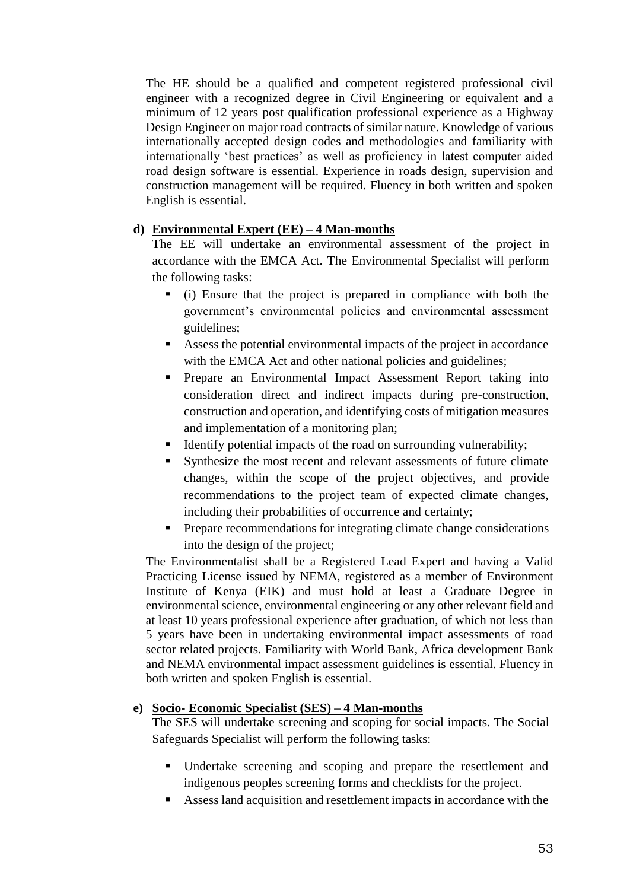The HE should be a qualified and competent registered professional civil engineer with a recognized degree in Civil Engineering or equivalent and a minimum of 12 years post qualification professional experience as a Highway Design Engineer on major road contracts of similar nature. Knowledge of various internationally accepted design codes and methodologies and familiarity with internationally 'best practices' as well as proficiency in latest computer aided road design software is essential. Experience in roads design, supervision and construction management will be required. Fluency in both written and spoken English is essential.

**d) <u>Environmental Expert (EE) – 4 Man-months</u>**

The EE will undertake an environmental assessment of the project in accordance with the EMCA Act. The Environmental Specialist will perform the following tasks:

- (i) Ensure that the project is prepared in compliance with both the government's environmental policies and environmental assessment guidelines;
- Assess the potential environmental impacts of the project in accordance with the EMCA Act and other national policies and guidelines;
- Prepare an Environmental Impact Assessment Report taking into consideration direct and indirect impacts during pre-construction, construction and operation, and identifying costs of mitigation measures and implementation of a monitoring plan;
- Identify potential impacts of the road on surrounding vulnerability;
- Synthesize the most recent and relevant assessments of future climate changes, within the scope of the project objectives, and provide recommendations to the project team of expected climate changes, including their probabilities of occurrence and certainty;
- Prepare recommendations for integrating climate change considerations into the design of the project;

The Environmentalist shall be a Registered Lead Expert and having a Valid Practicing License issued by NEMA, registered as a member of Environment Institute of Kenya (EIK) and must hold at least a Graduate Degree in environmental science, environmental engineering or any other relevant field and at least 10 years professional experience after graduation, of which not less than 5 years have been in undertaking environmental impact assessments of road sector related projects. Familiarity with World Bank, Africa development Bank and NEMA environmental impact assessment guidelines is essential. Fluency in both written and spoken English is essential.

**e) <u>Socio- Economic Specialist (SES) – 4 Man-months</u>**

The SES will undertake screening and scoping for social impacts. The Social Safeguards Specialist will perform the following tasks:

- Undertake screening and scoping and prepare the resettlement and indigenous peoples screening forms and checklists for the project.
- Assess land acquisition and resettlement impacts in accordance with the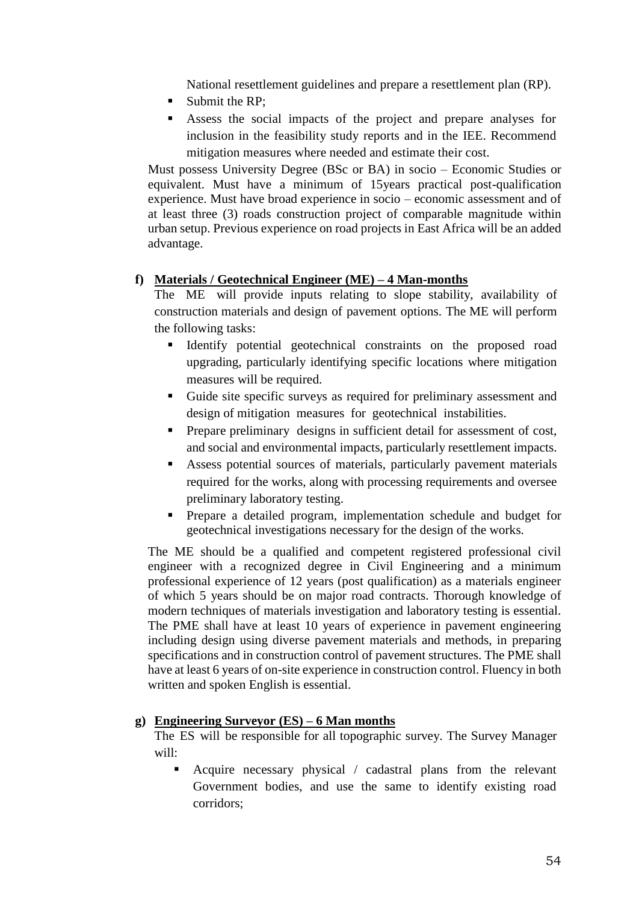National resettlement guidelines and prepare a resettlement plan (RP).

- Submit the RP;
- Assess the social impacts of the project and prepare analyses for inclusion in the feasibility study reports and in the IEE. Recommend mitigation measures where needed and estimate their cost.

Must possess University Degree (BSc or BA) in socio – Economic Studies or equivalent. Must have a minimum of 15years practical post-qualification experience. Must have broad experience in socio – economic assessment and of at least three (3) roads construction project of comparable magnitude within urban setup. Previous experience on road projects in East Africa will be an added advantage.

**f) Materials / Geotechnical Engineer (ME) – 4 Man-months**

The ME will provide inputs relating to slope stability, availability of construction materials and design of pavement options. The ME will perform the following tasks:

- Identify potential geotechnical constraints on the proposed road upgrading, particularly identifying specific locations where mitigation measures will be required.
- Guide site specific surveys as required for preliminary assessment and design of mitigation measures for geotechnical instabilities.
- Prepare preliminary designs in sufficient detail for assessment of cost, and social and environmental impacts, particularly resettlement impacts.
- Assess potential sources of materials, particularly pavement materials required for the works, along with processing requirements and oversee preliminary laboratory testing.
- Prepare a detailed program, implementation schedule and budget for geotechnical investigations necessary for the design of the works.

The ME should be a qualified and competent registered professional civil engineer with a recognized degree in Civil Engineering and a minimum professional experience of 12 years (post qualification) as a materials engineer of which 5 years should be on major road contracts. Thorough knowledge of modern techniques of materials investigation and laboratory testing is essential. The PME shall have at least 10 years of experience in pavement engineering including design using diverse pavement materials and methods, in preparing specifications and in construction control of pavement structures. The PME shall have at least 6 years of on-site experience in construction control. Fluency in both written and spoken English is essential.

**g) Engineering Surveyor (ES) – 6 Man months**

The ES will be responsible for all topographic survey. The Survey Manager will:

- Acquire necessary physical / cadastral plans from the relevant Government bodies, and use the same to identify existing road corridors;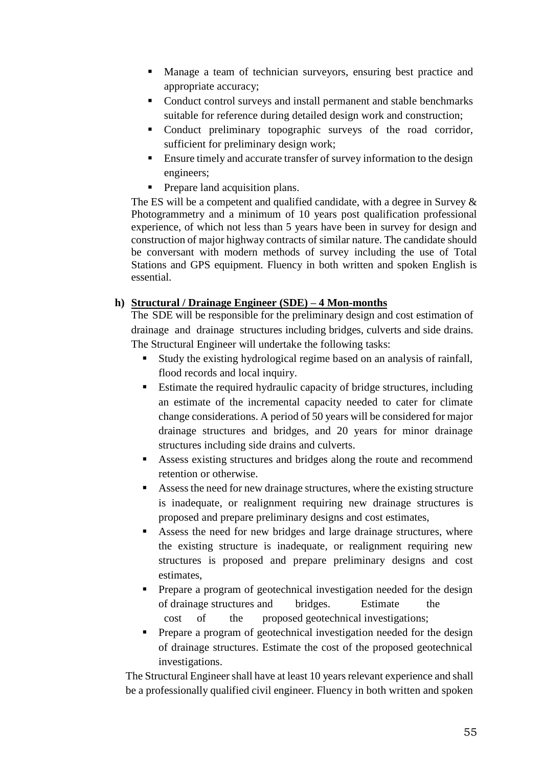- Manage a team of technician surveyors, ensuring best practice and appropriate accuracy;
- Conduct control surveys and install permanent and stable benchmarks suitable for reference during detailed design work and construction;
- Conduct preliminary topographic surveys of the road corridor, sufficient for preliminary design work;
- Ensure timely and accurate transfer of survey information to the design engineers;
- Prepare land acquisition plans.

The ES will be a competent and qualified candidate, with a degree in Survey & Photogrammetry and a minimum of 10 years post qualification professional experience, of which not less than 5 years have been in survey for design and construction of major highway contracts of similar nature. The candidate should be conversant with modern methods of survey including the use of Total Stations and GPS equipment. Fluency in both written and spoken English is essential.

**h) <u>Structural / Drainage Engineer (SDE) – 4 Mon-months</u>**

The SDE will be responsible for the preliminary design and cost estimation of drainage and drainage structures including bridges, culverts and side drains. The Structural Engineer will undertake the following tasks:

- Study the existing hydrological regime based on an analysis of rainfall, flood records and local inquiry.
- Estimate the required hydraulic capacity of bridge structures, including an estimate of the incremental capacity needed to cater for climate change considerations. A period of 50 years will be considered for major drainage structures and bridges, and 20 years for minor drainage structures including side drains and culverts.
- Assess existing structures and bridges along the route and recommend retention or otherwise.
- Assess the need for new drainage structures, where the existing structure is inadequate, or realignment requiring new drainage structures is proposed and prepare preliminary designs and cost estimates,
- Assess the need for new bridges and large drainage structures, where the existing structure is inadequate, or realignment requiring new structures is proposed and prepare preliminary designs and cost estimates,
- Prepare a program of geotechnical investigation needed for the design of drainage structures and bridges. Estimate the cost of the proposed geotechnical investigations;
- Prepare a program of geotechnical investigation needed for the design of drainage structures. Estimate the cost of the proposed geotechnical investigations.

The Structural Engineer shall have at least 10 years relevant experience and shall be a professionally qualified civil engineer. Fluency in both written and spoken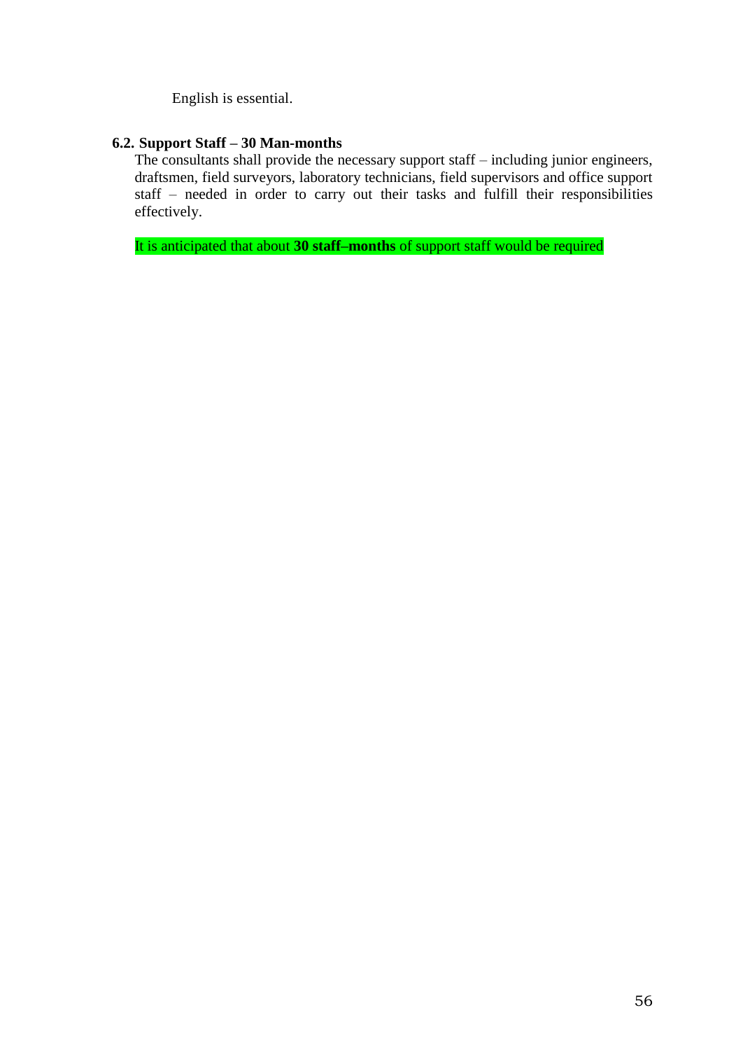English is essential.

### 6.2. Support Staff – 30 Man-months

The consultants shall provide the necessary support staff – including junior engineers, draftsmen, field surveyors, laboratory technicians, field supervisors and office support staff – needed in order to carry out their tasks and fulfill their responsibilities effectively.

It is anticipated that about **30 staff–months** of support staff would be required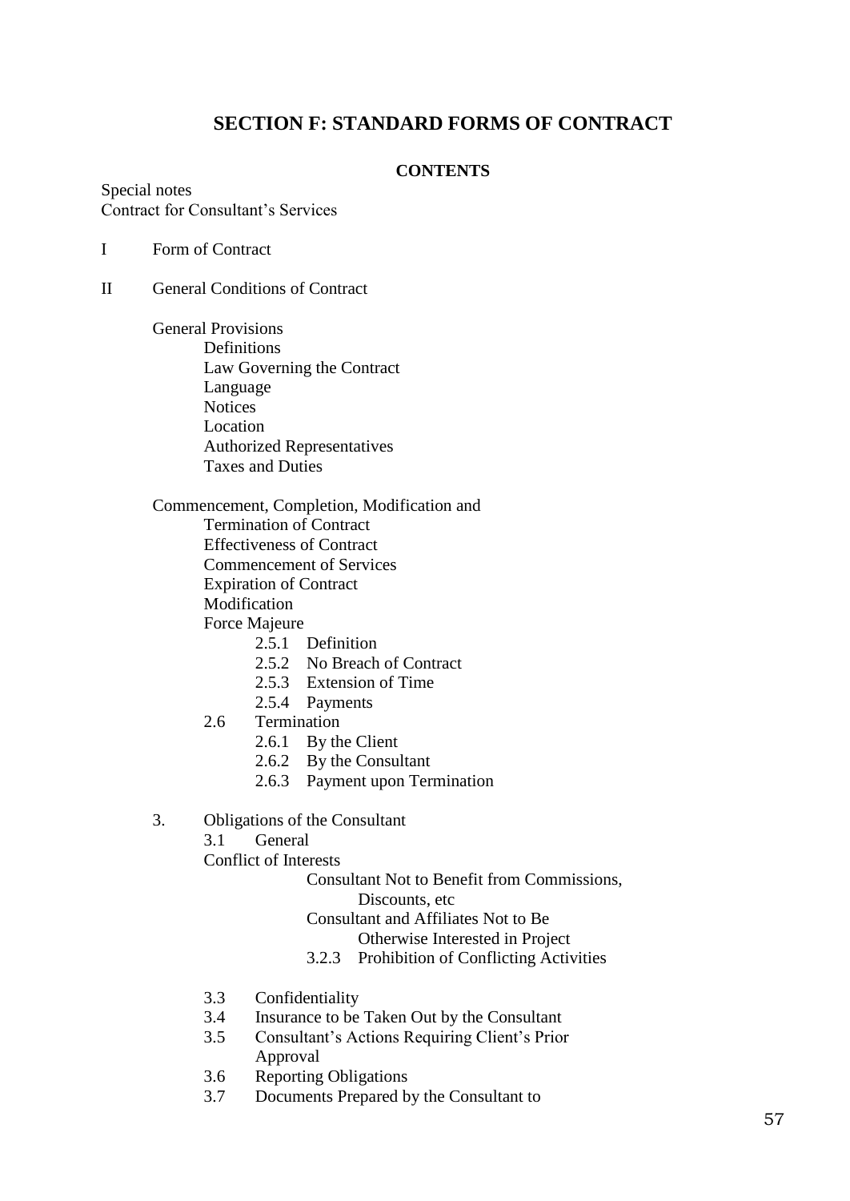## SECTION F: STANDARD FORMS OF CONTRACT

**CONTENTS**

Special notes
Contract for Consultant's Services

I Form of Contract

II General Conditions of Contract

General Provisions
- Definitions
- Law Governing the Contract
- Language
- Notices
- Location
- Authorized Representatives
- Taxes and Duties

Commencement, Completion, Modification and Termination of Contract
- Effectiveness of Contract
- Commencement of Services
- Expiration of Contract
- Modification
- Force Majeure
  - 2.5.1 Definition
  - 2.5.2 No Breach of Contract
  - 2.5.3 Extension of Time
  - 2.5.4 Payments
- 2.6 Termination
  - 2.6.1 By the Client
  - 2.6.2 By the Consultant
  - 2.6.3 Payment upon Termination

3. Obligations of the Consultant
   - 3.1 General
   - Conflict of Interests
     - Consultant Not to Benefit from Commissions, Discounts, etc
     - Consultant and Affiliates Not to Be Otherwise Interested in Project
     - 3.2.3 Prohibition of Conflicting Activities
   - 3.3 Confidentiality
   - 3.4 Insurance to be Taken Out by the Consultant
   - 3.5 Consultant's Actions Requiring Client's Prior Approval
   - 3.6 Reporting Obligations
   - 3.7 Documents Prepared by the Consultant to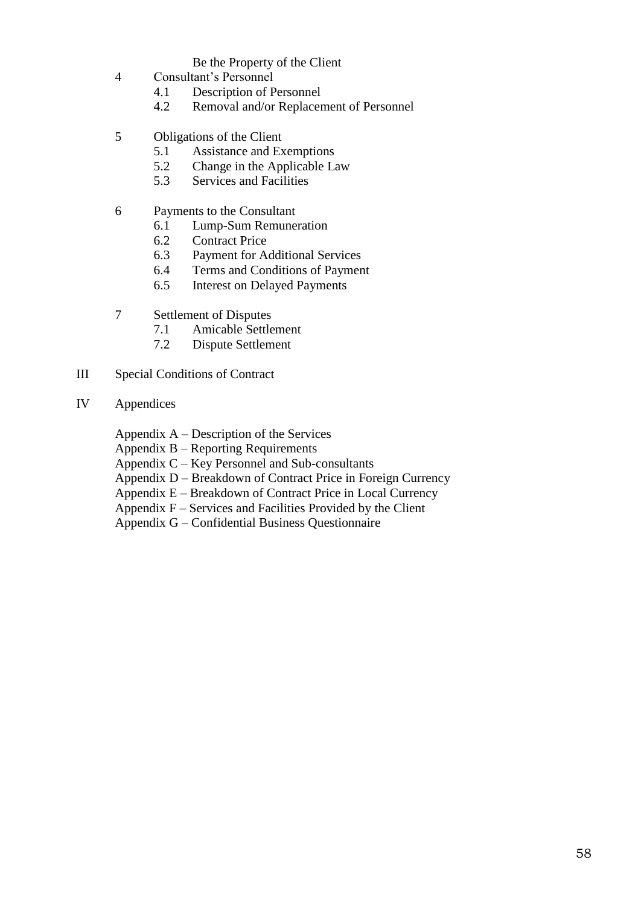Be the Property of the Client

4 Consultant's Personnel
- 4.1 Description of Personnel
- 4.2 Removal and/or Replacement of Personnel

5 Obligations of the Client
- 5.1 Assistance and Exemptions
- 5.2 Change in the Applicable Law
- 5.3 Services and Facilities

6 Payments to the Consultant
- 6.1 Lump-Sum Remuneration
- 6.2 Contract Price
- 6.3 Payment for Additional Services
- 6.4 Terms and Conditions of Payment
- 6.5 Interest on Delayed Payments

7 Settlement of Disputes
- 7.1 Amicable Settlement
- 7.2 Dispute Settlement

III Special Conditions of Contract

IV Appendices

Appendix A – Description of the Services
Appendix B – Reporting Requirements
Appendix C – Key Personnel and Sub-consultants
Appendix D – Breakdown of Contract Price in Foreign Currency
Appendix E – Breakdown of Contract Price in Local Currency
Appendix F – Services and Facilities Provided by the Client
Appendix G – Confidential Business Questionnaire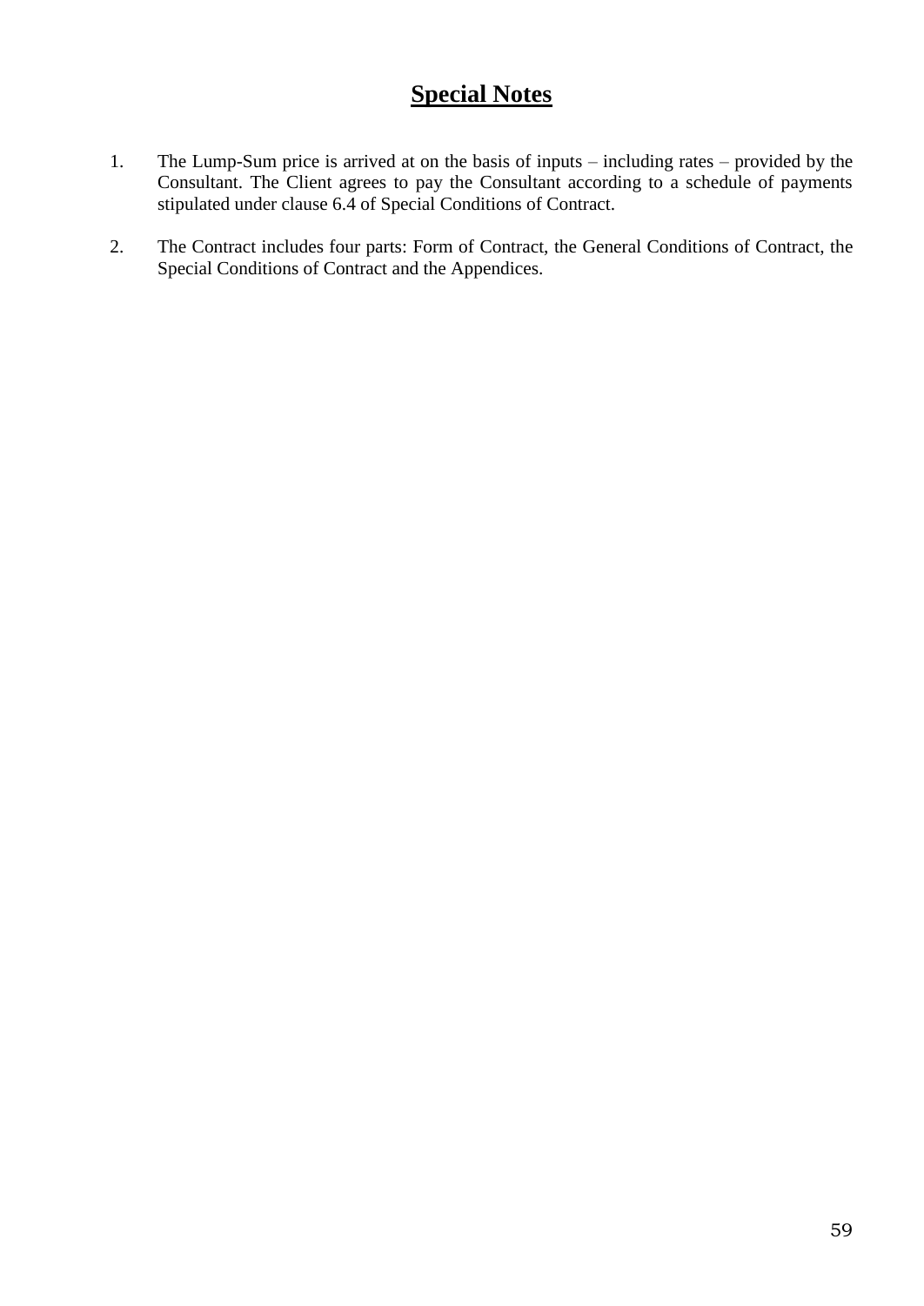# Special Notes

1. The Lump-Sum price is arrived at on the basis of inputs – including rates – provided by the Consultant. The Client agrees to pay the Consultant according to a schedule of payments stipulated under clause 6.4 of Special Conditions of Contract.

2. The Contract includes four parts: Form of Contract, the General Conditions of Contract, the Special Conditions of Contract and the Appendices.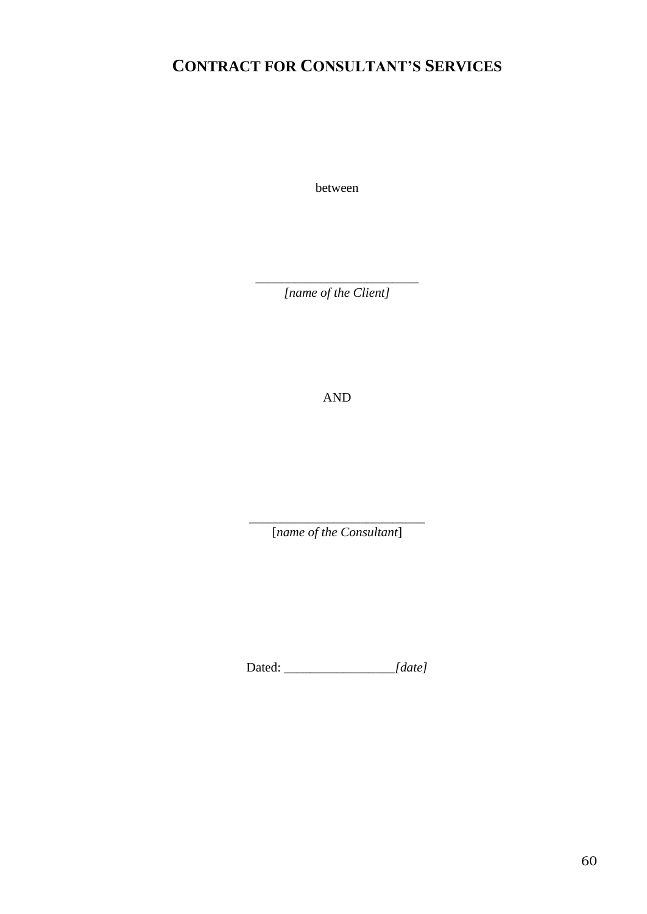# CONTRACT FOR CONSULTANT'S SERVICES

between

\_\_\_\_\_\_\_\_\_\_\_\_\_\_\_\_\_\_\_\_\_\_\_\_\_\_
*[name of the Client]*

AND

\_\_\_\_\_\_\_\_\_\_\_\_\_\_\_\_\_\_\_\_\_\_\_\_\_\_\_\_
[*name of the Consultant*]

Dated: \_\_\_\_\_\_\_\_\_\_\_\_\_\_\_\_\_*[date]*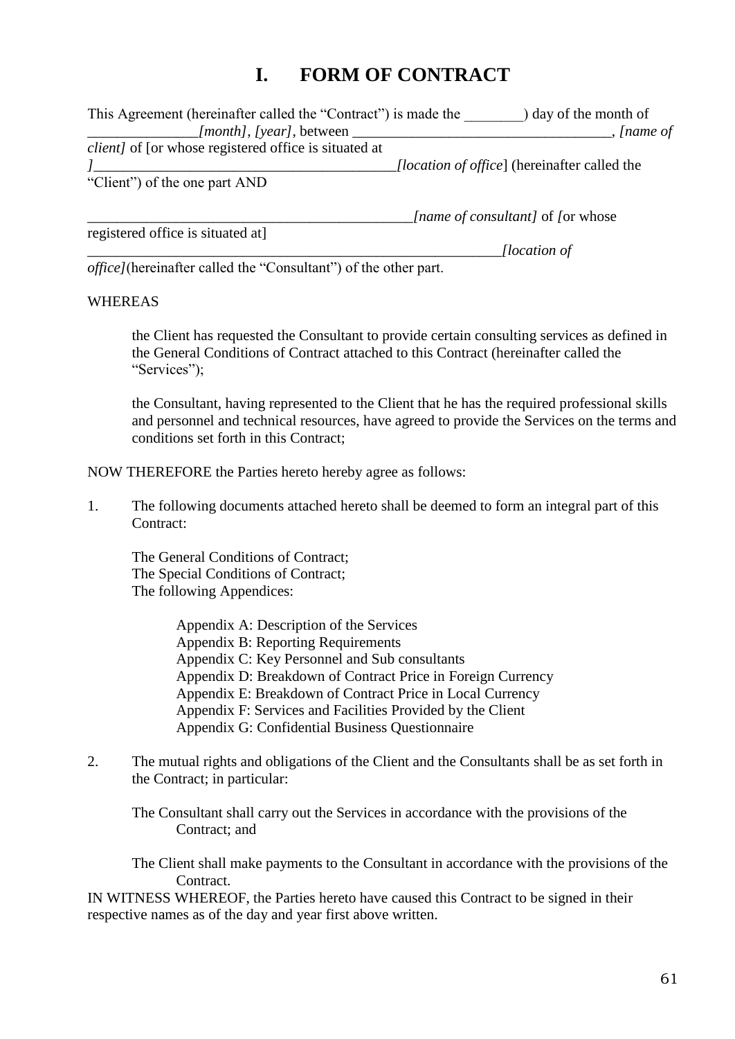# I. FORM OF CONTRACT

This Agreement (hereinafter called the "Contract") is made the ________) day of the month of _______________*[month], [year]*, between ___________________________________, *[name of client]* of [or whose registered office is situated at ]_________________________________________*[location of office*] (hereinafter called the "Client") of the one part AND

_____________________________________________*[name of consultant]* of *[*or whose registered office is situated at] __________________________________________________________*[location of office]*(hereinafter called the "Consultant") of the other part.

WHEREAS

the Client has requested the Consultant to provide certain consulting services as defined in the General Conditions of Contract attached to this Contract (hereinafter called the "Services");

the Consultant, having represented to the Client that he has the required professional skills and personnel and technical resources, have agreed to provide the Services on the terms and conditions set forth in this Contract;

NOW THEREFORE the Parties hereto hereby agree as follows:

1. The following documents attached hereto shall be deemed to form an integral part of this Contract:

   The General Conditions of Contract;
   The Special Conditions of Contract;
   The following Appendices:

   Appendix A: Description of the Services
   Appendix B: Reporting Requirements
   Appendix C: Key Personnel and Sub consultants
   Appendix D: Breakdown of Contract Price in Foreign Currency
   Appendix E: Breakdown of Contract Price in Local Currency
   Appendix F: Services and Facilities Provided by the Client
   Appendix G: Confidential Business Questionnaire

2. The mutual rights and obligations of the Client and the Consultants shall be as set forth in the Contract; in particular:

   The Consultant shall carry out the Services in accordance with the provisions of the Contract; and

   The Client shall make payments to the Consultant in accordance with the provisions of the Contract.

IN WITNESS WHEREOF, the Parties hereto have caused this Contract to be signed in their respective names as of the day and year first above written.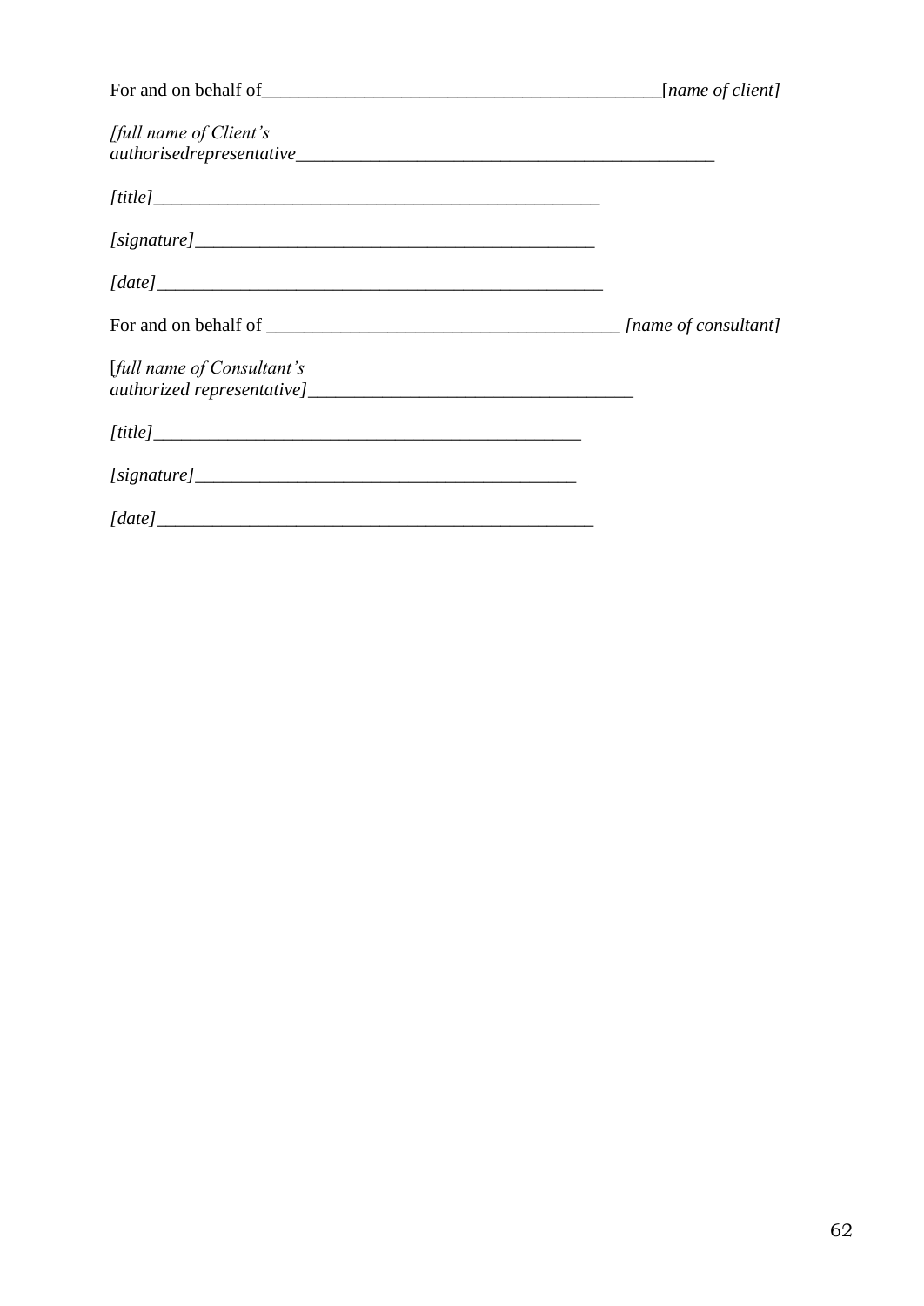For and on behalf of___________________________________________[*name of client]*

*[full name of Client's authorisedrepresentative*_______________________________________________

*[title]*__________________________________________________

*[signature]*____________________________________________

*[date]*__________________________________________________

For and on behalf of _____________________________________ *[name of consultant]*

[*full name of Consultant's authorized representative]*___________________________________

*[title]*________________________________________________

*[signature]*___________________________________________

*[date]*________________________________________________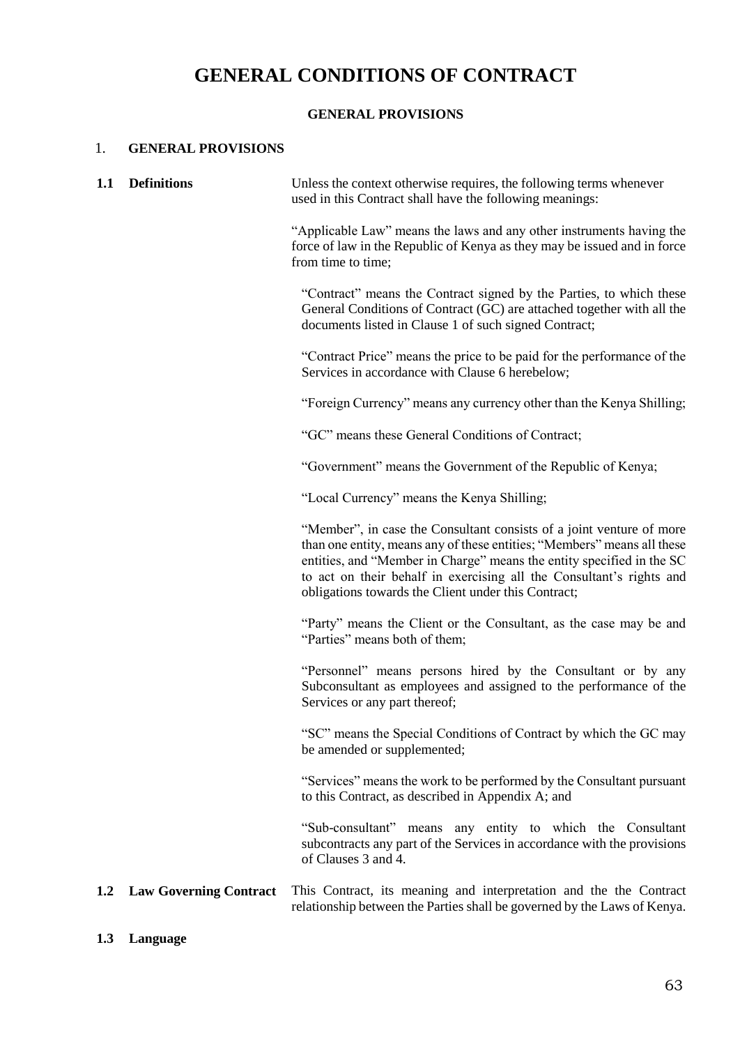# GENERAL CONDITIONS OF CONTRACT

**GENERAL PROVISIONS**

## 1. GENERAL PROVISIONS

**1.1 Definitions**

Unless the context otherwise requires, the following terms whenever used in this Contract shall have the following meanings:

"Applicable Law" means the laws and any other instruments having the force of law in the Republic of Kenya as they may be issued and in force from time to time;

"Contract" means the Contract signed by the Parties, to which these General Conditions of Contract (GC) are attached together with all the documents listed in Clause 1 of such signed Contract;

"Contract Price" means the price to be paid for the performance of the Services in accordance with Clause 6 herebelow;

"Foreign Currency" means any currency other than the Kenya Shilling;

"GC" means these General Conditions of Contract;

"Government" means the Government of the Republic of Kenya;

"Local Currency" means the Kenya Shilling;

"Member", in case the Consultant consists of a joint venture of more than one entity, means any of these entities; "Members" means all these entities, and "Member in Charge" means the entity specified in the SC to act on their behalf in exercising all the Consultant's rights and obligations towards the Client under this Contract;

"Party" means the Client or the Consultant, as the case may be and "Parties" means both of them;

"Personnel" means persons hired by the Consultant or by any Subconsultant as employees and assigned to the performance of the Services or any part thereof;

"SC" means the Special Conditions of Contract by which the GC may be amended or supplemented;

"Services" means the work to be performed by the Consultant pursuant to this Contract, as described in Appendix A; and

"Sub-consultant" means any entity to which the Consultant subcontracts any part of the Services in accordance with the provisions of Clauses 3 and 4.

**1.2 Law Governing Contract**

This Contract, its meaning and interpretation and the the Contract relationship between the Parties shall be governed by the Laws of Kenya.

**1.3 Language**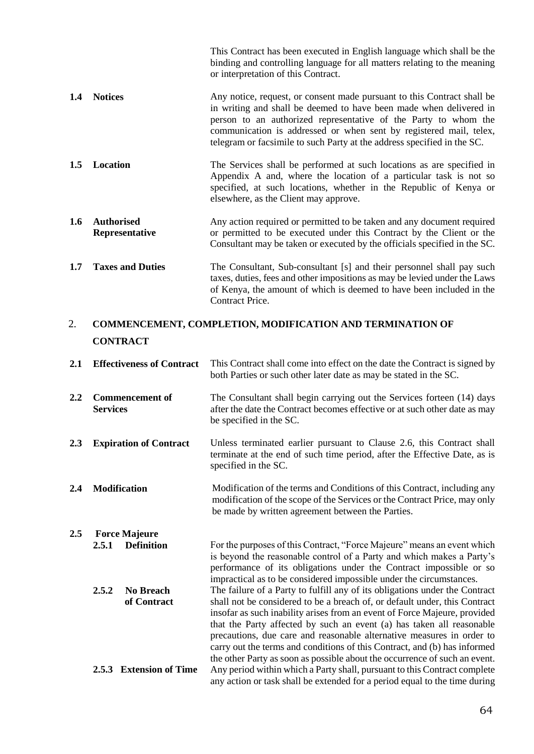This Contract has been executed in English language which shall be the binding and controlling language for all matters relating to the meaning or interpretation of this Contract.

**1.4 Notices**

Any notice, request, or consent made pursuant to this Contract shall be in writing and shall be deemed to have been made when delivered in person to an authorized representative of the Party to whom the communication is addressed or when sent by registered mail, telex, telegram or facsimile to such Party at the address specified in the SC.

**1.5 Location**

The Services shall be performed at such locations as are specified in Appendix A and, where the location of a particular task is not so specified, at such locations, whether in the Republic of Kenya or elsewhere, as the Client may approve.

**1.6 Authorised Representative**

Any action required or permitted to be taken and any document required or permitted to be executed under this Contract by the Client or the Consultant may be taken or executed by the officials specified in the SC.

**1.7 Taxes and Duties**

The Consultant, Sub-consultant [s] and their personnel shall pay such taxes, duties, fees and other impositions as may be levied under the Laws of Kenya, the amount of which is deemed to have been included in the Contract Price.

## 2. COMMENCEMENT, COMPLETION, MODIFICATION AND TERMINATION OF CONTRACT

**2.1 Effectiveness of Contract**

This Contract shall come into effect on the date the Contract is signed by both Parties or such other later date as may be stated in the SC.

**2.2 Commencement of Services**

The Consultant shall begin carrying out the Services forteen (14) days after the date the Contract becomes effective or at such other date as may be specified in the SC.

**2.3 Expiration of Contract**

Unless terminated earlier pursuant to Clause 2.6, this Contract shall terminate at the end of such time period, after the Effective Date, as is specified in the SC.

**2.4 Modification**

Modification of the terms and Conditions of this Contract, including any modification of the scope of the Services or the Contract Price, may only be made by written agreement between the Parties.

**2.5 Force Majeure**

**2.5.1 Definition**

For the purposes of this Contract, "Force Majeure" means an event which is beyond the reasonable control of a Party and which makes a Party's performance of its obligations under the Contract impossible or so impractical as to be considered impossible under the circumstances.

**2.5.2 No Breach of Contract**

The failure of a Party to fulfill any of its obligations under the Contract shall not be considered to be a breach of, or default under, this Contract insofar as such inability arises from an event of Force Majeure, provided that the Party affected by such an event (a) has taken all reasonable precautions, due care and reasonable alternative measures in order to carry out the terms and conditions of this Contract, and (b) has informed the other Party as soon as possible about the occurrence of such an event.

**2.5.3 Extension of Time**

Any period within which a Party shall, pursuant to this Contract complete any action or task shall be extended for a period equal to the time during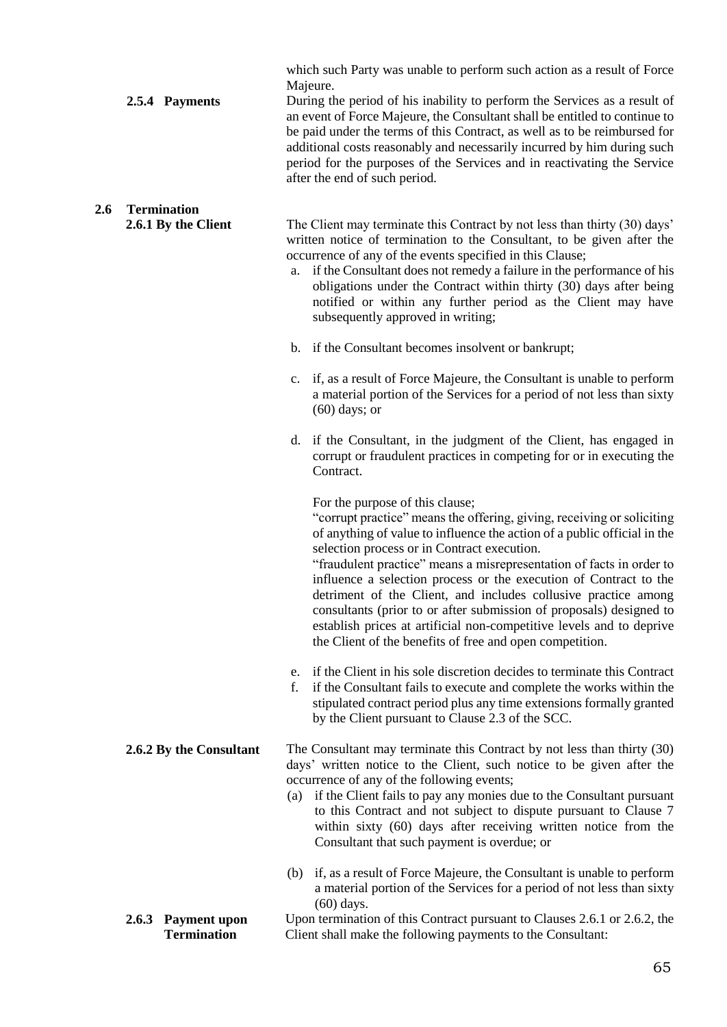which such Party was unable to perform such action as a result of Force Majeure.

**2.5.4 Payments**

During the period of his inability to perform the Services as a result of an event of Force Majeure, the Consultant shall be entitled to continue to be paid under the terms of this Contract, as well as to be reimbursed for additional costs reasonably and necessarily incurred by him during such period for the purposes of the Services and in reactivating the Service after the end of such period.

## 2.6 Termination

**2.6.1 By the Client**

The Client may terminate this Contract by not less than thirty (30) days' written notice of termination to the Consultant, to be given after the occurrence of any of the events specified in this Clause;

a. if the Consultant does not remedy a failure in the performance of his obligations under the Contract within thirty (30) days after being notified or within any further period as the Client may have subsequently approved in writing;

b. if the Consultant becomes insolvent or bankrupt;

c. if, as a result of Force Majeure, the Consultant is unable to perform a material portion of the Services for a period of not less than sixty (60) days; or

d. if the Consultant, in the judgment of the Client, has engaged in corrupt or fraudulent practices in competing for or in executing the Contract.

   For the purpose of this clause;
   "corrupt practice" means the offering, giving, receiving or soliciting of anything of value to influence the action of a public official in the selection process or in Contract execution.
   "fraudulent practice" means a misrepresentation of facts in order to influence a selection process or the execution of Contract to the detriment of the Client, and includes collusive practice among consultants (prior to or after submission of proposals) designed to establish prices at artificial non-competitive levels and to deprive the Client of the benefits of free and open competition.

e. if the Client in his sole discretion decides to terminate this Contract

f. if the Consultant fails to execute and complete the works within the stipulated contract period plus any time extensions formally granted by the Client pursuant to Clause 2.3 of the SCC.

**2.6.2 By the Consultant**

The Consultant may terminate this Contract by not less than thirty (30) days' written notice to the Client, such notice to be given after the occurrence of any of the following events;

(a) if the Client fails to pay any monies due to the Consultant pursuant to this Contract and not subject to dispute pursuant to Clause 7 within sixty (60) days after receiving written notice from the Consultant that such payment is overdue; or

(b) if, as a result of Force Majeure, the Consultant is unable to perform a material portion of the Services for a period of not less than sixty (60) days.

**2.6.3 Payment upon Termination**

Upon termination of this Contract pursuant to Clauses 2.6.1 or 2.6.2, the Client shall make the following payments to the Consultant: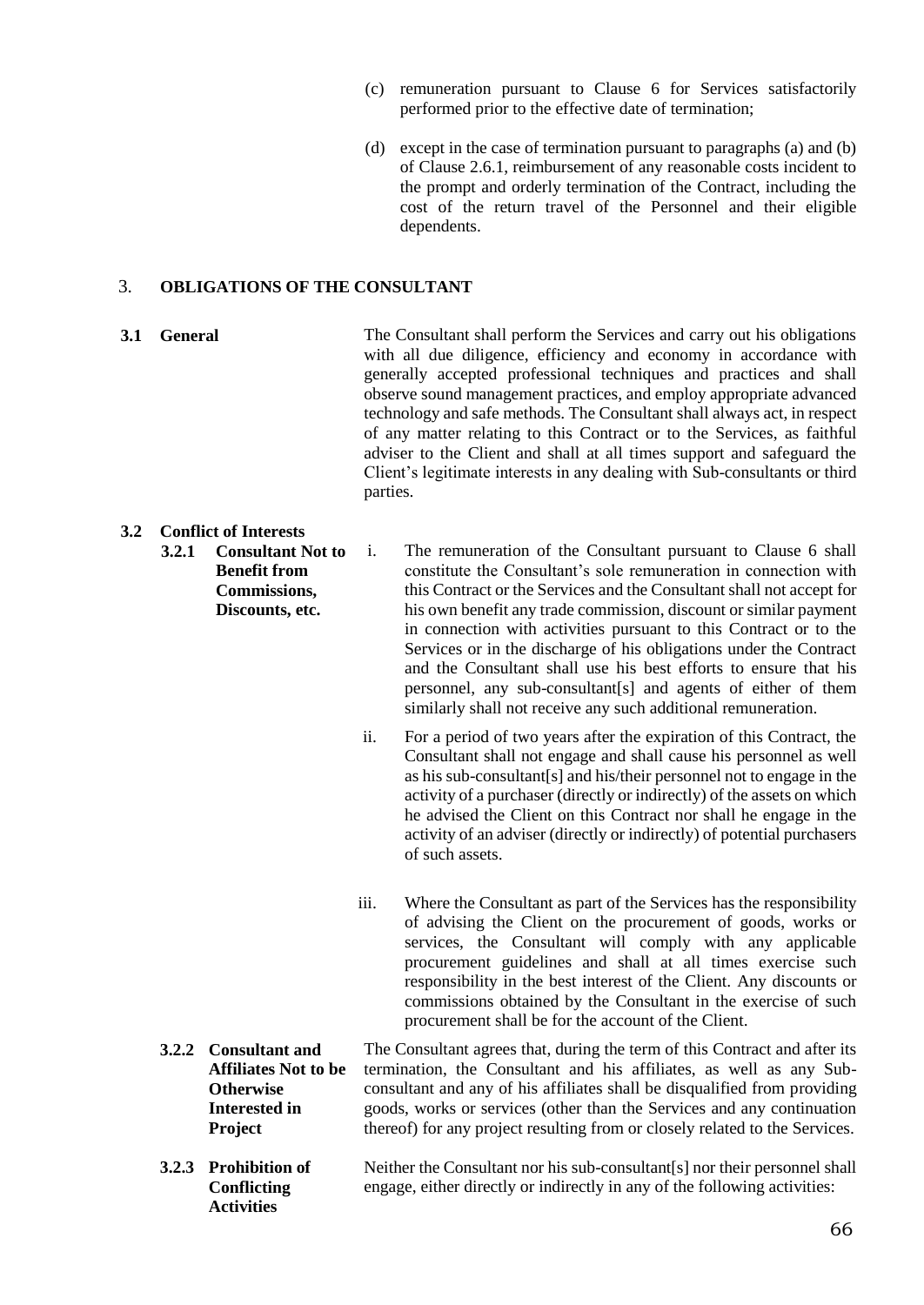(c) remuneration pursuant to Clause 6 for Services satisfactorily performed prior to the effective date of termination;

(d) except in the case of termination pursuant to paragraphs (a) and (b) of Clause 2.6.1, reimbursement of any reasonable costs incident to the prompt and orderly termination of the Contract, including the cost of the return travel of the Personnel and their eligible dependents.

## 3. OBLIGATIONS OF THE CONSULTANT

**3.1 General**

The Consultant shall perform the Services and carry out his obligations with all due diligence, efficiency and economy in accordance with generally accepted professional techniques and practices and shall observe sound management practices, and employ appropriate advanced technology and safe methods. The Consultant shall always act, in respect of any matter relating to this Contract or to the Services, as faithful adviser to the Client and shall at all times support and safeguard the Client's legitimate interests in any dealing with Sub-consultants or third parties.

**3.2 Conflict of Interests**

**3.2.1 Consultant Not to Benefit from Commissions, Discounts, etc.**

i. The remuneration of the Consultant pursuant to Clause 6 shall constitute the Consultant's sole remuneration in connection with this Contract or the Services and the Consultant shall not accept for his own benefit any trade commission, discount or similar payment in connection with activities pursuant to this Contract or to the Services or in the discharge of his obligations under the Contract and the Consultant shall use his best efforts to ensure that his personnel, any sub-consultant[s] and agents of either of them similarly shall not receive any such additional remuneration.

ii. For a period of two years after the expiration of this Contract, the Consultant shall not engage and shall cause his personnel as well as his sub-consultant[s] and his/their personnel not to engage in the activity of a purchaser (directly or indirectly) of the assets on which he advised the Client on this Contract nor shall he engage in the activity of an adviser (directly or indirectly) of potential purchasers of such assets.

iii. Where the Consultant as part of the Services has the responsibility of advising the Client on the procurement of goods, works or services, the Consultant will comply with any applicable procurement guidelines and shall at all times exercise such responsibility in the best interest of the Client. Any discounts or commissions obtained by the Consultant in the exercise of such procurement shall be for the account of the Client.

**3.2.2 Consultant and Affiliates Not to be Otherwise Interested in Project**

The Consultant agrees that, during the term of this Contract and after its termination, the Consultant and his affiliates, as well as any Sub-consultant and any of his affiliates shall be disqualified from providing goods, works or services (other than the Services and any continuation thereof) for any project resulting from or closely related to the Services.

**3.2.3 Prohibition of Conflicting Activities**

Neither the Consultant nor his sub-consultant[s] nor their personnel shall engage, either directly or indirectly in any of the following activities: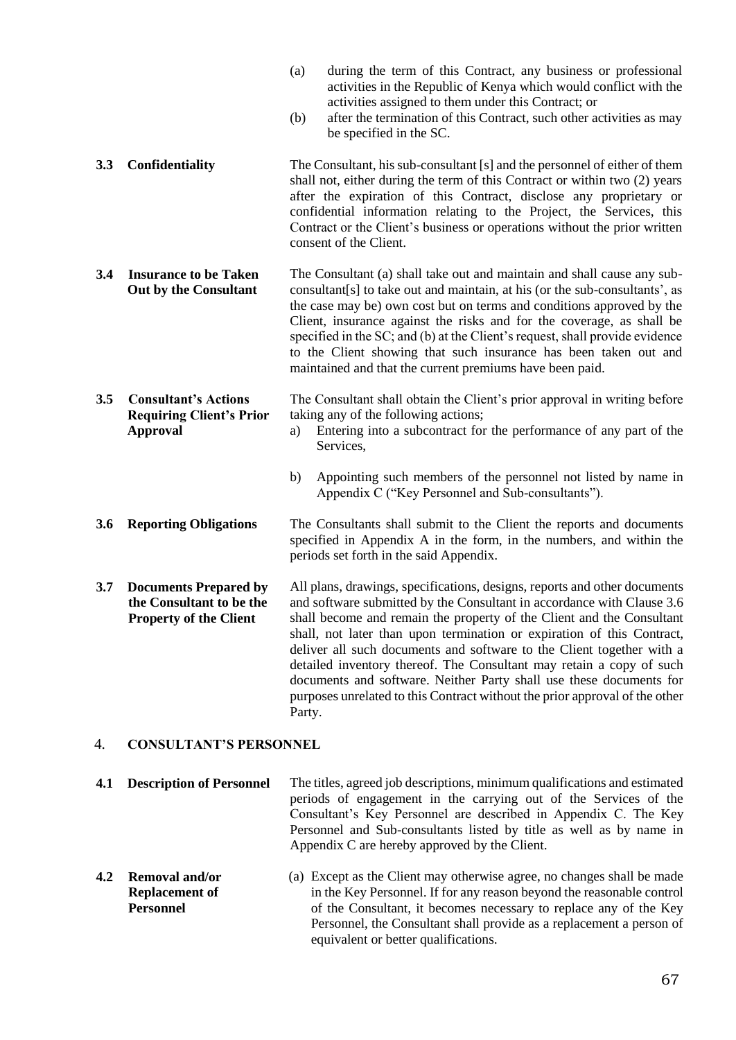(a) during the term of this Contract, any business or professional activities in the Republic of Kenya which would conflict with the activities assigned to them under this Contract; or

(b) after the termination of this Contract, such other activities as may be specified in the SC.

**3.3 Confidentiality**

The Consultant, his sub-consultant [s] and the personnel of either of them shall not, either during the term of this Contract or within two (2) years after the expiration of this Contract, disclose any proprietary or confidential information relating to the Project, the Services, this Contract or the Client's business or operations without the prior written consent of the Client.

**3.4 Insurance to be Taken Out by the Consultant**

The Consultant (a) shall take out and maintain and shall cause any sub-consultant[s] to take out and maintain, at his (or the sub-consultants', as the case may be) own cost but on terms and conditions approved by the Client, insurance against the risks and for the coverage, as shall be specified in the SC; and (b) at the Client's request, shall provide evidence to the Client showing that such insurance has been taken out and maintained and that the current premiums have been paid.

**3.5 Consultant's Actions Requiring Client's Prior Approval**

The Consultant shall obtain the Client's prior approval in writing before taking any of the following actions;

a) Entering into a subcontract for the performance of any part of the Services,

b) Appointing such members of the personnel not listed by name in Appendix C ("Key Personnel and Sub-consultants").

**3.6 Reporting Obligations**

The Consultants shall submit to the Client the reports and documents specified in Appendix A in the form, in the numbers, and within the periods set forth in the said Appendix.

**3.7 Documents Prepared by the Consultant to be the Property of the Client**

All plans, drawings, specifications, designs, reports and other documents and software submitted by the Consultant in accordance with Clause 3.6 shall become and remain the property of the Client and the Consultant shall, not later than upon termination or expiration of this Contract, deliver all such documents and software to the Client together with a detailed inventory thereof. The Consultant may retain a copy of such documents and software. Neither Party shall use these documents for purposes unrelated to this Contract without the prior approval of the other Party.

## 4. CONSULTANT'S PERSONNEL

**4.1 Description of Personnel**

The titles, agreed job descriptions, minimum qualifications and estimated periods of engagement in the carrying out of the Services of the Consultant's Key Personnel are described in Appendix C. The Key Personnel and Sub-consultants listed by title as well as by name in Appendix C are hereby approved by the Client.

**4.2 Removal and/or Replacement of Personnel**

(a) Except as the Client may otherwise agree, no changes shall be made in the Key Personnel. If for any reason beyond the reasonable control of the Consultant, it becomes necessary to replace any of the Key Personnel, the Consultant shall provide as a replacement a person of equivalent or better qualifications.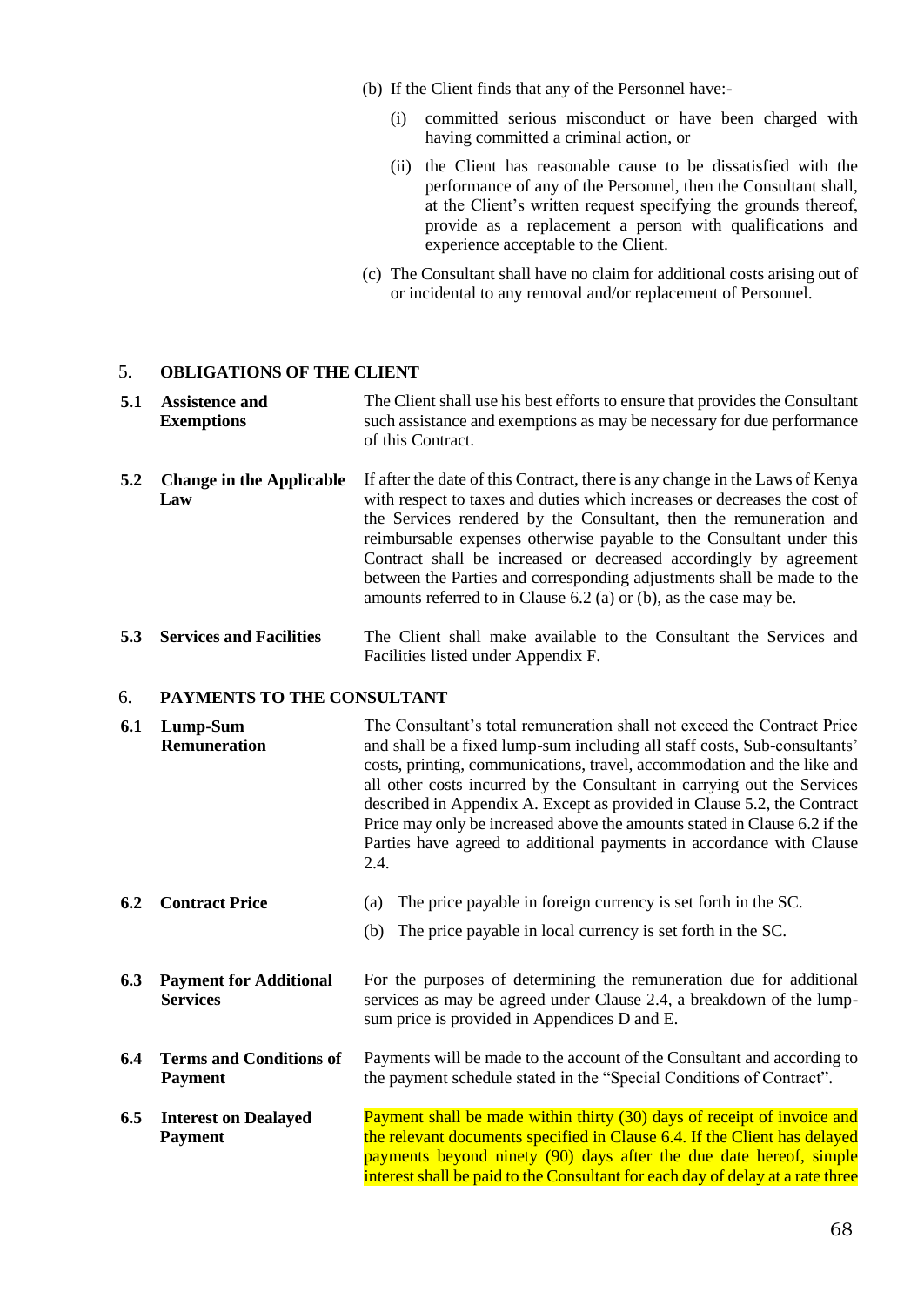(b) If the Client finds that any of the Personnel have:-

(i) committed serious misconduct or have been charged with having committed a criminal action, or

(ii) the Client has reasonable cause to be dissatisfied with the performance of any of the Personnel, then the Consultant shall, at the Client's written request specifying the grounds thereof, provide as a replacement a person with qualifications and experience acceptable to the Client.

(c) The Consultant shall have no claim for additional costs arising out of or incidental to any removal and/or replacement of Personnel.

## 5. OBLIGATIONS OF THE CLIENT

**5.1 Assistence and Exemptions**

The Client shall use his best efforts to ensure that provides the Consultant such assistance and exemptions as may be necessary for due performance of this Contract.

**5.2 Change in the Applicable Law**

If after the date of this Contract, there is any change in the Laws of Kenya with respect to taxes and duties which increases or decreases the cost of the Services rendered by the Consultant, then the remuneration and reimbursable expenses otherwise payable to the Consultant under this Contract shall be increased or decreased accordingly by agreement between the Parties and corresponding adjustments shall be made to the amounts referred to in Clause 6.2 (a) or (b), as the case may be.

**5.3 Services and Facilities**

The Client shall make available to the Consultant the Services and Facilities listed under Appendix F.

## 6. PAYMENTS TO THE CONSULTANT

**6.1 Lump-Sum Remuneration**

The Consultant's total remuneration shall not exceed the Contract Price and shall be a fixed lump-sum including all staff costs, Sub-consultants' costs, printing, communications, travel, accommodation and the like and all other costs incurred by the Consultant in carrying out the Services described in Appendix A. Except as provided in Clause 5.2, the Contract Price may only be increased above the amounts stated in Clause 6.2 if the Parties have agreed to additional payments in accordance with Clause 2.4.

**6.2 Contract Price**

(a) The price payable in foreign currency is set forth in the SC.

(b) The price payable in local currency is set forth in the SC.

**6.3 Payment for Additional Services**

For the purposes of determining the remuneration due for additional services as may be agreed under Clause 2.4, a breakdown of the lump-sum price is provided in Appendices D and E.

**6.4 Terms and Conditions of Payment**

Payments will be made to the account of the Consultant and according to the payment schedule stated in the "Special Conditions of Contract".

**6.5 Interest on Dealayed Payment**

Payment shall be made within thirty (30) days of receipt of invoice and the relevant documents specified in Clause 6.4. If the Client has delayed payments beyond ninety (90) days after the due date hereof, simple interest shall be paid to the Consultant for each day of delay at a rate three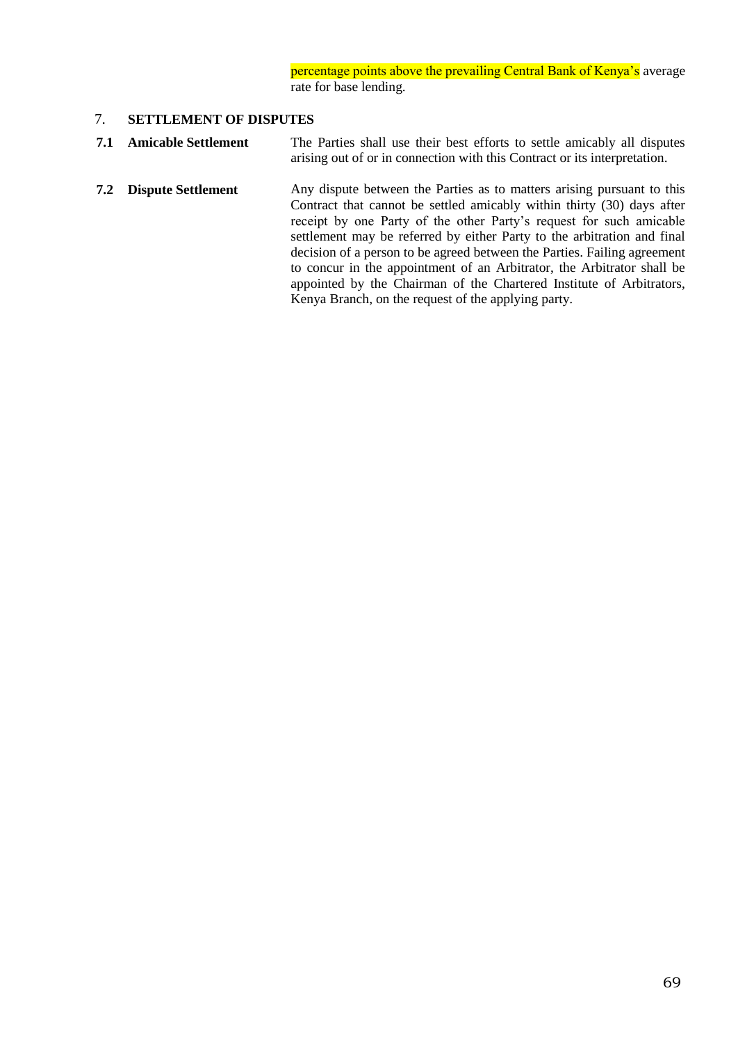percentage points above the prevailing Central Bank of Kenya's average rate for base lending.

## 7. SETTLEMENT OF DISPUTES

**7.1 Amicable Settlement**

The Parties shall use their best efforts to settle amicably all disputes arising out of or in connection with this Contract or its interpretation.

**7.2 Dispute Settlement**

Any dispute between the Parties as to matters arising pursuant to this Contract that cannot be settled amicably within thirty (30) days after receipt by one Party of the other Party's request for such amicable settlement may be referred by either Party to the arbitration and final decision of a person to be agreed between the Parties. Failing agreement to concur in the appointment of an Arbitrator, the Arbitrator shall be appointed by the Chairman of the Chartered Institute of Arbitrators, Kenya Branch, on the request of the applying party.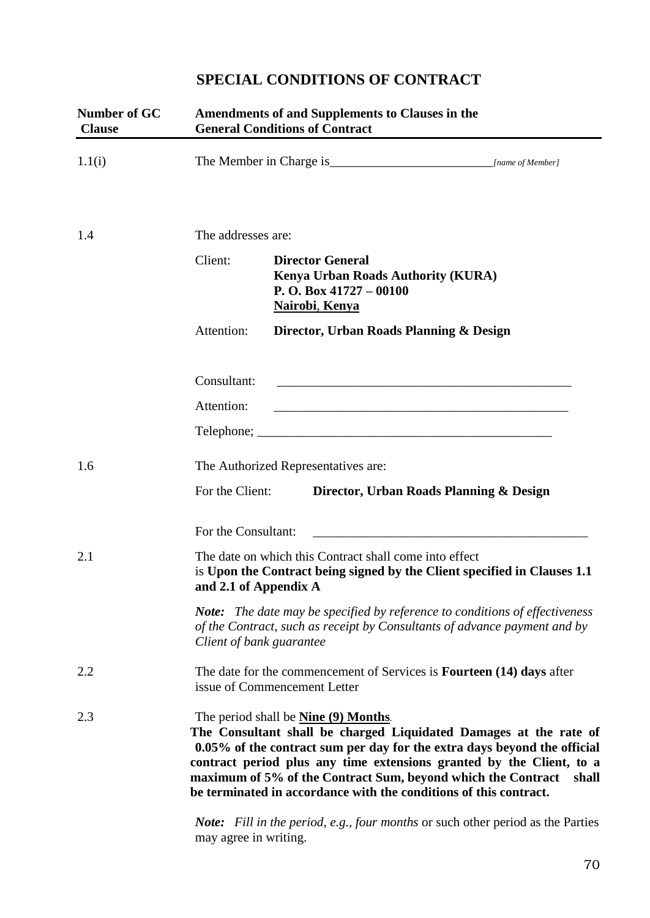# SPECIAL CONDITIONS OF CONTRACT

| Number of GC Clause | Amendments of and Supplements to Clauses in the General Conditions of Contract |
|---|---|
| 1.1(i) | The Member in Charge is_________________________ *[name of Member]* |
| 1.4 | The addresses are:<br><br>Client: **Director General**<br>**Kenya Urban Roads Authority (KURA)**<br>**P. O. Box 41727 – 00100**<br>**<u>Nairobi</u>, <u>Kenya</u>**<br><br>Attention: **Director, Urban Roads Planning & Design**<br><br>Consultant: _______________________________________________<br><br>Attention: _______________________________________________<br><br>Telephone; _______________________________________________ |
| 1.6 | The Authorized Representatives are:<br><br>For the Client: **Director, Urban Roads Planning & Design**<br><br>For the Consultant: ___________________________________________ |
| 2.1 | The date on which this Contract shall come into effect is **Upon the Contract being signed by the Client specified in Clauses 1.1 and 2.1 of Appendix A**<br><br>***Note:*** *The date may be specified by reference to conditions of effectiveness of the Contract, such as receipt by Consultants of advance payment and by Client of bank guarantee* |
| 2.2 | The date for the commencement of Services is **Fourteen (14) days** after issue of Commencement Letter |
| 2.3 | The period shall be **<u>Nine (9) Months</u>**.<br>**The Consultant shall be charged Liquidated Damages at the rate of 0.05% of the contract sum per day for the extra days beyond the official contract period plus any time extensions granted by the Client, to a maximum of 5% of the Contract Sum, beyond which the Contract shall be terminated in accordance with the conditions of this contract.**<br><br>***Note:*** *Fill in the period, e.g., four months* or such other period as the Parties may agree in writing. |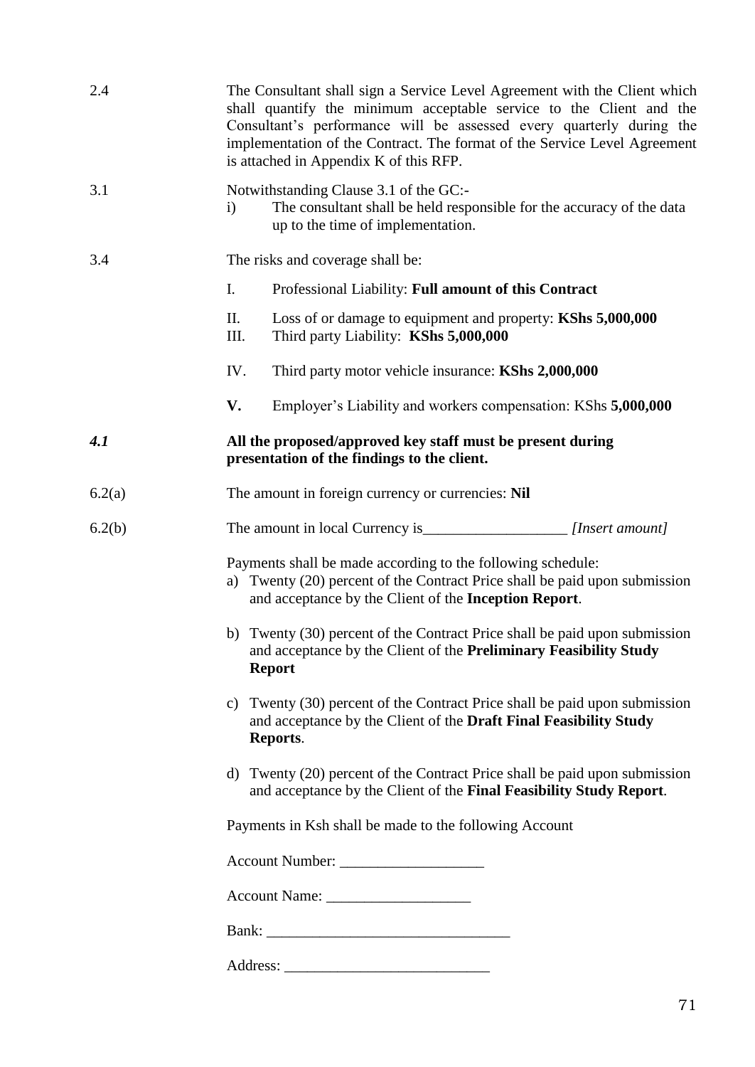| | |
|---|---|
| 2.4 | The Consultant shall sign a Service Level Agreement with the Client which shall quantify the minimum acceptable service to the Client and the Consultant's performance will be assessed every quarterly during the implementation of the Contract. The format of the Service Level Agreement is attached in Appendix K of this RFP. |
| 3.1 | Notwithstanding Clause 3.1 of the GC:-<br>i) The consultant shall be held responsible for the accuracy of the data up to the time of implementation. |
| 3.4 | The risks and coverage shall be:<br>I. Professional Liability: **Full amount of this Contract**<br>II. Loss of or damage to equipment and property: **KShs 5,000,000**<br>III. Third party Liability: **KShs 5,000,000**<br>IV. Third party motor vehicle insurance: **KShs 2,000,000**<br>**V.** Employer's Liability and workers compensation: KShs **5,000,000** |
| ***4.1*** | **All the proposed/approved key staff must be present during presentation of the findings to the client.** |
| 6.2(a) | The amount in foreign currency or currencies: **Nil** |
| 6.2(b) | The amount in local Currency is___________________ *[Insert amount]* |

Payments shall be made according to the following schedule:

a) Twenty (20) percent of the Contract Price shall be paid upon submission and acceptance by the Client of the **Inception Report**.

b) Twenty (30) percent of the Contract Price shall be paid upon submission and acceptance by the Client of the **Preliminary Feasibility Study Report**

c) Twenty (30) percent of the Contract Price shall be paid upon submission and acceptance by the Client of the **Draft Final Feasibility Study Reports**.

d) Twenty (20) percent of the Contract Price shall be paid upon submission and acceptance by the Client of the **Final Feasibility Study Report**.

Payments in Ksh shall be made to the following Account

Account Number: ___________________

Account Name: ___________________

Bank: ________________________________

Address: ___________________________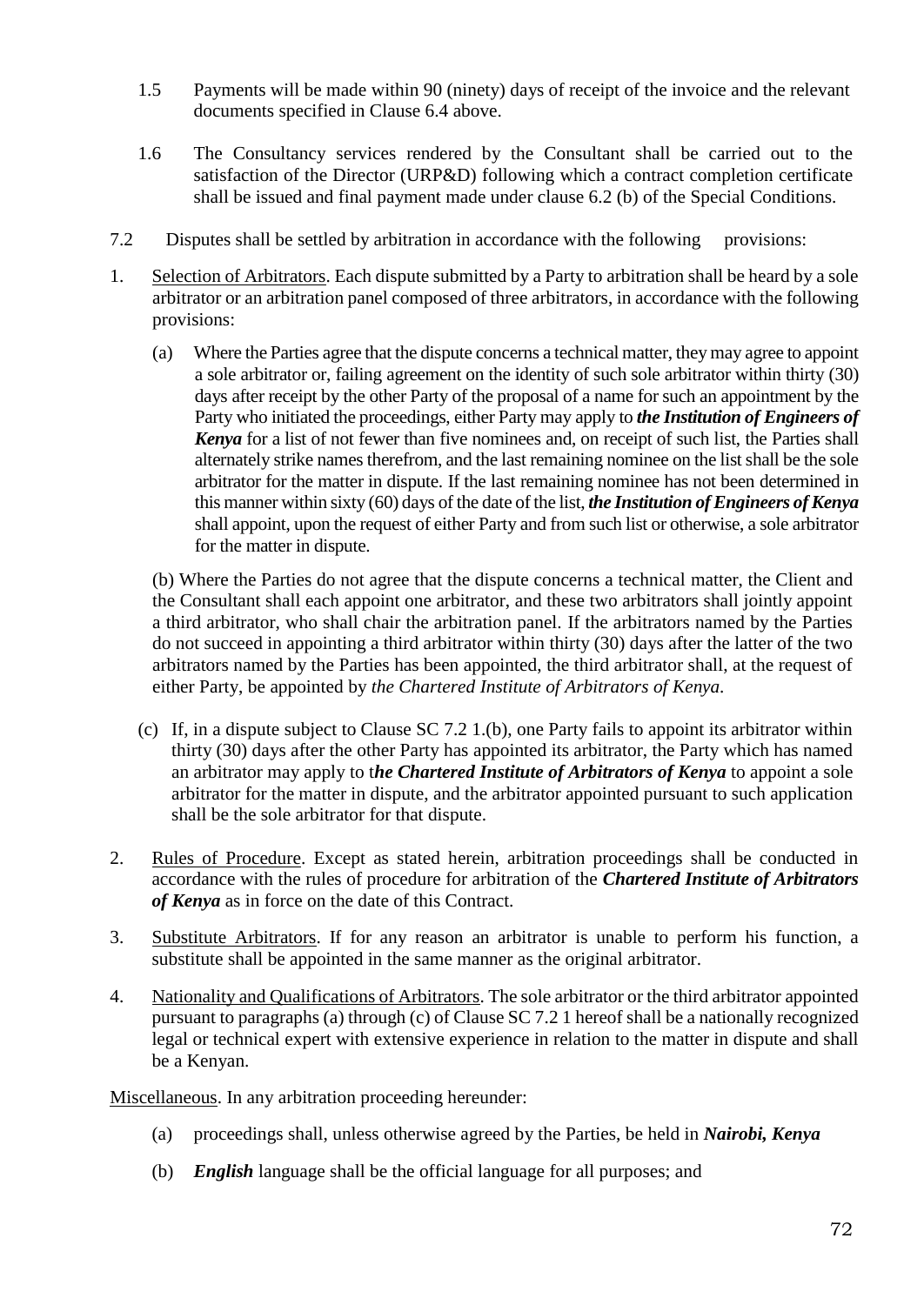1.5 Payments will be made within 90 (ninety) days of receipt of the invoice and the relevant documents specified in Clause 6.4 above.

1.6 The Consultancy services rendered by the Consultant shall be carried out to the satisfaction of the Director (URP&D) following which a contract completion certificate shall be issued and final payment made under clause 6.2 (b) of the Special Conditions.

7.2 Disputes shall be settled by arbitration in accordance with the following provisions:

1. Selection of Arbitrators. Each dispute submitted by a Party to arbitration shall be heard by a sole arbitrator or an arbitration panel composed of three arbitrators, in accordance with the following provisions:

   (a) Where the Parties agree that the dispute concerns a technical matter, they may agree to appoint a sole arbitrator or, failing agreement on the identity of such sole arbitrator within thirty (30) days after receipt by the other Party of the proposal of a name for such an appointment by the Party who initiated the proceedings, either Party may apply to ***the Institution of Engineers of Kenya*** for a list of not fewer than five nominees and, on receipt of such list, the Parties shall alternately strike names therefrom, and the last remaining nominee on the list shall be the sole arbitrator for the matter in dispute. If the last remaining nominee has not been determined in this manner within sixty (60) days of the date of the list, ***the Institution of Engineers of Kenya*** shall appoint, upon the request of either Party and from such list or otherwise, a sole arbitrator for the matter in dispute.

   (b) Where the Parties do not agree that the dispute concerns a technical matter, the Client and the Consultant shall each appoint one arbitrator, and these two arbitrators shall jointly appoint a third arbitrator, who shall chair the arbitration panel. If the arbitrators named by the Parties do not succeed in appointing a third arbitrator within thirty (30) days after the latter of the two arbitrators named by the Parties has been appointed, the third arbitrator shall, at the request of either Party, be appointed by *the Chartered Institute of Arbitrators of Kenya*.

   (c) If, in a dispute subject to Clause SC 7.2 1.(b), one Party fails to appoint its arbitrator within thirty (30) days after the other Party has appointed its arbitrator, the Party which has named an arbitrator may apply to t***he Chartered Institute of Arbitrators of Kenya*** to appoint a sole arbitrator for the matter in dispute, and the arbitrator appointed pursuant to such application shall be the sole arbitrator for that dispute.

2. Rules of Procedure. Except as stated herein, arbitration proceedings shall be conducted in accordance with the rules of procedure for arbitration of the ***Chartered Institute of Arbitrators of Kenya*** as in force on the date of this Contract.

3. Substitute Arbitrators. If for any reason an arbitrator is unable to perform his function, a substitute shall be appointed in the same manner as the original arbitrator.

4. Nationality and Qualifications of Arbitrators. The sole arbitrator or the third arbitrator appointed pursuant to paragraphs (a) through (c) of Clause SC 7.2 1 hereof shall be a nationally recognized legal or technical expert with extensive experience in relation to the matter in dispute and shall be a Kenyan.

Miscellaneous. In any arbitration proceeding hereunder:

   (a) proceedings shall, unless otherwise agreed by the Parties, be held in ***Nairobi, Kenya***

   (b) ***English*** language shall be the official language for all purposes; and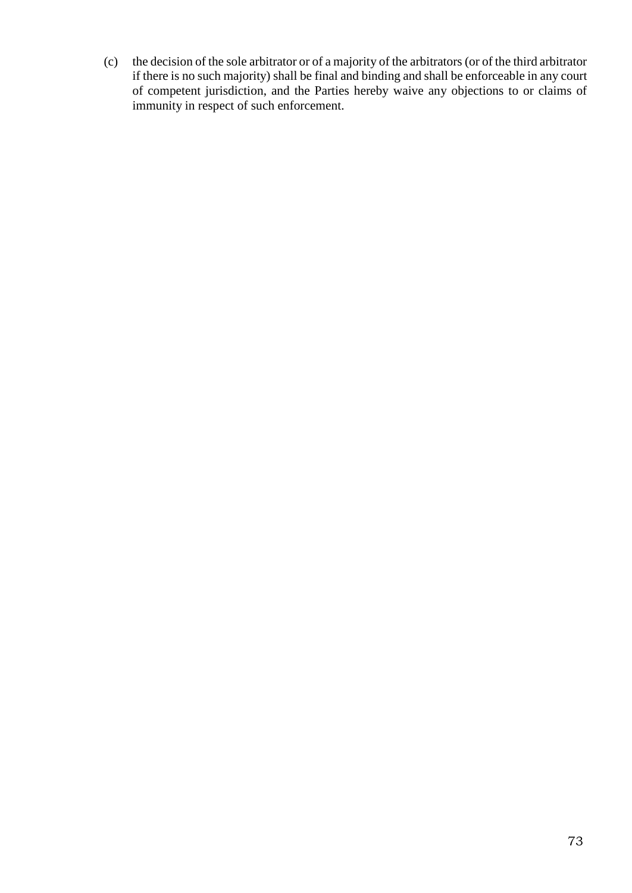(c) the decision of the sole arbitrator or of a majority of the arbitrators (or of the third arbitrator if there is no such majority) shall be final and binding and shall be enforceable in any court of competent jurisdiction, and the Parties hereby waive any objections to or claims of immunity in respect of such enforcement.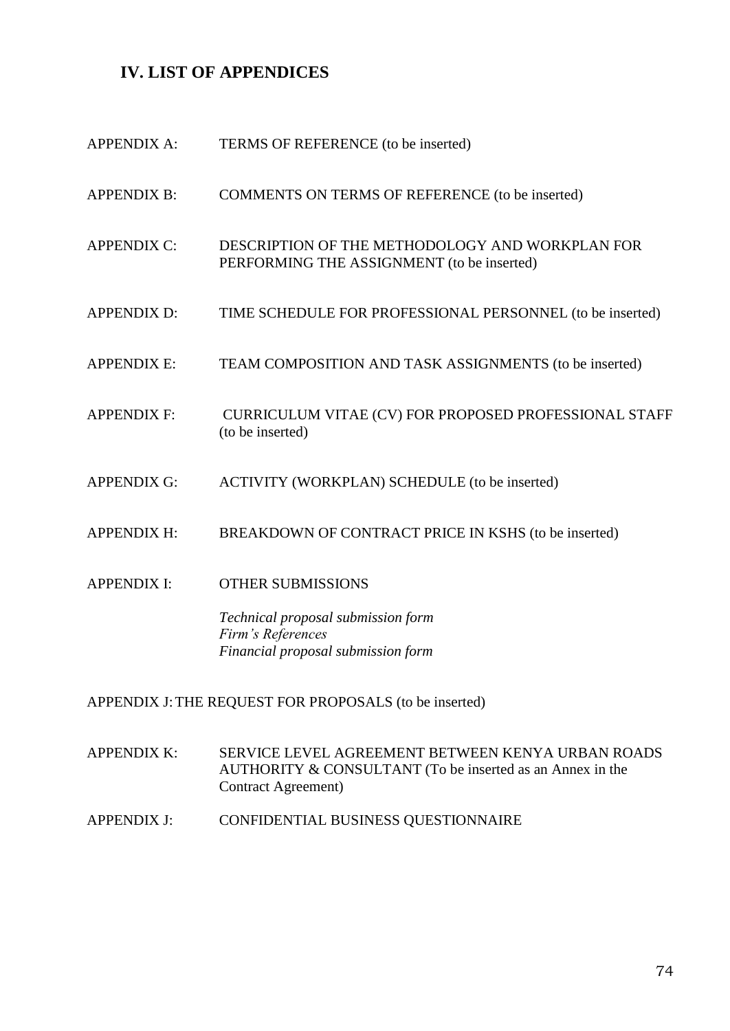## IV. LIST OF APPENDICES

APPENDIX A: TERMS OF REFERENCE (to be inserted)

APPENDIX B: COMMENTS ON TERMS OF REFERENCE (to be inserted)

APPENDIX C: DESCRIPTION OF THE METHODOLOGY AND WORKPLAN FOR PERFORMING THE ASSIGNMENT (to be inserted)

APPENDIX D: TIME SCHEDULE FOR PROFESSIONAL PERSONNEL (to be inserted)

APPENDIX E: TEAM COMPOSITION AND TASK ASSIGNMENTS (to be inserted)

APPENDIX F: CURRICULUM VITAE (CV) FOR PROPOSED PROFESSIONAL STAFF (to be inserted)

APPENDIX G: ACTIVITY (WORKPLAN) SCHEDULE (to be inserted)

APPENDIX H: BREAKDOWN OF CONTRACT PRICE IN KSHS (to be inserted)

APPENDIX I: OTHER SUBMISSIONS

*Technical proposal submission form*
*Firm's References*
*Financial proposal submission form*

APPENDIX J: THE REQUEST FOR PROPOSALS (to be inserted)

APPENDIX K: SERVICE LEVEL AGREEMENT BETWEEN KENYA URBAN ROADS AUTHORITY & CONSULTANT (To be inserted as an Annex in the Contract Agreement)

APPENDIX J: CONFIDENTIAL BUSINESS QUESTIONNAIRE